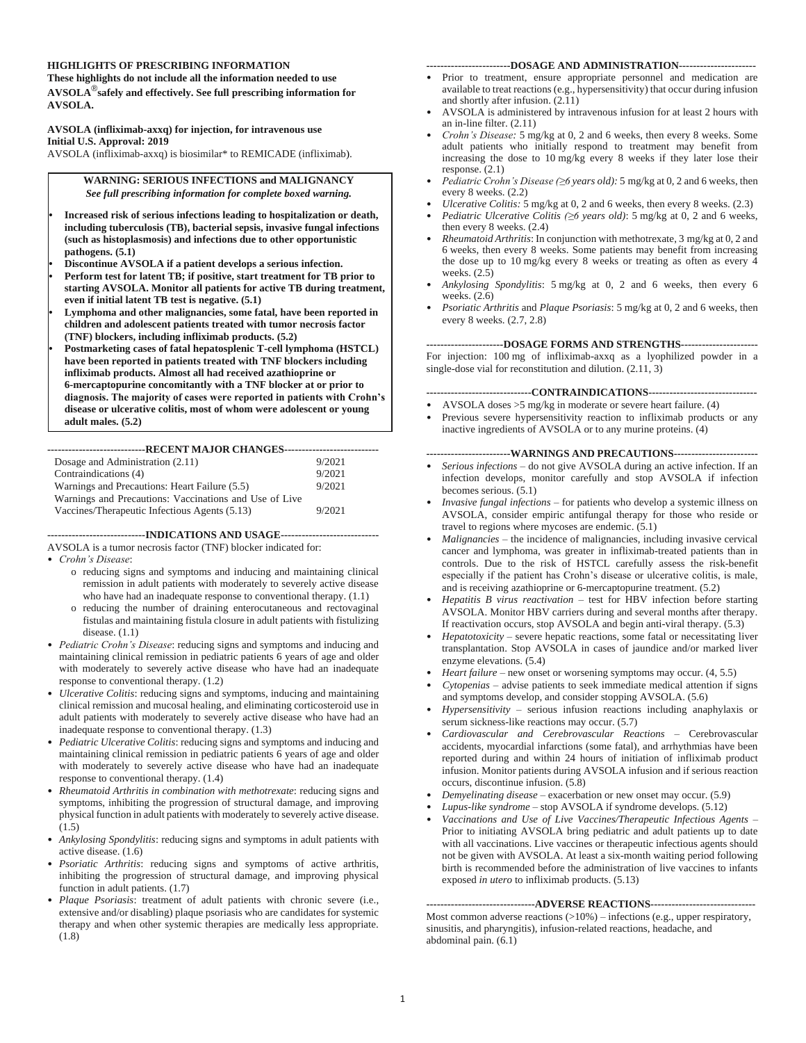**HIGHLIGHTS OF PRESCRIBING INFORMATION**
**These highlights do not include all the information needed to use AVSOLA®safely and effectively. See full prescribing information for AVSOLA.**

**AVSOLA (infliximab-axxq) for injection, for intravenous use**
**Initial U.S. Approval: 2019**
AVSOLA (infliximab-axxq) is biosimilar* to REMICADE (infliximab).

**WARNING: SERIOUS INFECTIONS and MALIGNANCY**
***See full prescribing information for complete boxed warning.***

- **Increased risk of serious infections leading to hospitalization or death, including tuberculosis (TB), bacterial sepsis, invasive fungal infections (such as histoplasmosis) and infections due to other opportunistic pathogens. (5.1)**
- **Discontinue AVSOLA if a patient develops a serious infection.**
- **Perform test for latent TB; if positive, start treatment for TB prior to starting AVSOLA. Monitor all patients for active TB during treatment, even if initial latent TB test is negative. (5.1)**
- **Lymphoma and other malignancies, some fatal, have been reported in children and adolescent patients treated with tumor necrosis factor (TNF) blockers, including infliximab products. (5.2)**
- **Postmarketing cases of fatal hepatosplenic T-cell lymphoma (HSTCL) have been reported in patients treated with TNF blockers including infliximab products. Almost all had received azathioprine or 6-mercaptopurine concomitantly with a TNF blocker at or prior to diagnosis. The majority of cases were reported in patients with Crohn's disease or ulcerative colitis, most of whom were adolescent or young adult males. (5.2)**

**----------------------------RECENT MAJOR CHANGES---------------------------**

| | |
|---|---|
| Dosage and Administration (2.11) | 9/2021 |
| Contraindications (4) | 9/2021 |
| Warnings and Precautions: Heart Failure (5.5) | 9/2021 |
| Warnings and Precautions: Vaccinations and Use of Live Vaccines/Therapeutic Infectious Agents (5.13) | 9/2021 |

**----------------------------INDICATIONS AND USAGE----------------------------**

AVSOLA is a tumor necrosis factor (TNF) blocker indicated for:

- *Crohn's Disease*:
  - o reducing signs and symptoms and inducing and maintaining clinical remission in adult patients with moderately to severely active disease who have had an inadequate response to conventional therapy. (1.1)
  - o reducing the number of draining enterocutaneous and rectovaginal fistulas and maintaining fistula closure in adult patients with fistulizing disease. (1.1)
- *Pediatric Crohn's Disease*: reducing signs and symptoms and inducing and maintaining clinical remission in pediatric patients 6 years of age and older with moderately to severely active disease who have had an inadequate response to conventional therapy. (1.2)
- *Ulcerative Colitis*: reducing signs and symptoms, inducing and maintaining clinical remission and mucosal healing, and eliminating corticosteroid use in adult patients with moderately to severely active disease who have had an inadequate response to conventional therapy. (1.3)
- *Pediatric Ulcerative Colitis*: reducing signs and symptoms and inducing and maintaining clinical remission in pediatric patients 6 years of age and older with moderately to severely active disease who have had an inadequate response to conventional therapy. (1.4)
- *Rheumatoid Arthritis in combination with methotrexate*: reducing signs and symptoms, inhibiting the progression of structural damage, and improving physical function in adult patients with moderately to severely active disease. (1.5)
- *Ankylosing Spondylitis*: reducing signs and symptoms in adult patients with active disease. (1.6)
- *Psoriatic Arthritis*: reducing signs and symptoms of active arthritis, inhibiting the progression of structural damage, and improving physical function in adult patients. (1.7)
- *Plaque Psoriasis*: treatment of adult patients with chronic severe (i.e., extensive and/or disabling) plaque psoriasis who are candidates for systemic therapy and when other systemic therapies are medically less appropriate. (1.8)

**------------------------DOSAGE AND ADMINISTRATION----------------------**

- Prior to treatment, ensure appropriate personnel and medication are available to treat reactions (e.g., hypersensitivity) that occur during infusion and shortly after infusion. (2.11)
- AVSOLA is administered by intravenous infusion for at least 2 hours with an in-line filter. (2.11)
- *Crohn's Disease:* 5 mg/kg at 0, 2 and 6 weeks, then every 8 weeks. Some adult patients who initially respond to treatment may benefit from increasing the dose to 10 mg/kg every 8 weeks if they later lose their response. (2.1)
- *Pediatric Crohn's Disease (≥6 years old):* 5 mg/kg at 0, 2 and 6 weeks, then every 8 weeks. (2.2)
- *Ulcerative Colitis:* 5 mg/kg at 0, 2 and 6 weeks, then every 8 weeks. (2.3)
- *Pediatric Ulcerative Colitis (≥6 years old)*: 5 mg/kg at 0, 2 and 6 weeks, then every 8 weeks. (2.4)
- *Rheumatoid Arthritis*: In conjunction with methotrexate, 3 mg/kg at 0, 2 and 6 weeks, then every 8 weeks. Some patients may benefit from increasing the dose up to 10 mg/kg every 8 weeks or treating as often as every 4 weeks. (2.5)
- *Ankylosing Spondylitis*: 5 mg/kg at 0, 2 and 6 weeks, then every 6 weeks. (2.6)
- *Psoriatic Arthritis* and *Plaque Psoriasis*: 5 mg/kg at 0, 2 and 6 weeks, then every 8 weeks. (2.7, 2.8)

**----------------------DOSAGE FORMS AND STRENGTHS----------------------**

For injection: 100 mg of infliximab-axxq as a lyophilized powder in a single-dose vial for reconstitution and dilution. (2.11, 3)

**------------------------------CONTRAINDICATIONS-------------------------------**

- AVSOLA doses >5 mg/kg in moderate or severe heart failure. (4)
- Previous severe hypersensitivity reaction to infliximab products or any inactive ingredients of AVSOLA or to any murine proteins. (4)

**------------------------WARNINGS AND PRECAUTIONS------------------------**

- *Serious infections* – do not give AVSOLA during an active infection. If an infection develops, monitor carefully and stop AVSOLA if infection becomes serious. (5.1)
- *Invasive fungal infections* – for patients who develop a systemic illness on AVSOLA, consider empiric antifungal therapy for those who reside or travel to regions where mycoses are endemic. (5.1)
- *Malignancies* – the incidence of malignancies, including invasive cervical cancer and lymphoma, was greater in infliximab-treated patients than in controls. Due to the risk of HSTCL carefully assess the risk-benefit especially if the patient has Crohn's disease or ulcerative colitis, is male, and is receiving azathioprine or 6-mercaptopurine treatment. (5.2)
- *Hepatitis B virus reactivation* – test for HBV infection before starting AVSOLA. Monitor HBV carriers during and several months after therapy. If reactivation occurs, stop AVSOLA and begin anti-viral therapy. (5.3)
- *Hepatotoxicity* – severe hepatic reactions, some fatal or necessitating liver transplantation. Stop AVSOLA in cases of jaundice and/or marked liver enzyme elevations. (5.4)
- *Heart failure* – new onset or worsening symptoms may occur. (4, 5.5)
- *Cytopenias* – advise patients to seek immediate medical attention if signs and symptoms develop, and consider stopping AVSOLA. (5.6)
- *Hypersensitivity* – serious infusion reactions including anaphylaxis or serum sickness-like reactions may occur. (5.7)
- *Cardiovascular and Cerebrovascular Reactions* – Cerebrovascular accidents, myocardial infarctions (some fatal), and arrhythmias have been reported during and within 24 hours of initiation of infliximab product infusion. Monitor patients during AVSOLA infusion and if serious reaction occurs, discontinue infusion. (5.8)
- *Demyelinating disease* – exacerbation or new onset may occur. (5.9)
- *Lupus-like syndrome* – stop AVSOLA if syndrome develops. (5.12)
- *Vaccinations and Use of Live Vaccines/Therapeutic Infectious Agents* – Prior to initiating AVSOLA bring pediatric and adult patients up to date with all vaccinations. Live vaccines or therapeutic infectious agents should not be given with AVSOLA. At least a six-month waiting period following birth is recommended before the administration of live vaccines to infants exposed *in utero* to infliximab products. (5.13)

**-------------------------------ADVERSE REACTIONS------------------------------**

Most common adverse reactions (>10%) – infections (e.g., upper respiratory, sinusitis, and pharyngitis), infusion-related reactions, headache, and abdominal pain. (6.1)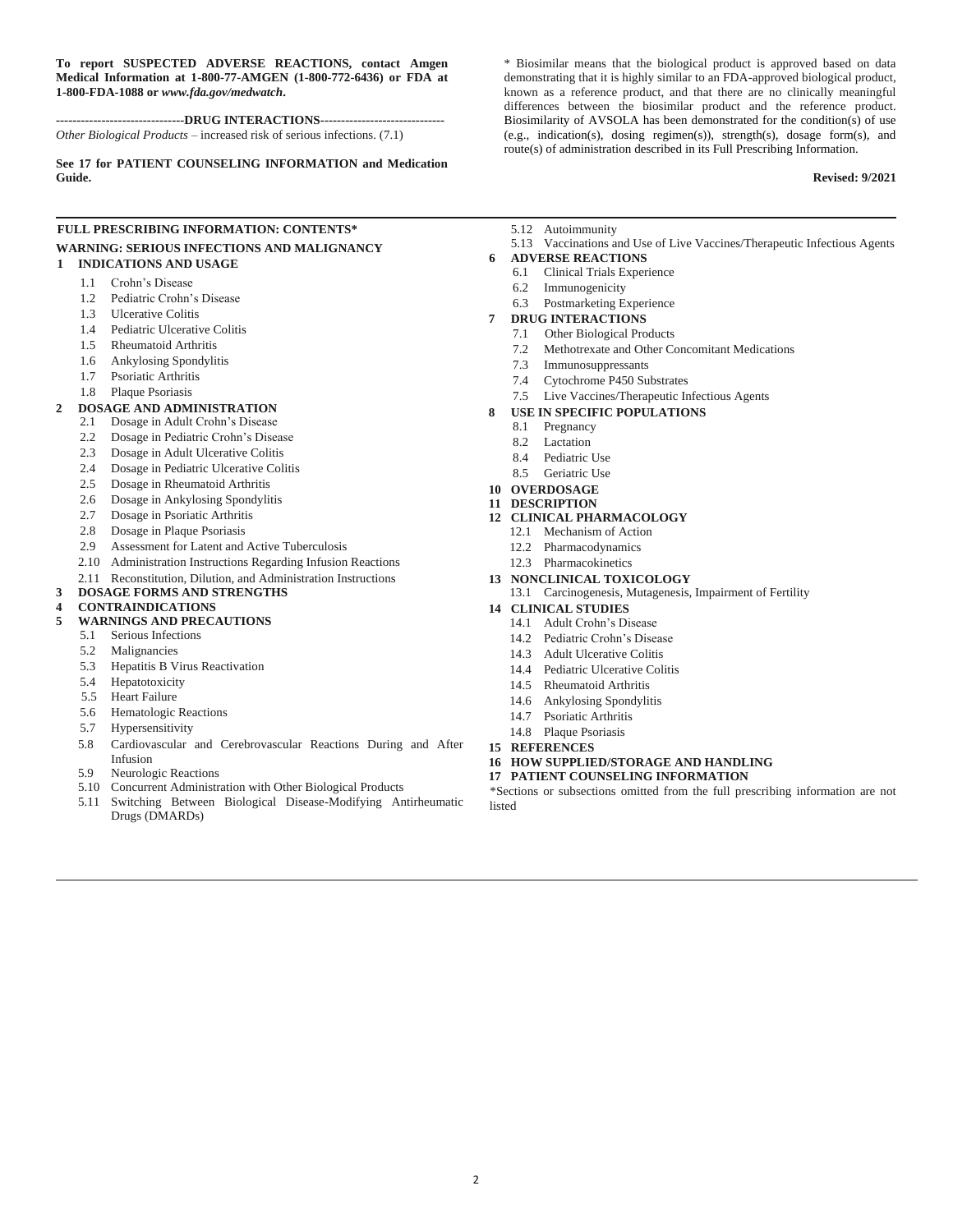**To report SUSPECTED ADVERSE REACTIONS, contact Amgen Medical Information at 1-800-77-AMGEN (1-800-772-6436) or FDA at 1-800-FDA-1088 or *www.fda.gov/medwatch*.**

**-------------------------------DRUG INTERACTIONS------------------------------**

*Other Biological Products* – increased risk of serious infections. (7.1)

**See 17 for PATIENT COUNSELING INFORMATION and Medication Guide.**

\* Biosimilar means that the biological product is approved based on data demonstrating that it is highly similar to an FDA-approved biological product, known as a reference product, and that there are no clinically meaningful differences between the biosimilar product and the reference product. Biosimilarity of AVSOLA has been demonstrated for the condition(s) of use (e.g., indication(s), dosing regimen(s)), strength(s), dosage form(s), and route(s) of administration described in its Full Prescribing Information.

**Revised: 9/2021**

---

**FULL PRESCRIBING INFORMATION: CONTENTS***

**WARNING: SERIOUS INFECTIONS AND MALIGNANCY**

**1 INDICATIONS AND USAGE**
- 1.1 Crohn's Disease
- 1.2 Pediatric Crohn's Disease
- 1.3 Ulcerative Colitis
- 1.4 Pediatric Ulcerative Colitis
- 1.5 Rheumatoid Arthritis
- 1.6 Ankylosing Spondylitis
- 1.7 Psoriatic Arthritis
- 1.8 Plaque Psoriasis

**2 DOSAGE AND ADMINISTRATION**
- 2.1 Dosage in Adult Crohn's Disease
- 2.2 Dosage in Pediatric Crohn's Disease
- 2.3 Dosage in Adult Ulcerative Colitis
- 2.4 Dosage in Pediatric Ulcerative Colitis
- 2.5 Dosage in Rheumatoid Arthritis
- 2.6 Dosage in Ankylosing Spondylitis
- 2.7 Dosage in Psoriatic Arthritis
- 2.8 Dosage in Plaque Psoriasis
- 2.9 Assessment for Latent and Active Tuberculosis
- 2.10 Administration Instructions Regarding Infusion Reactions
- 2.11 Reconstitution, Dilution, and Administration Instructions

**3 DOSAGE FORMS AND STRENGTHS**

**4 CONTRAINDICATIONS**

**5 WARNINGS AND PRECAUTIONS**
- 5.1 Serious Infections
- 5.2 Malignancies
- 5.3 Hepatitis B Virus Reactivation
- 5.4 Hepatotoxicity
- 5.5 Heart Failure
- 5.6 Hematologic Reactions
- 5.7 Hypersensitivity
- 5.8 Cardiovascular and Cerebrovascular Reactions During and After Infusion
- 5.9 Neurologic Reactions
- 5.10 Concurrent Administration with Other Biological Products
- 5.11 Switching Between Biological Disease-Modifying Antirheumatic Drugs (DMARDs)
- 5.12 Autoimmunity
- 5.13 Vaccinations and Use of Live Vaccines/Therapeutic Infectious Agents

**6 ADVERSE REACTIONS**
- 6.1 Clinical Trials Experience
- 6.2 Immunogenicity
- 6.3 Postmarketing Experience

**7 DRUG INTERACTIONS**
- 7.1 Other Biological Products
- 7.2 Methotrexate and Other Concomitant Medications
- 7.3 Immunosuppressants
- 7.4 Cytochrome P450 Substrates
- 7.5 Live Vaccines/Therapeutic Infectious Agents

**8 USE IN SPECIFIC POPULATIONS**
- 8.1 Pregnancy
- 8.2 Lactation
- 8.4 Pediatric Use
- 8.5 Geriatric Use

**10 OVERDOSAGE**

**11 DESCRIPTION**

**12 CLINICAL PHARMACOLOGY**
- 12.1 Mechanism of Action
- 12.2 Pharmacodynamics
- 12.3 Pharmacokinetics

**13 NONCLINICAL TOXICOLOGY**
- 13.1 Carcinogenesis, Mutagenesis, Impairment of Fertility

**14 CLINICAL STUDIES**
- 14.1 Adult Crohn's Disease
- 14.2 Pediatric Crohn's Disease
- 14.3 Adult Ulcerative Colitis
- 14.4 Pediatric Ulcerative Colitis
- 14.5 Rheumatoid Arthritis
- 14.6 Ankylosing Spondylitis
- 14.7 Psoriatic Arthritis
- 14.8 Plaque Psoriasis

**15 REFERENCES**

**16 HOW SUPPLIED/STORAGE AND HANDLING**

**17 PATIENT COUNSELING INFORMATION**

*Sections or subsections omitted from the full prescribing information are not listed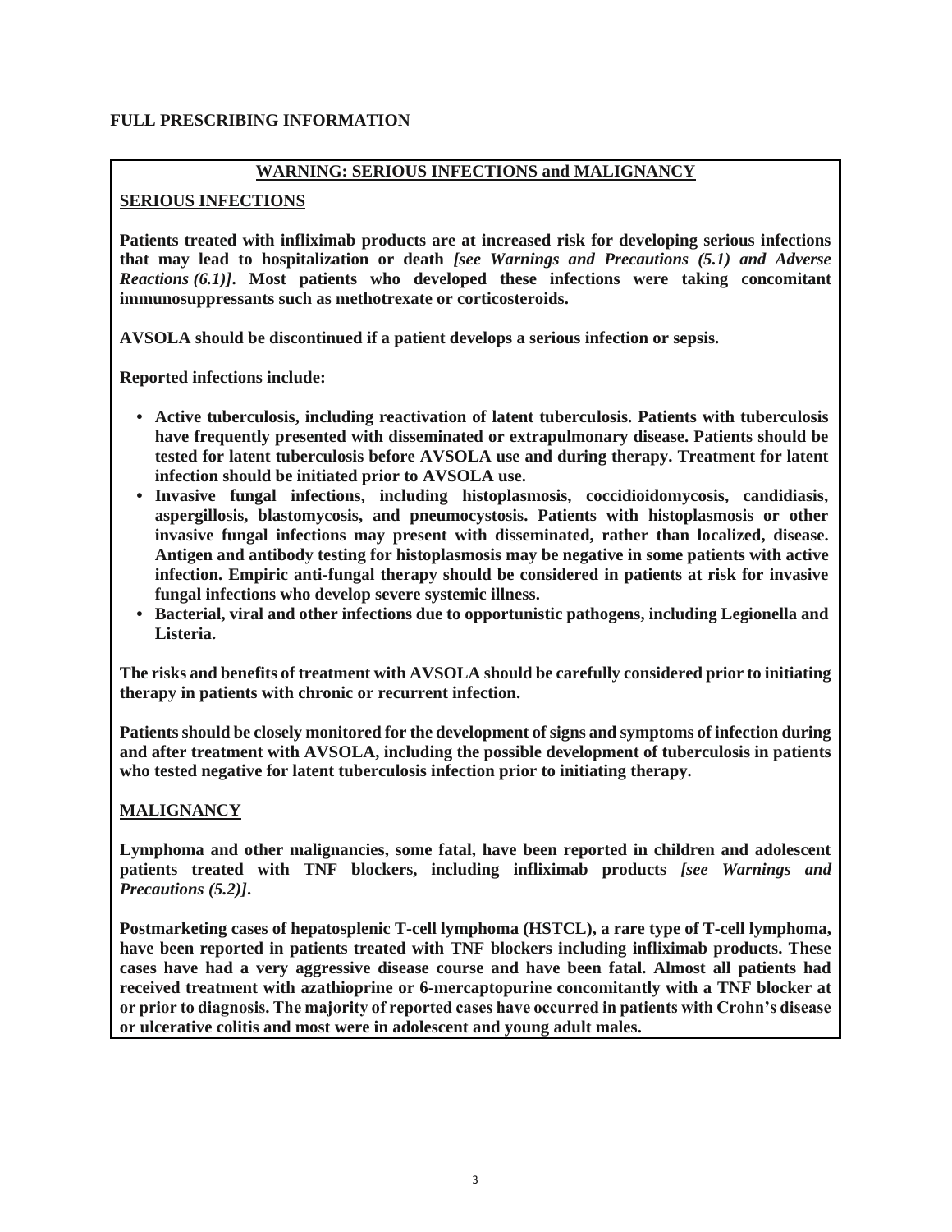# FULL PRESCRIBING INFORMATION

## WARNING: SERIOUS INFECTIONS and MALIGNANCY

### SERIOUS INFECTIONS

**Patients treated with infliximab products are at increased risk for developing serious infections that may lead to hospitalization or death *[see Warnings and Precautions (5.1) and Adverse Reactions (6.1)]*. Most patients who developed these infections were taking concomitant immunosuppressants such as methotrexate or corticosteroids.**

**AVSOLA should be discontinued if a patient develops a serious infection or sepsis.**

**Reported infections include:**

- **Active tuberculosis, including reactivation of latent tuberculosis. Patients with tuberculosis have frequently presented with disseminated or extrapulmonary disease. Patients should be tested for latent tuberculosis before AVSOLA use and during therapy. Treatment for latent infection should be initiated prior to AVSOLA use.**
- **Invasive fungal infections, including histoplasmosis, coccidioidomycosis, candidiasis, aspergillosis, blastomycosis, and pneumocystosis. Patients with histoplasmosis or other invasive fungal infections may present with disseminated, rather than localized, disease. Antigen and antibody testing for histoplasmosis may be negative in some patients with active infection. Empiric anti-fungal therapy should be considered in patients at risk for invasive fungal infections who develop severe systemic illness.**
- **Bacterial, viral and other infections due to opportunistic pathogens, including Legionella and Listeria.**

**The risks and benefits of treatment with AVSOLA should be carefully considered prior to initiating therapy in patients with chronic or recurrent infection.**

**Patients should be closely monitored for the development of signs and symptoms of infection during and after treatment with AVSOLA, including the possible development of tuberculosis in patients who tested negative for latent tuberculosis infection prior to initiating therapy.**

### MALIGNANCY

**Lymphoma and other malignancies, some fatal, have been reported in children and adolescent patients treated with TNF blockers, including infliximab products *[see Warnings and Precautions (5.2)]*.**

**Postmarketing cases of hepatosplenic T-cell lymphoma (HSTCL), a rare type of T-cell lymphoma, have been reported in patients treated with TNF blockers including infliximab products. These cases have had a very aggressive disease course and have been fatal. Almost all patients had received treatment with azathioprine or 6-mercaptopurine concomitantly with a TNF blocker at or prior to diagnosis. The majority of reported cases have occurred in patients with Crohn's disease or ulcerative colitis and most were in adolescent and young adult males.**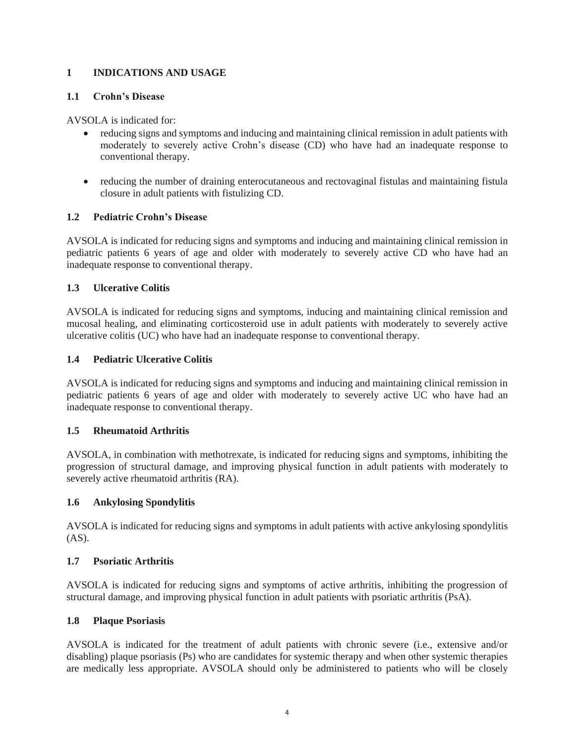# 1 INDICATIONS AND USAGE

## 1.1 Crohn's Disease

AVSOLA is indicated for:

- reducing signs and symptoms and inducing and maintaining clinical remission in adult patients with moderately to severely active Crohn's disease (CD) who have had an inadequate response to conventional therapy.
- reducing the number of draining enterocutaneous and rectovaginal fistulas and maintaining fistula closure in adult patients with fistulizing CD.

## 1.2 Pediatric Crohn's Disease

AVSOLA is indicated for reducing signs and symptoms and inducing and maintaining clinical remission in pediatric patients 6 years of age and older with moderately to severely active CD who have had an inadequate response to conventional therapy.

## 1.3 Ulcerative Colitis

AVSOLA is indicated for reducing signs and symptoms, inducing and maintaining clinical remission and mucosal healing, and eliminating corticosteroid use in adult patients with moderately to severely active ulcerative colitis (UC) who have had an inadequate response to conventional therapy.

## 1.4 Pediatric Ulcerative Colitis

AVSOLA is indicated for reducing signs and symptoms and inducing and maintaining clinical remission in pediatric patients 6 years of age and older with moderately to severely active UC who have had an inadequate response to conventional therapy.

## 1.5 Rheumatoid Arthritis

AVSOLA, in combination with methotrexate, is indicated for reducing signs and symptoms, inhibiting the progression of structural damage, and improving physical function in adult patients with moderately to severely active rheumatoid arthritis (RA).

## 1.6 Ankylosing Spondylitis

AVSOLA is indicated for reducing signs and symptoms in adult patients with active ankylosing spondylitis (AS).

## 1.7 Psoriatic Arthritis

AVSOLA is indicated for reducing signs and symptoms of active arthritis, inhibiting the progression of structural damage, and improving physical function in adult patients with psoriatic arthritis (PsA).

## 1.8 Plaque Psoriasis

AVSOLA is indicated for the treatment of adult patients with chronic severe (i.e., extensive and/or disabling) plaque psoriasis (Ps) who are candidates for systemic therapy and when other systemic therapies are medically less appropriate. AVSOLA should only be administered to patients who will be closely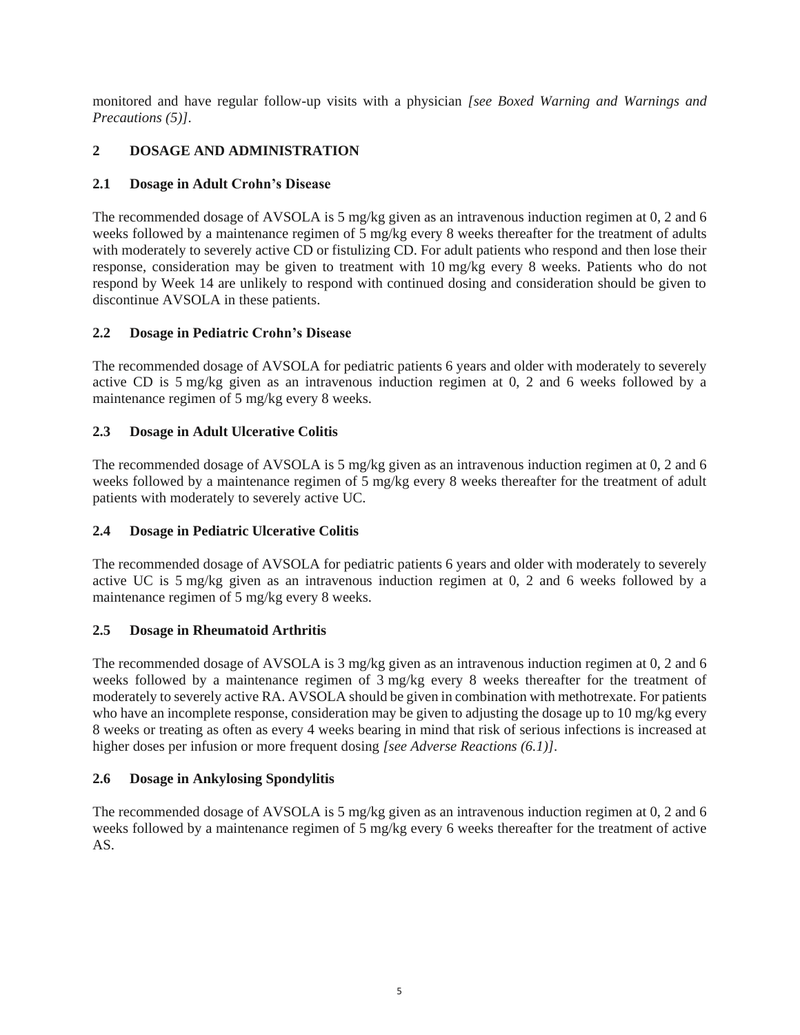monitored and have regular follow-up visits with a physician *[see Boxed Warning and Warnings and Precautions (5)]*.

## 2 DOSAGE AND ADMINISTRATION

### 2.1 Dosage in Adult Crohn's Disease

The recommended dosage of AVSOLA is 5 mg/kg given as an intravenous induction regimen at 0, 2 and 6 weeks followed by a maintenance regimen of 5 mg/kg every 8 weeks thereafter for the treatment of adults with moderately to severely active CD or fistulizing CD. For adult patients who respond and then lose their response, consideration may be given to treatment with 10 mg/kg every 8 weeks. Patients who do not respond by Week 14 are unlikely to respond with continued dosing and consideration should be given to discontinue AVSOLA in these patients.

### 2.2 Dosage in Pediatric Crohn's Disease

The recommended dosage of AVSOLA for pediatric patients 6 years and older with moderately to severely active CD is 5 mg/kg given as an intravenous induction regimen at 0, 2 and 6 weeks followed by a maintenance regimen of 5 mg/kg every 8 weeks.

### 2.3 Dosage in Adult Ulcerative Colitis

The recommended dosage of AVSOLA is 5 mg/kg given as an intravenous induction regimen at 0, 2 and 6 weeks followed by a maintenance regimen of 5 mg/kg every 8 weeks thereafter for the treatment of adult patients with moderately to severely active UC.

### 2.4 Dosage in Pediatric Ulcerative Colitis

The recommended dosage of AVSOLA for pediatric patients 6 years and older with moderately to severely active UC is 5 mg/kg given as an intravenous induction regimen at 0, 2 and 6 weeks followed by a maintenance regimen of 5 mg/kg every 8 weeks.

### 2.5 Dosage in Rheumatoid Arthritis

The recommended dosage of AVSOLA is 3 mg/kg given as an intravenous induction regimen at 0, 2 and 6 weeks followed by a maintenance regimen of 3 mg/kg every 8 weeks thereafter for the treatment of moderately to severely active RA. AVSOLA should be given in combination with methotrexate. For patients who have an incomplete response, consideration may be given to adjusting the dosage up to 10 mg/kg every 8 weeks or treating as often as every 4 weeks bearing in mind that risk of serious infections is increased at higher doses per infusion or more frequent dosing *[see Adverse Reactions (6.1)]*.

### 2.6 Dosage in Ankylosing Spondylitis

The recommended dosage of AVSOLA is 5 mg/kg given as an intravenous induction regimen at 0, 2 and 6 weeks followed by a maintenance regimen of 5 mg/kg every 6 weeks thereafter for the treatment of active AS.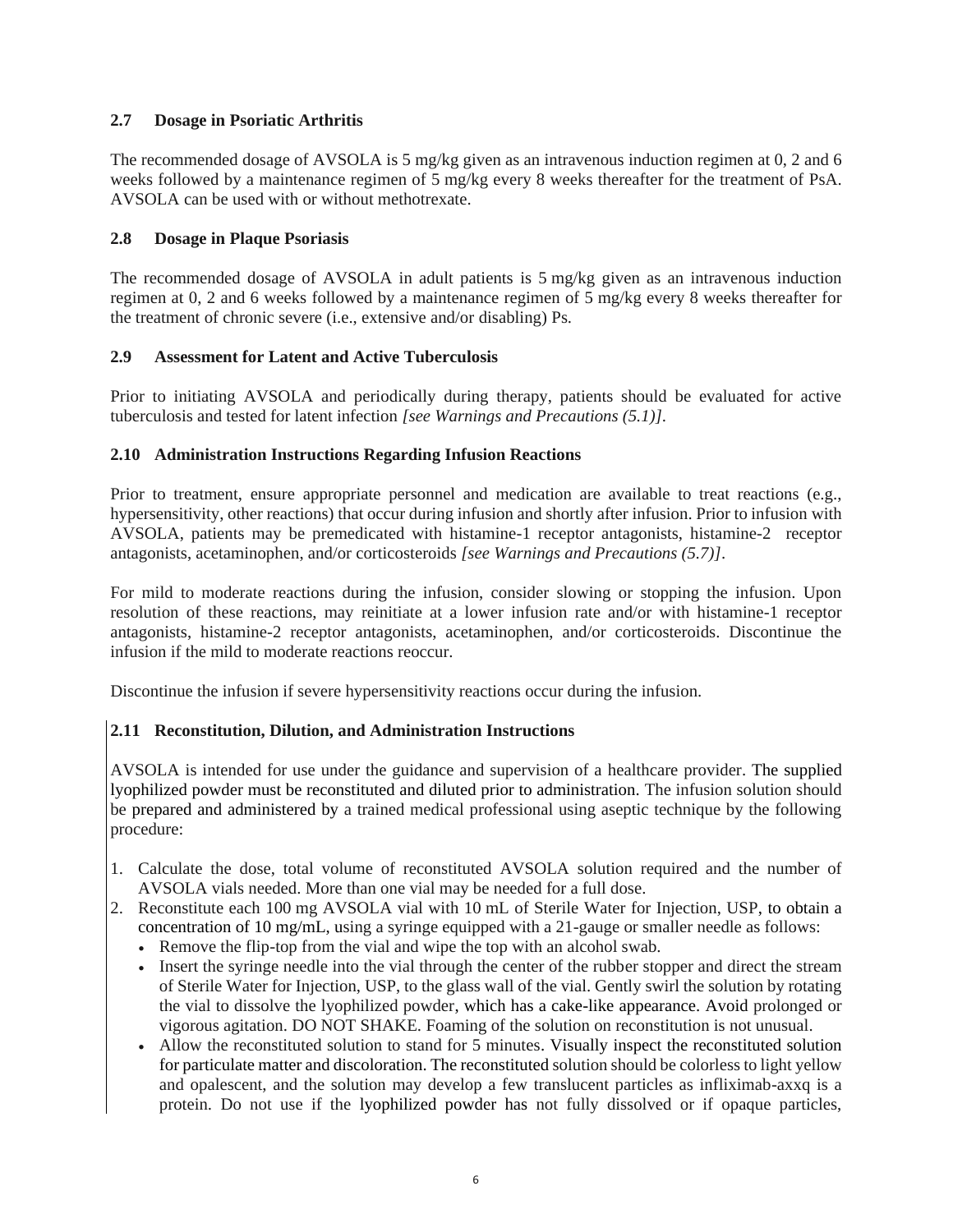### 2.7 Dosage in Psoriatic Arthritis

The recommended dosage of AVSOLA is 5 mg/kg given as an intravenous induction regimen at 0, 2 and 6 weeks followed by a maintenance regimen of 5 mg/kg every 8 weeks thereafter for the treatment of PsA. AVSOLA can be used with or without methotrexate.

### 2.8 Dosage in Plaque Psoriasis

The recommended dosage of AVSOLA in adult patients is 5 mg/kg given as an intravenous induction regimen at 0, 2 and 6 weeks followed by a maintenance regimen of 5 mg/kg every 8 weeks thereafter for the treatment of chronic severe (i.e., extensive and/or disabling) Ps.

### 2.9 Assessment for Latent and Active Tuberculosis

Prior to initiating AVSOLA and periodically during therapy, patients should be evaluated for active tuberculosis and tested for latent infection *[see Warnings and Precautions (5.1)]*.

### 2.10 Administration Instructions Regarding Infusion Reactions

Prior to treatment, ensure appropriate personnel and medication are available to treat reactions (e.g., hypersensitivity, other reactions) that occur during infusion and shortly after infusion. Prior to infusion with AVSOLA, patients may be premedicated with histamine-1 receptor antagonists, histamine-2 receptor antagonists, acetaminophen, and/or corticosteroids *[see Warnings and Precautions (5.7)]*.

For mild to moderate reactions during the infusion, consider slowing or stopping the infusion. Upon resolution of these reactions, may reinitiate at a lower infusion rate and/or with histamine-1 receptor antagonists, histamine-2 receptor antagonists, acetaminophen, and/or corticosteroids. Discontinue the infusion if the mild to moderate reactions reoccur.

Discontinue the infusion if severe hypersensitivity reactions occur during the infusion.

### 2.11 Reconstitution, Dilution, and Administration Instructions

AVSOLA is intended for use under the guidance and supervision of a healthcare provider. The supplied lyophilized powder must be reconstituted and diluted prior to administration. The infusion solution should be prepared and administered by a trained medical professional using aseptic technique by the following procedure:

1. Calculate the dose, total volume of reconstituted AVSOLA solution required and the number of AVSOLA vials needed. More than one vial may be needed for a full dose.
2. Reconstitute each 100 mg AVSOLA vial with 10 mL of Sterile Water for Injection, USP, to obtain a concentration of 10 mg/mL, using a syringe equipped with a 21-gauge or smaller needle as follows:
   - Remove the flip-top from the vial and wipe the top with an alcohol swab.
   - Insert the syringe needle into the vial through the center of the rubber stopper and direct the stream of Sterile Water for Injection, USP, to the glass wall of the vial. Gently swirl the solution by rotating the vial to dissolve the lyophilized powder, which has a cake-like appearance. Avoid prolonged or vigorous agitation. DO NOT SHAKE. Foaming of the solution on reconstitution is not unusual.
   - Allow the reconstituted solution to stand for 5 minutes. Visually inspect the reconstituted solution for particulate matter and discoloration. The reconstituted solution should be colorless to light yellow and opalescent, and the solution may develop a few translucent particles as infliximab-axxq is a protein. Do not use if the lyophilized powder has not fully dissolved or if opaque particles,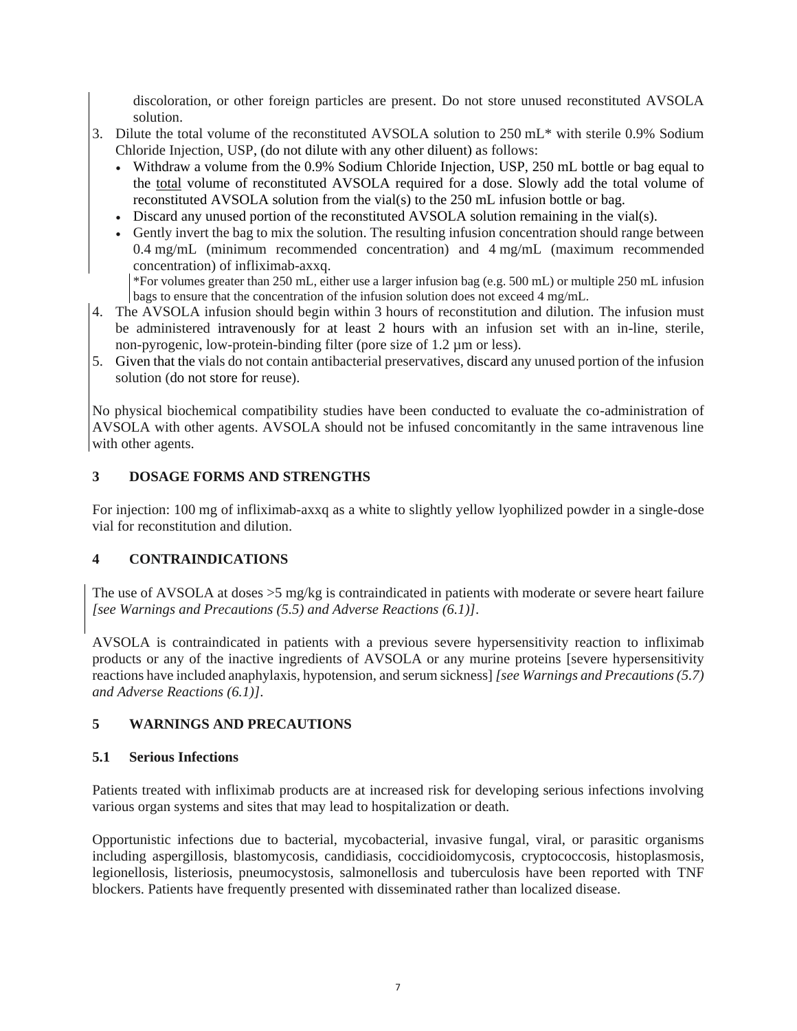discoloration, or other foreign particles are present. Do not store unused reconstituted AVSOLA solution.

3. Dilute the total volume of the reconstituted AVSOLA solution to 250 mL* with sterile 0.9% Sodium Chloride Injection, USP, (do not dilute with any other diluent) as follows:
   - Withdraw a volume from the 0.9% Sodium Chloride Injection, USP, 250 mL bottle or bag equal to the total volume of reconstituted AVSOLA required for a dose. Slowly add the total volume of reconstituted AVSOLA solution from the vial(s) to the 250 mL infusion bottle or bag.
   - Discard any unused portion of the reconstituted AVSOLA solution remaining in the vial(s).
   - Gently invert the bag to mix the solution. The resulting infusion concentration should range between 0.4 mg/mL (minimum recommended concentration) and 4 mg/mL (maximum recommended concentration) of infliximab-axxq.

   *For volumes greater than 250 mL, either use a larger infusion bag (e.g. 500 mL) or multiple 250 mL infusion bags to ensure that the concentration of the infusion solution does not exceed 4 mg/mL.
4. The AVSOLA infusion should begin within 3 hours of reconstitution and dilution. The infusion must be administered intravenously for at least 2 hours with an infusion set with an in-line, sterile, non-pyrogenic, low-protein-binding filter (pore size of 1.2 µm or less).
5. Given that the vials do not contain antibacterial preservatives, discard any unused portion of the infusion solution (do not store for reuse).

No physical biochemical compatibility studies have been conducted to evaluate the co-administration of AVSOLA with other agents. AVSOLA should not be infused concomitantly in the same intravenous line with other agents.

## 3 DOSAGE FORMS AND STRENGTHS

For injection: 100 mg of infliximab-axxq as a white to slightly yellow lyophilized powder in a single-dose vial for reconstitution and dilution.

## 4 CONTRAINDICATIONS

The use of AVSOLA at doses >5 mg/kg is contraindicated in patients with moderate or severe heart failure *[see Warnings and Precautions (5.5) and Adverse Reactions (6.1)]*.

AVSOLA is contraindicated in patients with a previous severe hypersensitivity reaction to infliximab products or any of the inactive ingredients of AVSOLA or any murine proteins [severe hypersensitivity reactions have included anaphylaxis, hypotension, and serum sickness] *[see Warnings and Precautions (5.7) and Adverse Reactions (6.1)]*.

## 5 WARNINGS AND PRECAUTIONS

### 5.1 Serious Infections

Patients treated with infliximab products are at increased risk for developing serious infections involving various organ systems and sites that may lead to hospitalization or death.

Opportunistic infections due to bacterial, mycobacterial, invasive fungal, viral, or parasitic organisms including aspergillosis, blastomycosis, candidiasis, coccidioidomycosis, cryptococcosis, histoplasmosis, legionellosis, listeriosis, pneumocystosis, salmonellosis and tuberculosis have been reported with TNF blockers. Patients have frequently presented with disseminated rather than localized disease.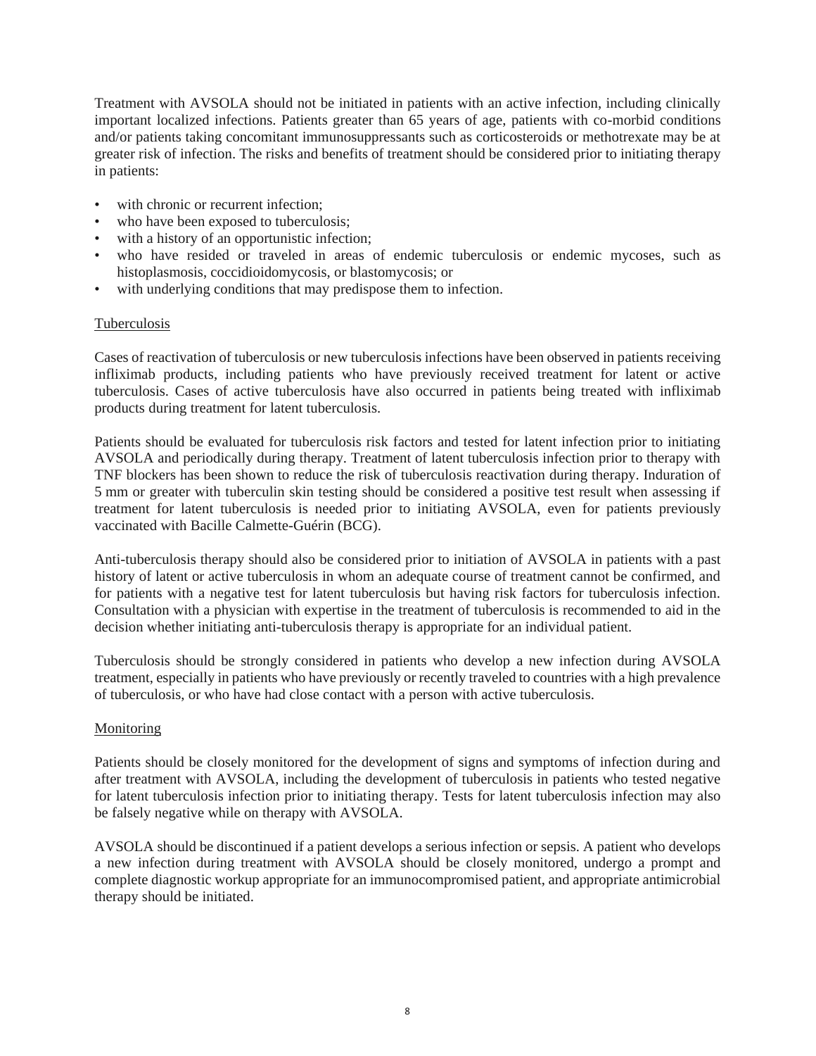Treatment with AVSOLA should not be initiated in patients with an active infection, including clinically important localized infections. Patients greater than 65 years of age, patients with co-morbid conditions and/or patients taking concomitant immunosuppressants such as corticosteroids or methotrexate may be at greater risk of infection. The risks and benefits of treatment should be considered prior to initiating therapy in patients:

- with chronic or recurrent infection;
- who have been exposed to tuberculosis;
- with a history of an opportunistic infection;
- who have resided or traveled in areas of endemic tuberculosis or endemic mycoses, such as histoplasmosis, coccidioidomycosis, or blastomycosis; or
- with underlying conditions that may predispose them to infection.

Tuberculosis

Cases of reactivation of tuberculosis or new tuberculosis infections have been observed in patients receiving infliximab products, including patients who have previously received treatment for latent or active tuberculosis. Cases of active tuberculosis have also occurred in patients being treated with infliximab products during treatment for latent tuberculosis.

Patients should be evaluated for tuberculosis risk factors and tested for latent infection prior to initiating AVSOLA and periodically during therapy. Treatment of latent tuberculosis infection prior to therapy with TNF blockers has been shown to reduce the risk of tuberculosis reactivation during therapy. Induration of 5 mm or greater with tuberculin skin testing should be considered a positive test result when assessing if treatment for latent tuberculosis is needed prior to initiating AVSOLA, even for patients previously vaccinated with Bacille Calmette-Guérin (BCG).

Anti-tuberculosis therapy should also be considered prior to initiation of AVSOLA in patients with a past history of latent or active tuberculosis in whom an adequate course of treatment cannot be confirmed, and for patients with a negative test for latent tuberculosis but having risk factors for tuberculosis infection. Consultation with a physician with expertise in the treatment of tuberculosis is recommended to aid in the decision whether initiating anti-tuberculosis therapy is appropriate for an individual patient.

Tuberculosis should be strongly considered in patients who develop a new infection during AVSOLA treatment, especially in patients who have previously or recently traveled to countries with a high prevalence of tuberculosis, or who have had close contact with a person with active tuberculosis.

Monitoring

Patients should be closely monitored for the development of signs and symptoms of infection during and after treatment with AVSOLA, including the development of tuberculosis in patients who tested negative for latent tuberculosis infection prior to initiating therapy. Tests for latent tuberculosis infection may also be falsely negative while on therapy with AVSOLA.

AVSOLA should be discontinued if a patient develops a serious infection or sepsis. A patient who develops a new infection during treatment with AVSOLA should be closely monitored, undergo a prompt and complete diagnostic workup appropriate for an immunocompromised patient, and appropriate antimicrobial therapy should be initiated.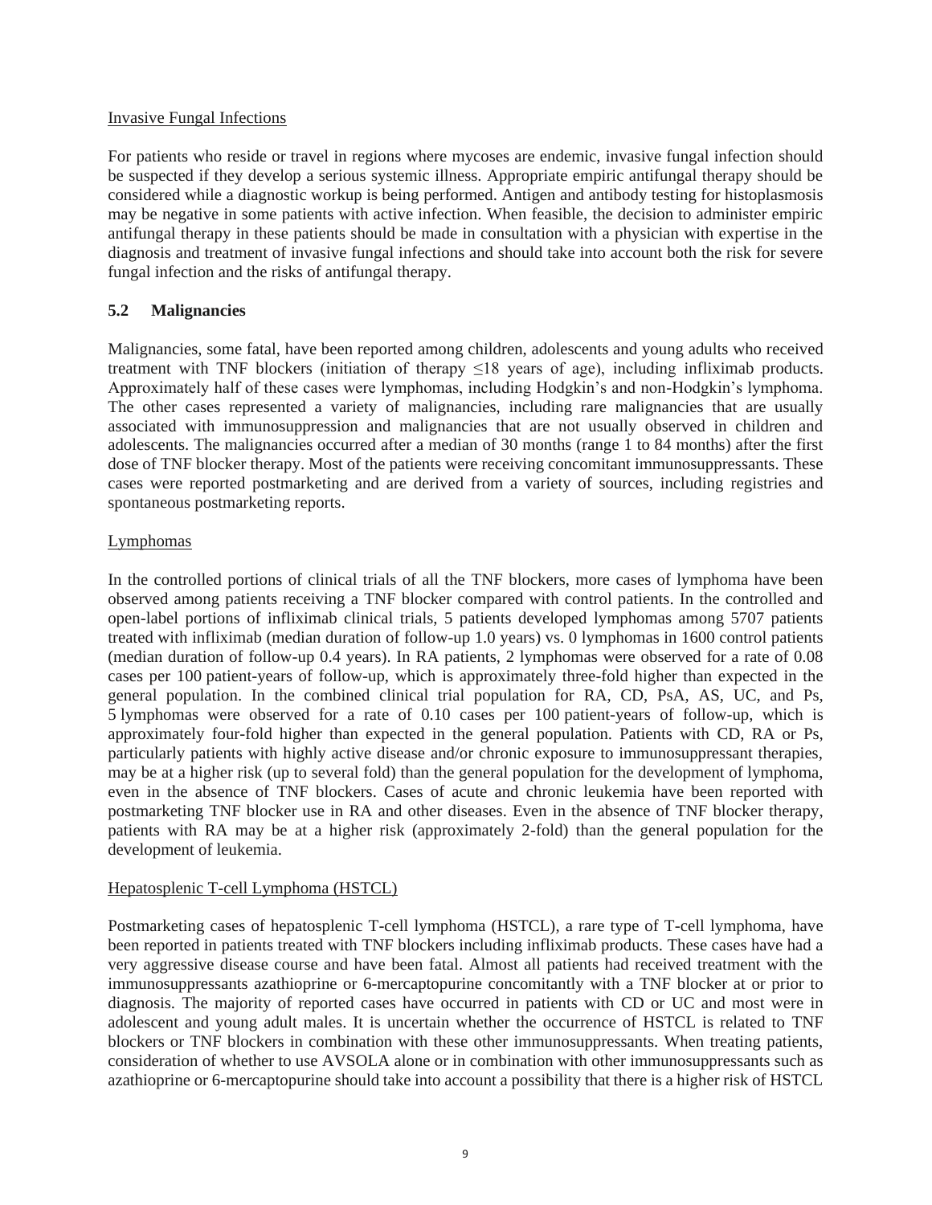Invasive Fungal Infections

For patients who reside or travel in regions where mycoses are endemic, invasive fungal infection should be suspected if they develop a serious systemic illness. Appropriate empiric antifungal therapy should be considered while a diagnostic workup is being performed. Antigen and antibody testing for histoplasmosis may be negative in some patients with active infection. When feasible, the decision to administer empiric antifungal therapy in these patients should be made in consultation with a physician with expertise in the diagnosis and treatment of invasive fungal infections and should take into account both the risk for severe fungal infection and the risks of antifungal therapy.

## 5.2 Malignancies

Malignancies, some fatal, have been reported among children, adolescents and young adults who received treatment with TNF blockers (initiation of therapy ≤18 years of age), including infliximab products. Approximately half of these cases were lymphomas, including Hodgkin's and non-Hodgkin's lymphoma. The other cases represented a variety of malignancies, including rare malignancies that are usually associated with immunosuppression and malignancies that are not usually observed in children and adolescents. The malignancies occurred after a median of 30 months (range 1 to 84 months) after the first dose of TNF blocker therapy. Most of the patients were receiving concomitant immunosuppressants. These cases were reported postmarketing and are derived from a variety of sources, including registries and spontaneous postmarketing reports.

Lymphomas

In the controlled portions of clinical trials of all the TNF blockers, more cases of lymphoma have been observed among patients receiving a TNF blocker compared with control patients. In the controlled and open-label portions of infliximab clinical trials, 5 patients developed lymphomas among 5707 patients treated with infliximab (median duration of follow-up 1.0 years) vs. 0 lymphomas in 1600 control patients (median duration of follow-up 0.4 years). In RA patients, 2 lymphomas were observed for a rate of 0.08 cases per 100 patient-years of follow-up, which is approximately three-fold higher than expected in the general population. In the combined clinical trial population for RA, CD, PsA, AS, UC, and Ps, 5 lymphomas were observed for a rate of 0.10 cases per 100 patient-years of follow-up, which is approximately four-fold higher than expected in the general population. Patients with CD, RA or Ps, particularly patients with highly active disease and/or chronic exposure to immunosuppressant therapies, may be at a higher risk (up to several fold) than the general population for the development of lymphoma, even in the absence of TNF blockers. Cases of acute and chronic leukemia have been reported with postmarketing TNF blocker use in RA and other diseases. Even in the absence of TNF blocker therapy, patients with RA may be at a higher risk (approximately 2-fold) than the general population for the development of leukemia.

Hepatosplenic T-cell Lymphoma (HSTCL)

Postmarketing cases of hepatosplenic T-cell lymphoma (HSTCL), a rare type of T-cell lymphoma, have been reported in patients treated with TNF blockers including infliximab products. These cases have had a very aggressive disease course and have been fatal. Almost all patients had received treatment with the immunosuppressants azathioprine or 6-mercaptopurine concomitantly with a TNF blocker at or prior to diagnosis. The majority of reported cases have occurred in patients with CD or UC and most were in adolescent and young adult males. It is uncertain whether the occurrence of HSTCL is related to TNF blockers or TNF blockers in combination with these other immunosuppressants. When treating patients, consideration of whether to use AVSOLA alone or in combination with other immunosuppressants such as azathioprine or 6-mercaptopurine should take into account a possibility that there is a higher risk of HSTCL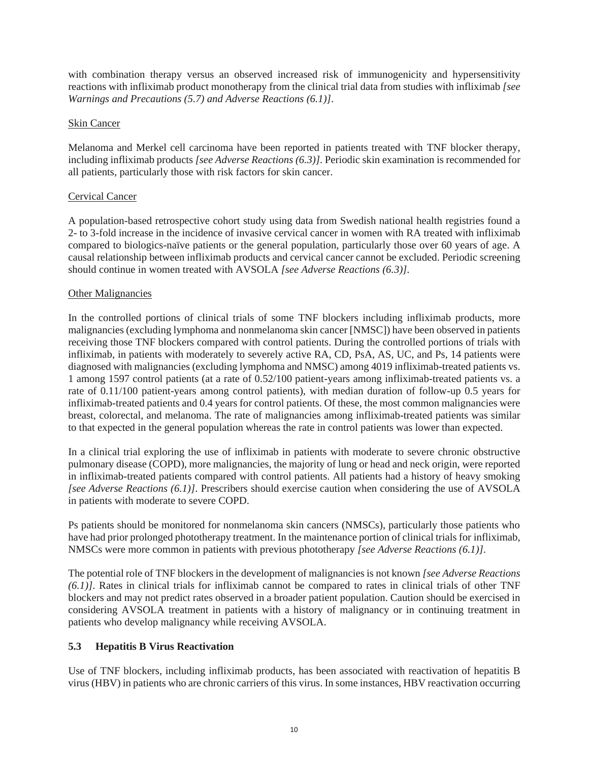with combination therapy versus an observed increased risk of immunogenicity and hypersensitivity reactions with infliximab product monotherapy from the clinical trial data from studies with infliximab *[see Warnings and Precautions (5.7) and Adverse Reactions (6.1)]*.

Skin Cancer

Melanoma and Merkel cell carcinoma have been reported in patients treated with TNF blocker therapy, including infliximab products *[see Adverse Reactions (6.3)]*. Periodic skin examination is recommended for all patients, particularly those with risk factors for skin cancer.

Cervical Cancer

A population-based retrospective cohort study using data from Swedish national health registries found a 2- to 3-fold increase in the incidence of invasive cervical cancer in women with RA treated with infliximab compared to biologics-naïve patients or the general population, particularly those over 60 years of age. A causal relationship between infliximab products and cervical cancer cannot be excluded. Periodic screening should continue in women treated with AVSOLA *[see Adverse Reactions (6.3)]*.

Other Malignancies

In the controlled portions of clinical trials of some TNF blockers including infliximab products, more malignancies (excluding lymphoma and nonmelanoma skin cancer [NMSC]) have been observed in patients receiving those TNF blockers compared with control patients. During the controlled portions of trials with infliximab, in patients with moderately to severely active RA, CD, PsA, AS, UC, and Ps, 14 patients were diagnosed with malignancies (excluding lymphoma and NMSC) among 4019 infliximab-treated patients vs. 1 among 1597 control patients (at a rate of 0.52/100 patient-years among infliximab-treated patients vs. a rate of 0.11/100 patient-years among control patients), with median duration of follow-up 0.5 years for infliximab-treated patients and 0.4 years for control patients. Of these, the most common malignancies were breast, colorectal, and melanoma. The rate of malignancies among infliximab-treated patients was similar to that expected in the general population whereas the rate in control patients was lower than expected.

In a clinical trial exploring the use of infliximab in patients with moderate to severe chronic obstructive pulmonary disease (COPD), more malignancies, the majority of lung or head and neck origin, were reported in infliximab-treated patients compared with control patients. All patients had a history of heavy smoking *[see Adverse Reactions (6.1)]*. Prescribers should exercise caution when considering the use of AVSOLA in patients with moderate to severe COPD.

Ps patients should be monitored for nonmelanoma skin cancers (NMSCs), particularly those patients who have had prior prolonged phototherapy treatment. In the maintenance portion of clinical trials for infliximab, NMSCs were more common in patients with previous phototherapy *[see Adverse Reactions (6.1)]*.

The potential role of TNF blockers in the development of malignancies is not known *[see Adverse Reactions (6.1)]*. Rates in clinical trials for infliximab cannot be compared to rates in clinical trials of other TNF blockers and may not predict rates observed in a broader patient population. Caution should be exercised in considering AVSOLA treatment in patients with a history of malignancy or in continuing treatment in patients who develop malignancy while receiving AVSOLA.

### 5.3 Hepatitis B Virus Reactivation

Use of TNF blockers, including infliximab products, has been associated with reactivation of hepatitis B virus (HBV) in patients who are chronic carriers of this virus. In some instances, HBV reactivation occurring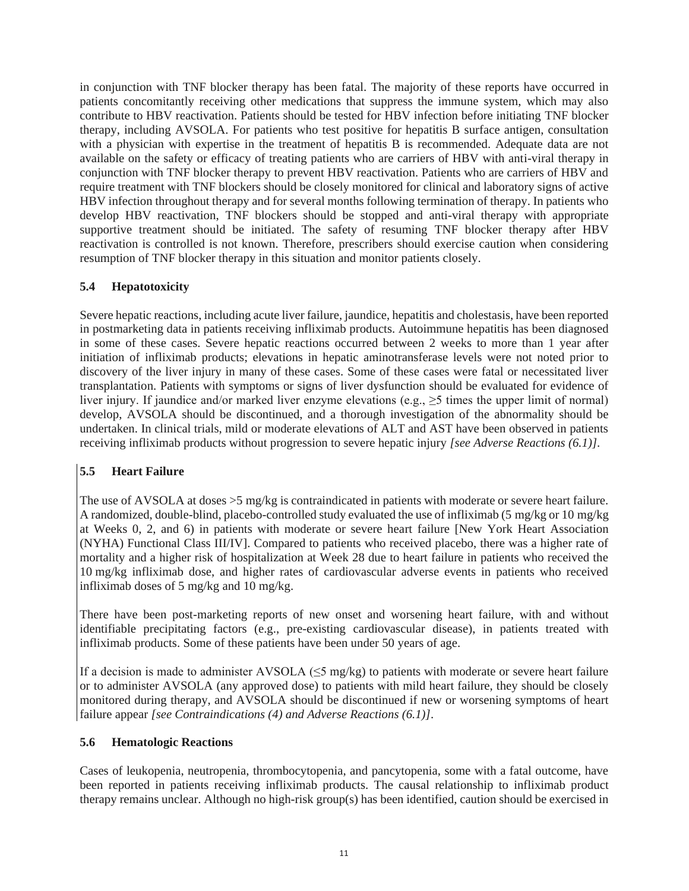in conjunction with TNF blocker therapy has been fatal. The majority of these reports have occurred in patients concomitantly receiving other medications that suppress the immune system, which may also contribute to HBV reactivation. Patients should be tested for HBV infection before initiating TNF blocker therapy, including AVSOLA. For patients who test positive for hepatitis B surface antigen, consultation with a physician with expertise in the treatment of hepatitis B is recommended. Adequate data are not available on the safety or efficacy of treating patients who are carriers of HBV with anti-viral therapy in conjunction with TNF blocker therapy to prevent HBV reactivation. Patients who are carriers of HBV and require treatment with TNF blockers should be closely monitored for clinical and laboratory signs of active HBV infection throughout therapy and for several months following termination of therapy. In patients who develop HBV reactivation, TNF blockers should be stopped and anti-viral therapy with appropriate supportive treatment should be initiated. The safety of resuming TNF blocker therapy after HBV reactivation is controlled is not known. Therefore, prescribers should exercise caution when considering resumption of TNF blocker therapy in this situation and monitor patients closely.

### 5.4 Hepatotoxicity

Severe hepatic reactions, including acute liver failure, jaundice, hepatitis and cholestasis, have been reported in postmarketing data in patients receiving infliximab products. Autoimmune hepatitis has been diagnosed in some of these cases. Severe hepatic reactions occurred between 2 weeks to more than 1 year after initiation of infliximab products; elevations in hepatic aminotransferase levels were not noted prior to discovery of the liver injury in many of these cases. Some of these cases were fatal or necessitated liver transplantation. Patients with symptoms or signs of liver dysfunction should be evaluated for evidence of liver injury. If jaundice and/or marked liver enzyme elevations (e.g., ≥5 times the upper limit of normal) develop, AVSOLA should be discontinued, and a thorough investigation of the abnormality should be undertaken. In clinical trials, mild or moderate elevations of ALT and AST have been observed in patients receiving infliximab products without progression to severe hepatic injury *[see Adverse Reactions (6.1)]*.

### 5.5 Heart Failure

The use of AVSOLA at doses >5 mg/kg is contraindicated in patients with moderate or severe heart failure. A randomized, double-blind, placebo-controlled study evaluated the use of infliximab (5 mg/kg or 10 mg/kg at Weeks 0, 2, and 6) in patients with moderate or severe heart failure [New York Heart Association (NYHA) Functional Class III/IV]. Compared to patients who received placebo, there was a higher rate of mortality and a higher risk of hospitalization at Week 28 due to heart failure in patients who received the 10 mg/kg infliximab dose, and higher rates of cardiovascular adverse events in patients who received infliximab doses of 5 mg/kg and 10 mg/kg.

There have been post-marketing reports of new onset and worsening heart failure, with and without identifiable precipitating factors (e.g., pre-existing cardiovascular disease), in patients treated with infliximab products. Some of these patients have been under 50 years of age.

If a decision is made to administer AVSOLA (≤5 mg/kg) to patients with moderate or severe heart failure or to administer AVSOLA (any approved dose) to patients with mild heart failure, they should be closely monitored during therapy, and AVSOLA should be discontinued if new or worsening symptoms of heart failure appear *[see Contraindications (4) and Adverse Reactions (6.1)]*.

### 5.6 Hematologic Reactions

Cases of leukopenia, neutropenia, thrombocytopenia, and pancytopenia, some with a fatal outcome, have been reported in patients receiving infliximab products. The causal relationship to infliximab product therapy remains unclear. Although no high-risk group(s) has been identified, caution should be exercised in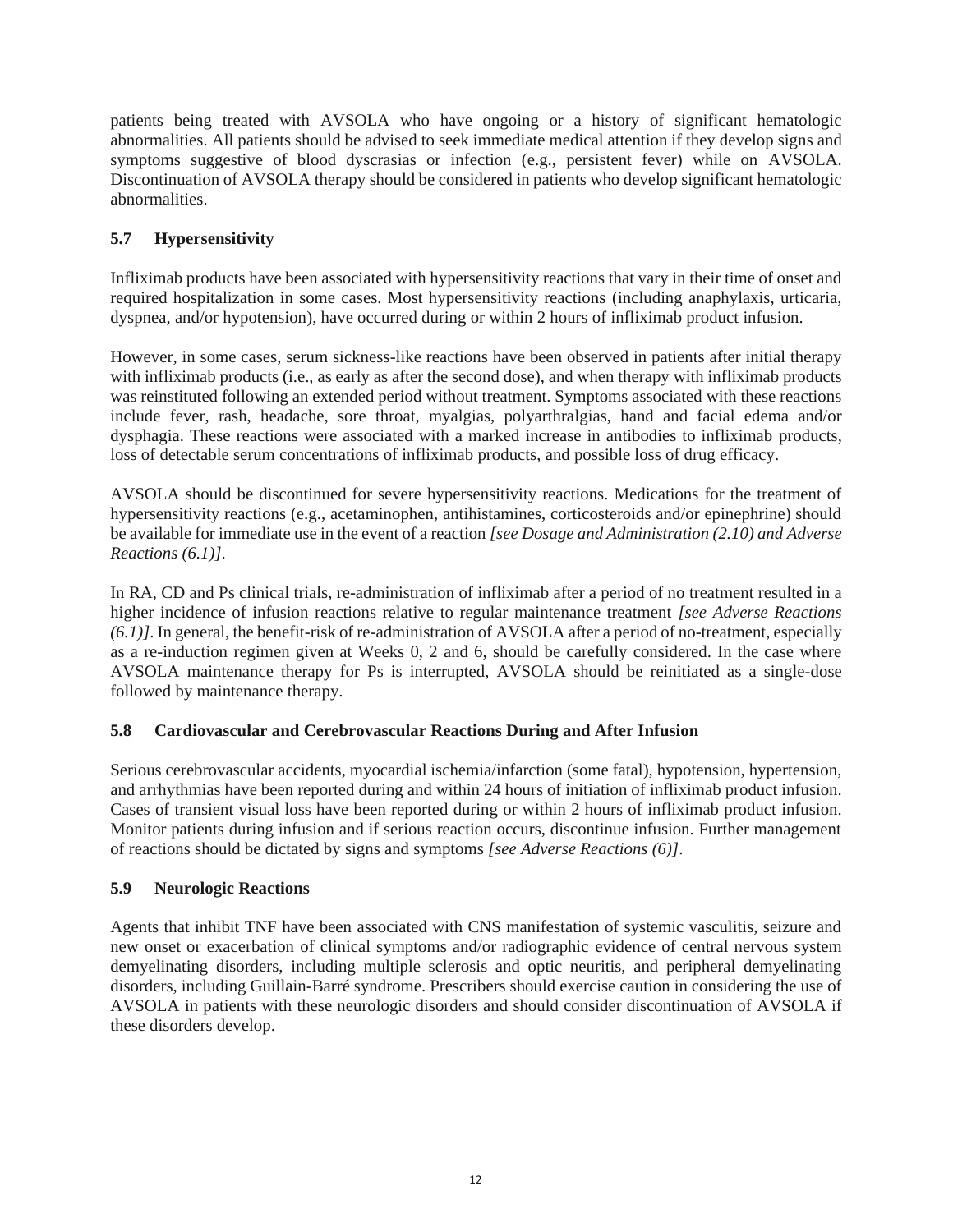patients being treated with AVSOLA who have ongoing or a history of significant hematologic abnormalities. All patients should be advised to seek immediate medical attention if they develop signs and symptoms suggestive of blood dyscrasias or infection (e.g., persistent fever) while on AVSOLA. Discontinuation of AVSOLA therapy should be considered in patients who develop significant hematologic abnormalities.

### 5.7 Hypersensitivity

Infliximab products have been associated with hypersensitivity reactions that vary in their time of onset and required hospitalization in some cases. Most hypersensitivity reactions (including anaphylaxis, urticaria, dyspnea, and/or hypotension), have occurred during or within 2 hours of infliximab product infusion.

However, in some cases, serum sickness-like reactions have been observed in patients after initial therapy with infliximab products (i.e., as early as after the second dose), and when therapy with infliximab products was reinstituted following an extended period without treatment. Symptoms associated with these reactions include fever, rash, headache, sore throat, myalgias, polyarthralgias, hand and facial edema and/or dysphagia. These reactions were associated with a marked increase in antibodies to infliximab products, loss of detectable serum concentrations of infliximab products, and possible loss of drug efficacy.

AVSOLA should be discontinued for severe hypersensitivity reactions. Medications for the treatment of hypersensitivity reactions (e.g., acetaminophen, antihistamines, corticosteroids and/or epinephrine) should be available for immediate use in the event of a reaction *[see Dosage and Administration (2.10) and Adverse Reactions (6.1)]*.

In RA, CD and Ps clinical trials, re-administration of infliximab after a period of no treatment resulted in a higher incidence of infusion reactions relative to regular maintenance treatment *[see Adverse Reactions (6.1)]*. In general, the benefit-risk of re-administration of AVSOLA after a period of no-treatment, especially as a re-induction regimen given at Weeks 0, 2 and 6, should be carefully considered. In the case where AVSOLA maintenance therapy for Ps is interrupted, AVSOLA should be reinitiated as a single-dose followed by maintenance therapy.

### 5.8 Cardiovascular and Cerebrovascular Reactions During and After Infusion

Serious cerebrovascular accidents, myocardial ischemia/infarction (some fatal), hypotension, hypertension, and arrhythmias have been reported during and within 24 hours of initiation of infliximab product infusion. Cases of transient visual loss have been reported during or within 2 hours of infliximab product infusion. Monitor patients during infusion and if serious reaction occurs, discontinue infusion. Further management of reactions should be dictated by signs and symptoms *[see Adverse Reactions (6)]*.

### 5.9 Neurologic Reactions

Agents that inhibit TNF have been associated with CNS manifestation of systemic vasculitis, seizure and new onset or exacerbation of clinical symptoms and/or radiographic evidence of central nervous system demyelinating disorders, including multiple sclerosis and optic neuritis, and peripheral demyelinating disorders, including Guillain-Barré syndrome. Prescribers should exercise caution in considering the use of AVSOLA in patients with these neurologic disorders and should consider discontinuation of AVSOLA if these disorders develop.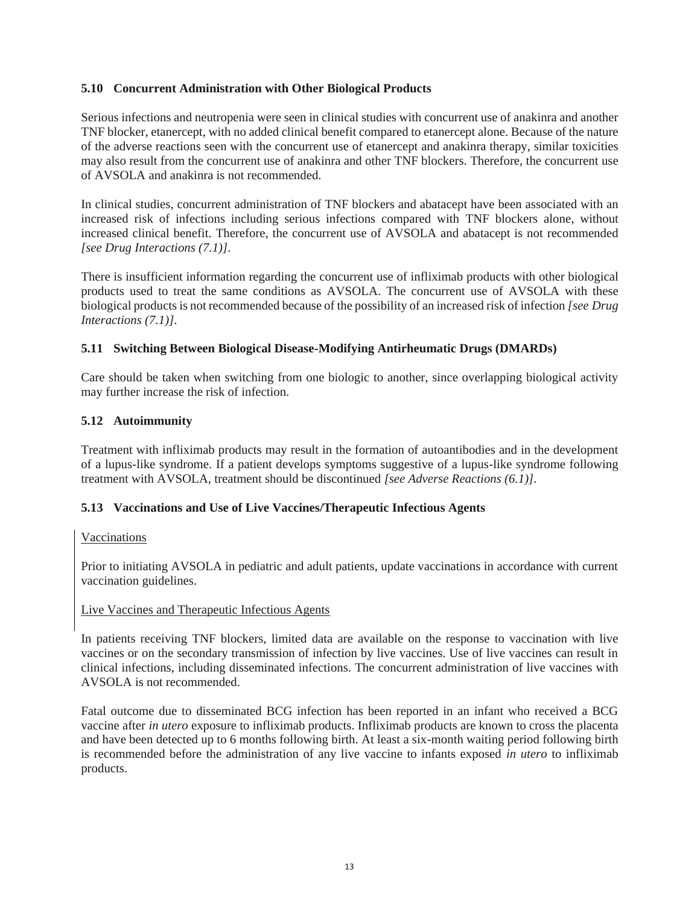### 5.10 Concurrent Administration with Other Biological Products

Serious infections and neutropenia were seen in clinical studies with concurrent use of anakinra and another TNF blocker, etanercept, with no added clinical benefit compared to etanercept alone. Because of the nature of the adverse reactions seen with the concurrent use of etanercept and anakinra therapy, similar toxicities may also result from the concurrent use of anakinra and other TNF blockers. Therefore, the concurrent use of AVSOLA and anakinra is not recommended.

In clinical studies, concurrent administration of TNF blockers and abatacept have been associated with an increased risk of infections including serious infections compared with TNF blockers alone, without increased clinical benefit. Therefore, the concurrent use of AVSOLA and abatacept is not recommended *[see Drug Interactions (7.1)]*.

There is insufficient information regarding the concurrent use of infliximab products with other biological products used to treat the same conditions as AVSOLA. The concurrent use of AVSOLA with these biological products is not recommended because of the possibility of an increased risk of infection *[see Drug Interactions (7.1)]*.

### 5.11 Switching Between Biological Disease-Modifying Antirheumatic Drugs (DMARDs)

Care should be taken when switching from one biologic to another, since overlapping biological activity may further increase the risk of infection.

### 5.12 Autoimmunity

Treatment with infliximab products may result in the formation of autoantibodies and in the development of a lupus-like syndrome. If a patient develops symptoms suggestive of a lupus-like syndrome following treatment with AVSOLA, treatment should be discontinued *[see Adverse Reactions (6.1)]*.

### 5.13 Vaccinations and Use of Live Vaccines/Therapeutic Infectious Agents

Vaccinations

Prior to initiating AVSOLA in pediatric and adult patients, update vaccinations in accordance with current vaccination guidelines.

Live Vaccines and Therapeutic Infectious Agents

In patients receiving TNF blockers, limited data are available on the response to vaccination with live vaccines or on the secondary transmission of infection by live vaccines. Use of live vaccines can result in clinical infections, including disseminated infections. The concurrent administration of live vaccines with AVSOLA is not recommended.

Fatal outcome due to disseminated BCG infection has been reported in an infant who received a BCG vaccine after *in utero* exposure to infliximab products. Infliximab products are known to cross the placenta and have been detected up to 6 months following birth. At least a six-month waiting period following birth is recommended before the administration of any live vaccine to infants exposed *in utero* to infliximab products.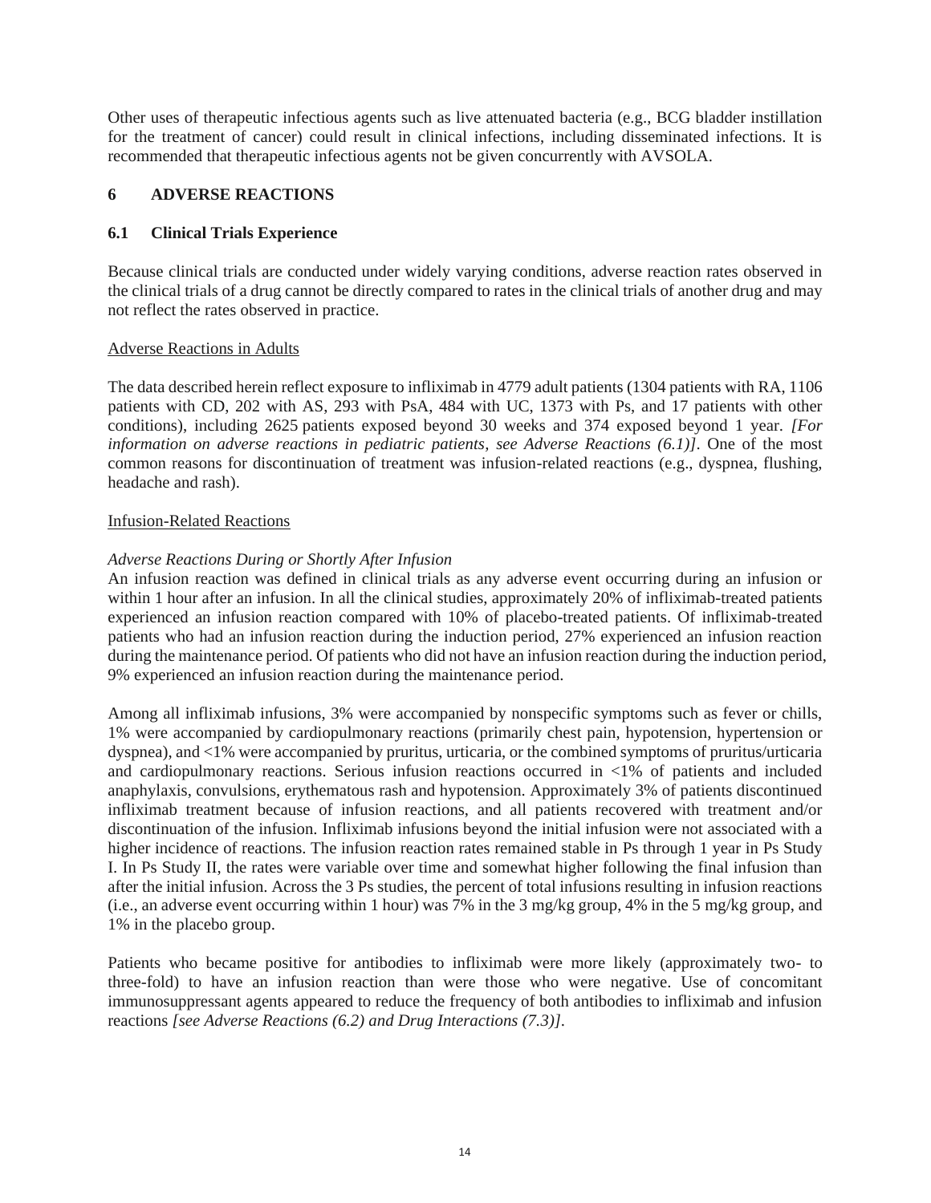Other uses of therapeutic infectious agents such as live attenuated bacteria (e.g., BCG bladder instillation for the treatment of cancer) could result in clinical infections, including disseminated infections. It is recommended that therapeutic infectious agents not be given concurrently with AVSOLA.

# 6 ADVERSE REACTIONS

## 6.1 Clinical Trials Experience

Because clinical trials are conducted under widely varying conditions, adverse reaction rates observed in the clinical trials of a drug cannot be directly compared to rates in the clinical trials of another drug and may not reflect the rates observed in practice.

Adverse Reactions in Adults

The data described herein reflect exposure to infliximab in 4779 adult patients (1304 patients with RA, 1106 patients with CD, 202 with AS, 293 with PsA, 484 with UC, 1373 with Ps, and 17 patients with other conditions), including 2625 patients exposed beyond 30 weeks and 374 exposed beyond 1 year. *[For information on adverse reactions in pediatric patients, see Adverse Reactions (6.1)]*. One of the most common reasons for discontinuation of treatment was infusion-related reactions (e.g., dyspnea, flushing, headache and rash).

Infusion-Related Reactions

*Adverse Reactions During or Shortly After Infusion*
An infusion reaction was defined in clinical trials as any adverse event occurring during an infusion or within 1 hour after an infusion. In all the clinical studies, approximately 20% of infliximab-treated patients experienced an infusion reaction compared with 10% of placebo-treated patients. Of infliximab-treated patients who had an infusion reaction during the induction period, 27% experienced an infusion reaction during the maintenance period. Of patients who did not have an infusion reaction during the induction period, 9% experienced an infusion reaction during the maintenance period.

Among all infliximab infusions, 3% were accompanied by nonspecific symptoms such as fever or chills, 1% were accompanied by cardiopulmonary reactions (primarily chest pain, hypotension, hypertension or dyspnea), and <1% were accompanied by pruritus, urticaria, or the combined symptoms of pruritus/urticaria and cardiopulmonary reactions. Serious infusion reactions occurred in <1% of patients and included anaphylaxis, convulsions, erythematous rash and hypotension. Approximately 3% of patients discontinued infliximab treatment because of infusion reactions, and all patients recovered with treatment and/or discontinuation of the infusion. Infliximab infusions beyond the initial infusion were not associated with a higher incidence of reactions. The infusion reaction rates remained stable in Ps through 1 year in Ps Study I. In Ps Study II, the rates were variable over time and somewhat higher following the final infusion than after the initial infusion. Across the 3 Ps studies, the percent of total infusions resulting in infusion reactions (i.e., an adverse event occurring within 1 hour) was 7% in the 3 mg/kg group, 4% in the 5 mg/kg group, and 1% in the placebo group.

Patients who became positive for antibodies to infliximab were more likely (approximately two- to three-fold) to have an infusion reaction than were those who were negative. Use of concomitant immunosuppressant agents appeared to reduce the frequency of both antibodies to infliximab and infusion reactions *[see Adverse Reactions (6.2) and Drug Interactions (7.3)]*.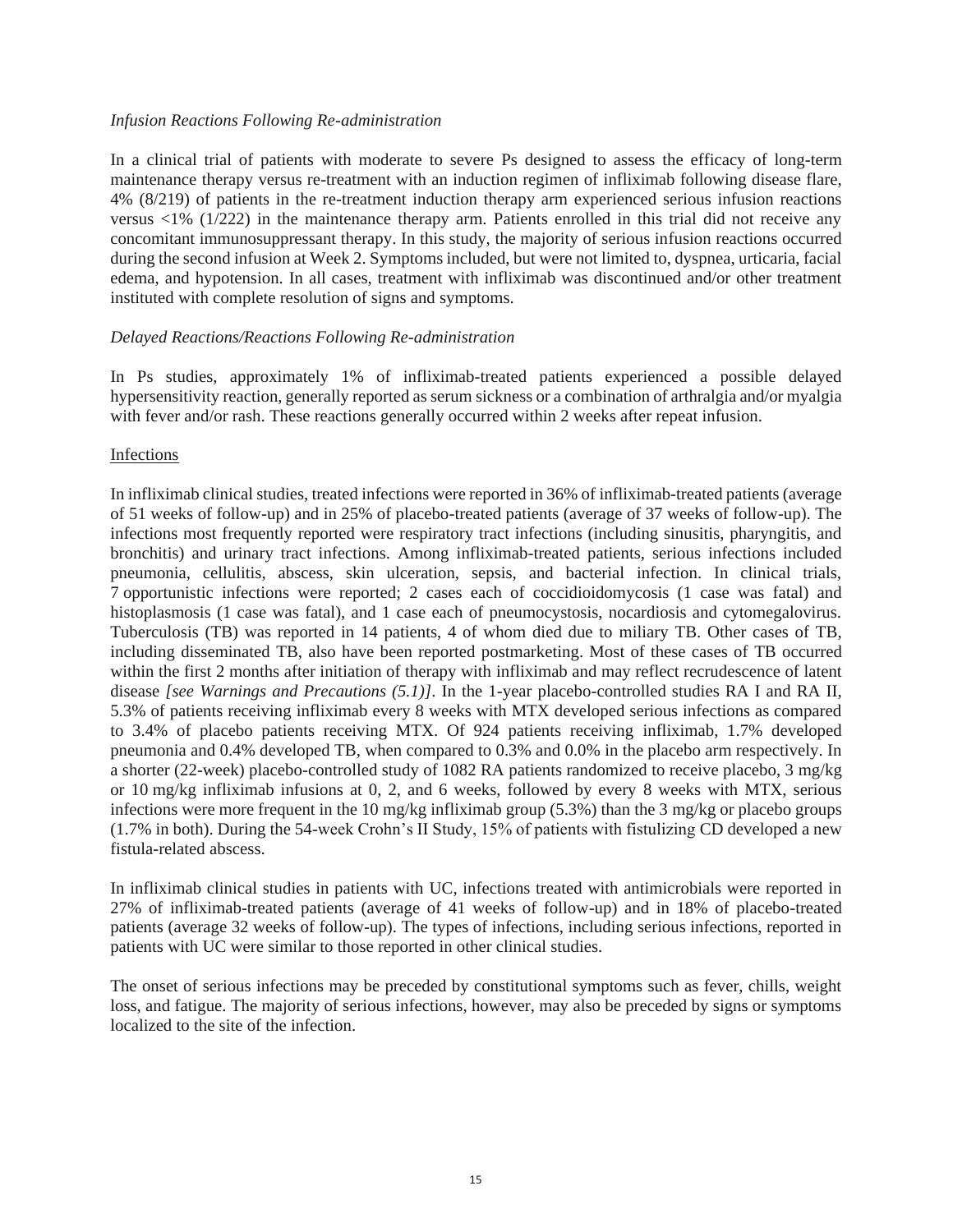*Infusion Reactions Following Re-administration*

In a clinical trial of patients with moderate to severe Ps designed to assess the efficacy of long-term maintenance therapy versus re-treatment with an induction regimen of infliximab following disease flare, 4% (8/219) of patients in the re-treatment induction therapy arm experienced serious infusion reactions versus <1% (1/222) in the maintenance therapy arm. Patients enrolled in this trial did not receive any concomitant immunosuppressant therapy. In this study, the majority of serious infusion reactions occurred during the second infusion at Week 2. Symptoms included, but were not limited to, dyspnea, urticaria, facial edema, and hypotension. In all cases, treatment with infliximab was discontinued and/or other treatment instituted with complete resolution of signs and symptoms.

*Delayed Reactions/Reactions Following Re-administration*

In Ps studies, approximately 1% of infliximab-treated patients experienced a possible delayed hypersensitivity reaction, generally reported as serum sickness or a combination of arthralgia and/or myalgia with fever and/or rash. These reactions generally occurred within 2 weeks after repeat infusion.

<u>Infections</u>

In infliximab clinical studies, treated infections were reported in 36% of infliximab-treated patients (average of 51 weeks of follow-up) and in 25% of placebo-treated patients (average of 37 weeks of follow-up). The infections most frequently reported were respiratory tract infections (including sinusitis, pharyngitis, and bronchitis) and urinary tract infections. Among infliximab-treated patients, serious infections included pneumonia, cellulitis, abscess, skin ulceration, sepsis, and bacterial infection. In clinical trials, 7 opportunistic infections were reported; 2 cases each of coccidioidomycosis (1 case was fatal) and histoplasmosis (1 case was fatal), and 1 case each of pneumocystosis, nocardiosis and cytomegalovirus. Tuberculosis (TB) was reported in 14 patients, 4 of whom died due to miliary TB. Other cases of TB, including disseminated TB, also have been reported postmarketing. Most of these cases of TB occurred within the first 2 months after initiation of therapy with infliximab and may reflect recrudescence of latent disease *[see Warnings and Precautions (5.1)]*. In the 1-year placebo-controlled studies RA I and RA II, 5.3% of patients receiving infliximab every 8 weeks with MTX developed serious infections as compared to 3.4% of placebo patients receiving MTX. Of 924 patients receiving infliximab, 1.7% developed pneumonia and 0.4% developed TB, when compared to 0.3% and 0.0% in the placebo arm respectively. In a shorter (22-week) placebo-controlled study of 1082 RA patients randomized to receive placebo, 3 mg/kg or 10 mg/kg infliximab infusions at 0, 2, and 6 weeks, followed by every 8 weeks with MTX, serious infections were more frequent in the 10 mg/kg infliximab group (5.3%) than the 3 mg/kg or placebo groups (1.7% in both). During the 54-week Crohn's II Study, 15% of patients with fistulizing CD developed a new fistula-related abscess.

In infliximab clinical studies in patients with UC, infections treated with antimicrobials were reported in 27% of infliximab-treated patients (average of 41 weeks of follow-up) and in 18% of placebo-treated patients (average 32 weeks of follow-up). The types of infections, including serious infections, reported in patients with UC were similar to those reported in other clinical studies.

The onset of serious infections may be preceded by constitutional symptoms such as fever, chills, weight loss, and fatigue. The majority of serious infections, however, may also be preceded by signs or symptoms localized to the site of the infection.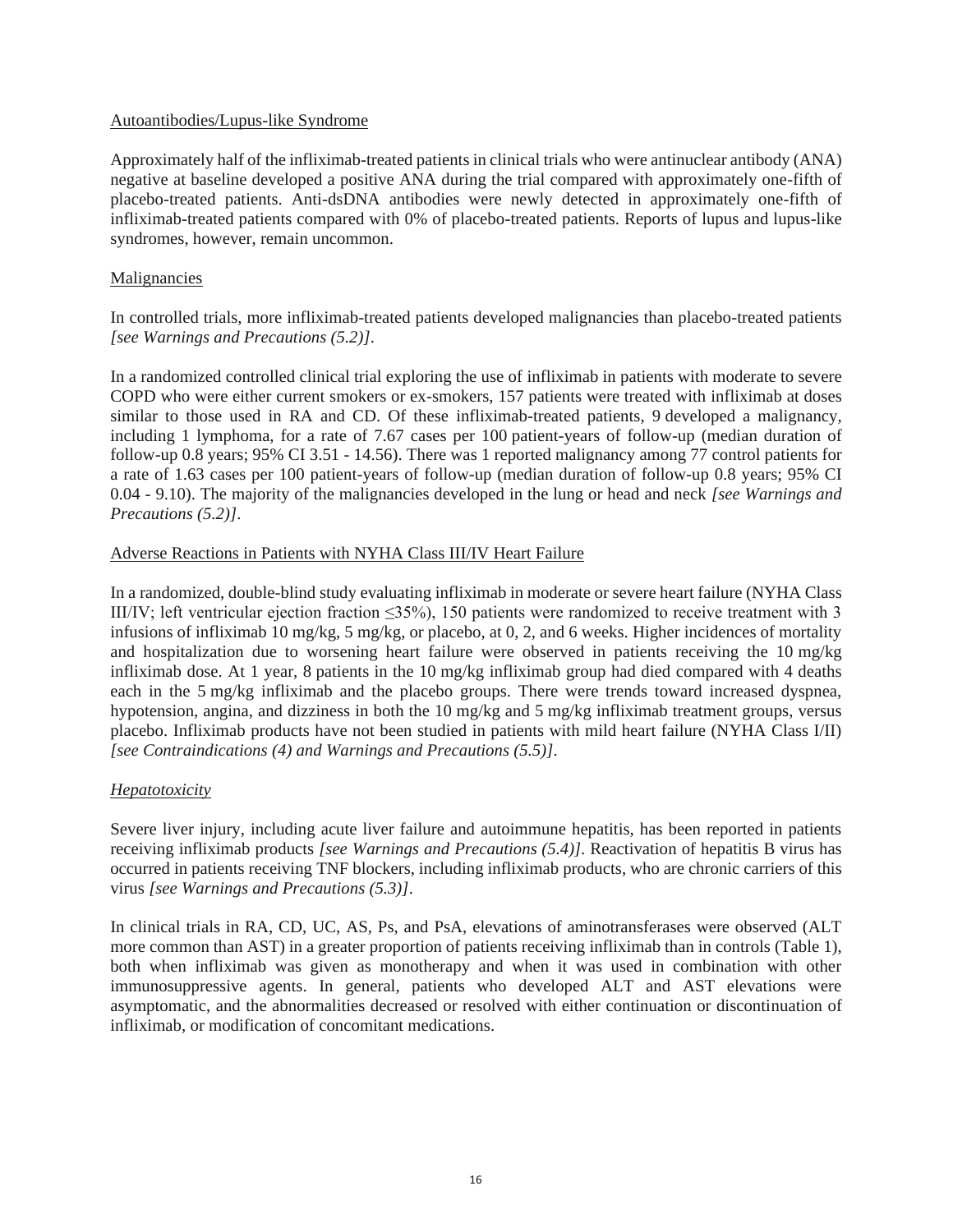Autoantibodies/Lupus-like Syndrome

Approximately half of the infliximab-treated patients in clinical trials who were antinuclear antibody (ANA) negative at baseline developed a positive ANA during the trial compared with approximately one-fifth of placebo-treated patients. Anti-dsDNA antibodies were newly detected in approximately one-fifth of infliximab-treated patients compared with 0% of placebo-treated patients. Reports of lupus and lupus-like syndromes, however, remain uncommon.

Malignancies

In controlled trials, more infliximab-treated patients developed malignancies than placebo-treated patients *[see Warnings and Precautions (5.2)]*.

In a randomized controlled clinical trial exploring the use of infliximab in patients with moderate to severe COPD who were either current smokers or ex-smokers, 157 patients were treated with infliximab at doses similar to those used in RA and CD. Of these infliximab-treated patients, 9 developed a malignancy, including 1 lymphoma, for a rate of 7.67 cases per 100 patient-years of follow-up (median duration of follow-up 0.8 years; 95% CI 3.51 - 14.56). There was 1 reported malignancy among 77 control patients for a rate of 1.63 cases per 100 patient-years of follow-up (median duration of follow-up 0.8 years; 95% CI 0.04 - 9.10). The majority of the malignancies developed in the lung or head and neck *[see Warnings and Precautions (5.2)]*.

Adverse Reactions in Patients with NYHA Class III/IV Heart Failure

In a randomized, double-blind study evaluating infliximab in moderate or severe heart failure (NYHA Class III/IV; left ventricular ejection fraction ≤35%), 150 patients were randomized to receive treatment with 3 infusions of infliximab 10 mg/kg, 5 mg/kg, or placebo, at 0, 2, and 6 weeks. Higher incidences of mortality and hospitalization due to worsening heart failure were observed in patients receiving the 10 mg/kg infliximab dose. At 1 year, 8 patients in the 10 mg/kg infliximab group had died compared with 4 deaths each in the 5 mg/kg infliximab and the placebo groups. There were trends toward increased dyspnea, hypotension, angina, and dizziness in both the 10 mg/kg and 5 mg/kg infliximab treatment groups, versus placebo. Infliximab products have not been studied in patients with mild heart failure (NYHA Class I/II) *[see Contraindications (4) and Warnings and Precautions (5.5)]*.

*Hepatotoxicity*

Severe liver injury, including acute liver failure and autoimmune hepatitis, has been reported in patients receiving infliximab products *[see Warnings and Precautions (5.4)]*. Reactivation of hepatitis B virus has occurred in patients receiving TNF blockers, including infliximab products, who are chronic carriers of this virus *[see Warnings and Precautions (5.3)]*.

In clinical trials in RA, CD, UC, AS, Ps, and PsA, elevations of aminotransferases were observed (ALT more common than AST) in a greater proportion of patients receiving infliximab than in controls (Table 1), both when infliximab was given as monotherapy and when it was used in combination with other immunosuppressive agents. In general, patients who developed ALT and AST elevations were asymptomatic, and the abnormalities decreased or resolved with either continuation or discontinuation of infliximab, or modification of concomitant medications.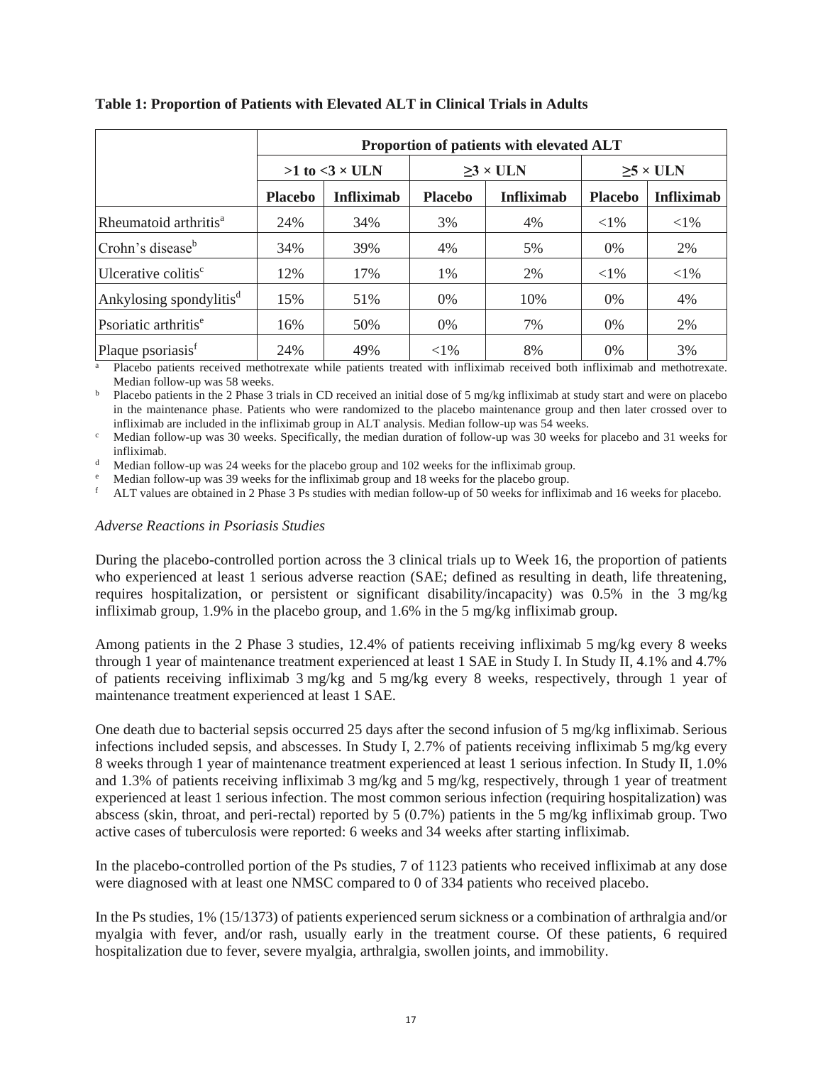**Table 1: Proportion of Patients with Elevated ALT in Clinical Trials in Adults**

| | Proportion of patients with elevated ALT | | | | | |
|---|---|---|---|---|---|---|
| | >1 to <3 × ULN | | ≥3 × ULN | | ≥5 × ULN | |
| | **Placebo** | **Infliximab** | **Placebo** | **Infliximab** | **Placebo** | **Infliximab** |
| Rheumatoid arthritis[a] | 24% | 34% | 3% | 4% | <1% | <1% |
| Crohn's disease[b] | 34% | 39% | 4% | 5% | 0% | 2% |
| Ulcerative colitis[c] | 12% | 17% | 1% | 2% | <1% | <1% |
| Ankylosing spondylitis[d] | 15% | 51% | 0% | 10% | 0% | 4% |
| Psoriatic arthritis[e] | 16% | 50% | 0% | 7% | 0% | 2% |
| Plaque psoriasis[f] | 24% | 49% | <1% | 8% | 0% | 3% |

[a] Placebo patients received methotrexate while patients treated with infliximab received both infliximab and methotrexate. Median follow-up was 58 weeks.

[b] Placebo patients in the 2 Phase 3 trials in CD received an initial dose of 5 mg/kg infliximab at study start and were on placebo in the maintenance phase. Patients who were randomized to the placebo maintenance group and then later crossed over to infliximab are included in the infliximab group in ALT analysis. Median follow-up was 54 weeks.

[c] Median follow-up was 30 weeks. Specifically, the median duration of follow-up was 30 weeks for placebo and 31 weeks for infliximab.

[d] Median follow-up was 24 weeks for the placebo group and 102 weeks for the infliximab group.

[e] Median follow-up was 39 weeks for the infliximab group and 18 weeks for the placebo group.

[f] ALT values are obtained in 2 Phase 3 Ps studies with median follow-up of 50 weeks for infliximab and 16 weeks for placebo.

*Adverse Reactions in Psoriasis Studies*

During the placebo-controlled portion across the 3 clinical trials up to Week 16, the proportion of patients who experienced at least 1 serious adverse reaction (SAE; defined as resulting in death, life threatening, requires hospitalization, or persistent or significant disability/incapacity) was 0.5% in the 3 mg/kg infliximab group, 1.9% in the placebo group, and 1.6% in the 5 mg/kg infliximab group.

Among patients in the 2 Phase 3 studies, 12.4% of patients receiving infliximab 5 mg/kg every 8 weeks through 1 year of maintenance treatment experienced at least 1 SAE in Study I. In Study II, 4.1% and 4.7% of patients receiving infliximab 3 mg/kg and 5 mg/kg every 8 weeks, respectively, through 1 year of maintenance treatment experienced at least 1 SAE.

One death due to bacterial sepsis occurred 25 days after the second infusion of 5 mg/kg infliximab. Serious infections included sepsis, and abscesses. In Study I, 2.7% of patients receiving infliximab 5 mg/kg every 8 weeks through 1 year of maintenance treatment experienced at least 1 serious infection. In Study II, 1.0% and 1.3% of patients receiving infliximab 3 mg/kg and 5 mg/kg, respectively, through 1 year of treatment experienced at least 1 serious infection. The most common serious infection (requiring hospitalization) was abscess (skin, throat, and peri-rectal) reported by 5 (0.7%) patients in the 5 mg/kg infliximab group. Two active cases of tuberculosis were reported: 6 weeks and 34 weeks after starting infliximab.

In the placebo-controlled portion of the Ps studies, 7 of 1123 patients who received infliximab at any dose were diagnosed with at least one NMSC compared to 0 of 334 patients who received placebo.

In the Ps studies, 1% (15/1373) of patients experienced serum sickness or a combination of arthralgia and/or myalgia with fever, and/or rash, usually early in the treatment course. Of these patients, 6 required hospitalization due to fever, severe myalgia, arthralgia, swollen joints, and immobility.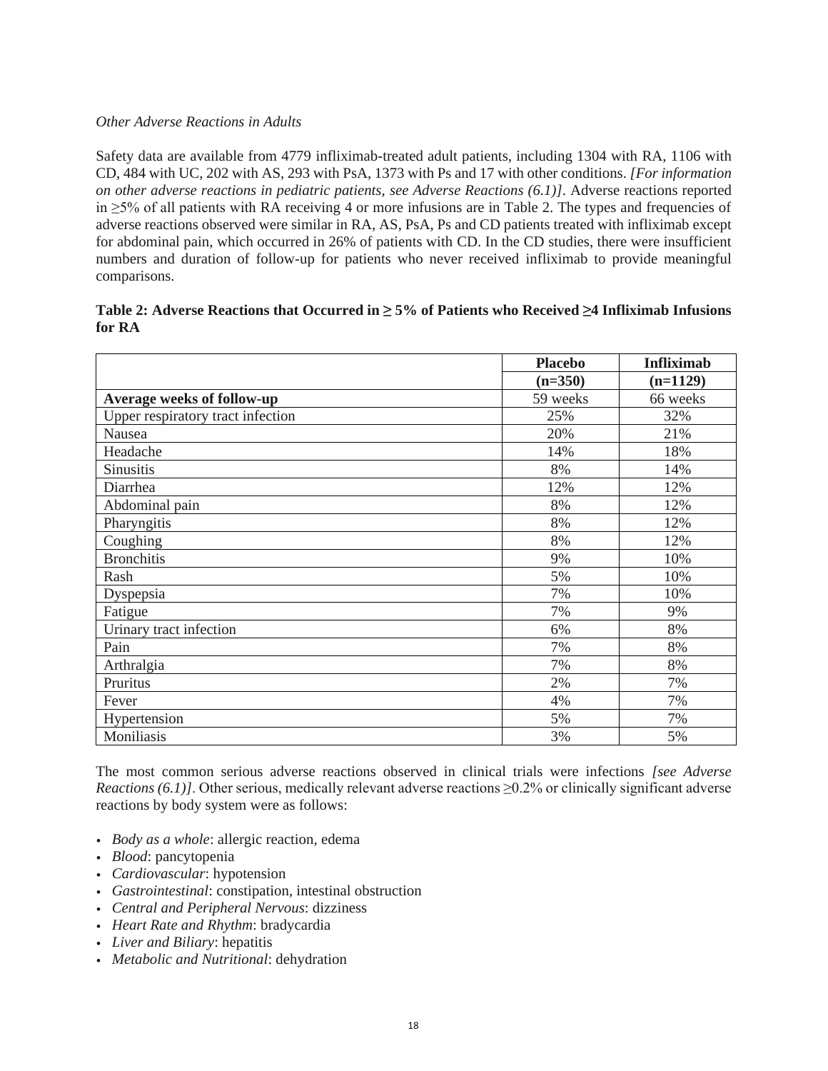*Other Adverse Reactions in Adults*

Safety data are available from 4779 infliximab-treated adult patients, including 1304 with RA, 1106 with CD, 484 with UC, 202 with AS, 293 with PsA, 1373 with Ps and 17 with other conditions. *[For information on other adverse reactions in pediatric patients, see Adverse Reactions (6.1)].* Adverse reactions reported in ≥5% of all patients with RA receiving 4 or more infusions are in Table 2. The types and frequencies of adverse reactions observed were similar in RA, AS, PsA, Ps and CD patients treated with infliximab except for abdominal pain, which occurred in 26% of patients with CD. In the CD studies, there were insufficient numbers and duration of follow-up for patients who never received infliximab to provide meaningful comparisons.

**Table 2: Adverse Reactions that Occurred in ≥ 5% of Patients who Received ≥4 Infliximab Infusions for RA**

| | **Placebo (n=350)** | **Infliximab (n=1129)** |
|---|---|---|
| **Average weeks of follow-up** | 59 weeks | 66 weeks |
| Upper respiratory tract infection | 25% | 32% |
| Nausea | 20% | 21% |
| Headache | 14% | 18% |
| Sinusitis | 8% | 14% |
| Diarrhea | 12% | 12% |
| Abdominal pain | 8% | 12% |
| Pharyngitis | 8% | 12% |
| Coughing | 8% | 12% |
| Bronchitis | 9% | 10% |
| Rash | 5% | 10% |
| Dyspepsia | 7% | 10% |
| Fatigue | 7% | 9% |
| Urinary tract infection | 6% | 8% |
| Pain | 7% | 8% |
| Arthralgia | 7% | 8% |
| Pruritus | 2% | 7% |
| Fever | 4% | 7% |
| Hypertension | 5% | 7% |
| Moniliasis | 3% | 5% |

The most common serious adverse reactions observed in clinical trials were infections *[see Adverse Reactions (6.1)]*. Other serious, medically relevant adverse reactions ≥0.2% or clinically significant adverse reactions by body system were as follows:

- *Body as a whole*: allergic reaction, edema
- *Blood*: pancytopenia
- *Cardiovascular*: hypotension
- *Gastrointestinal*: constipation, intestinal obstruction
- *Central and Peripheral Nervous*: dizziness
- *Heart Rate and Rhythm*: bradycardia
- *Liver and Biliary*: hepatitis
- *Metabolic and Nutritional*: dehydration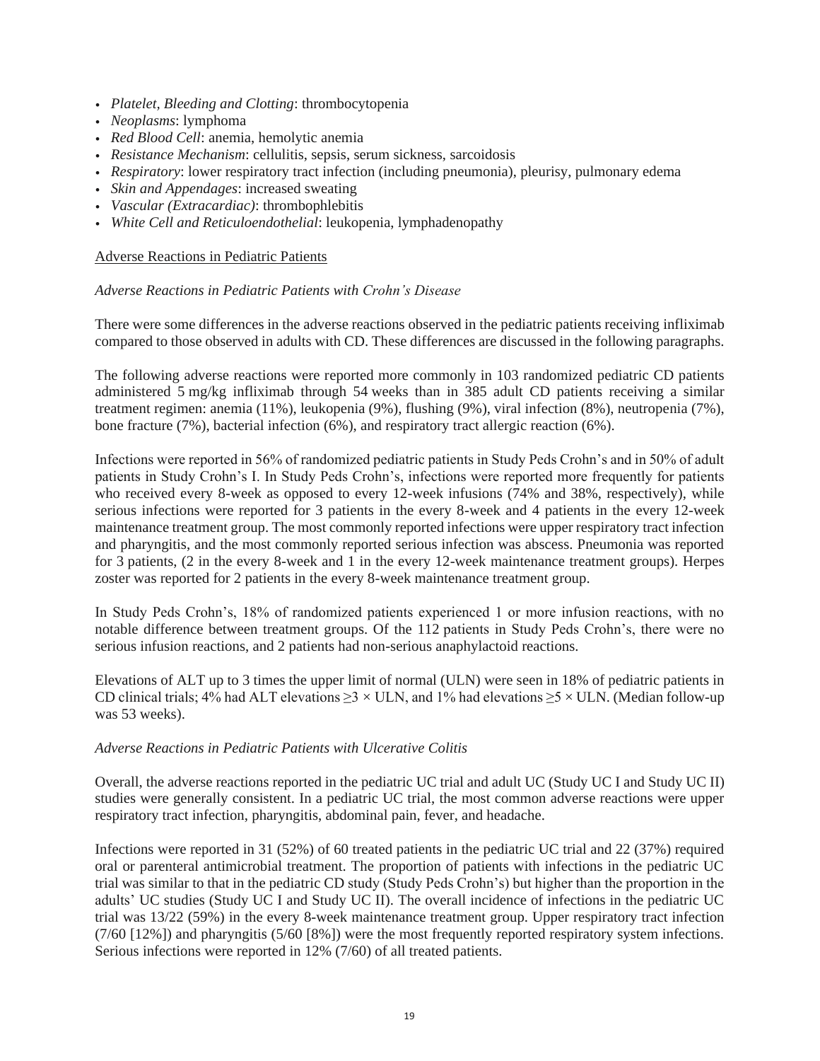- *Platelet, Bleeding and Clotting*: thrombocytopenia
- *Neoplasms*: lymphoma
- *Red Blood Cell*: anemia, hemolytic anemia
- *Resistance Mechanism*: cellulitis, sepsis, serum sickness, sarcoidosis
- *Respiratory*: lower respiratory tract infection (including pneumonia), pleurisy, pulmonary edema
- *Skin and Appendages*: increased sweating
- *Vascular (Extracardiac)*: thrombophlebitis
- *White Cell and Reticuloendothelial*: leukopenia, lymphadenopathy

Adverse Reactions in Pediatric Patients

*Adverse Reactions in Pediatric Patients with Crohn's Disease*

There were some differences in the adverse reactions observed in the pediatric patients receiving infliximab compared to those observed in adults with CD. These differences are discussed in the following paragraphs.

The following adverse reactions were reported more commonly in 103 randomized pediatric CD patients administered 5 mg/kg infliximab through 54 weeks than in 385 adult CD patients receiving a similar treatment regimen: anemia (11%), leukopenia (9%), flushing (9%), viral infection (8%), neutropenia (7%), bone fracture (7%), bacterial infection (6%), and respiratory tract allergic reaction (6%).

Infections were reported in 56% of randomized pediatric patients in Study Peds Crohn's and in 50% of adult patients in Study Crohn's I. In Study Peds Crohn's, infections were reported more frequently for patients who received every 8-week as opposed to every 12-week infusions (74% and 38%, respectively), while serious infections were reported for 3 patients in the every 8-week and 4 patients in the every 12-week maintenance treatment group. The most commonly reported infections were upper respiratory tract infection and pharyngitis, and the most commonly reported serious infection was abscess. Pneumonia was reported for 3 patients, (2 in the every 8-week and 1 in the every 12-week maintenance treatment groups). Herpes zoster was reported for 2 patients in the every 8-week maintenance treatment group.

In Study Peds Crohn's, 18% of randomized patients experienced 1 or more infusion reactions, with no notable difference between treatment groups. Of the 112 patients in Study Peds Crohn's, there were no serious infusion reactions, and 2 patients had non-serious anaphylactoid reactions.

Elevations of ALT up to 3 times the upper limit of normal (ULN) were seen in 18% of pediatric patients in CD clinical trials; 4% had ALT elevations $\geq 3 \times$ ULN, and 1% had elevations $\geq 5 \times$ ULN. (Median follow-up was 53 weeks).

*Adverse Reactions in Pediatric Patients with Ulcerative Colitis*

Overall, the adverse reactions reported in the pediatric UC trial and adult UC (Study UC I and Study UC II) studies were generally consistent. In a pediatric UC trial, the most common adverse reactions were upper respiratory tract infection, pharyngitis, abdominal pain, fever, and headache.

Infections were reported in 31 (52%) of 60 treated patients in the pediatric UC trial and 22 (37%) required oral or parenteral antimicrobial treatment. The proportion of patients with infections in the pediatric UC trial was similar to that in the pediatric CD study (Study Peds Crohn's) but higher than the proportion in the adults' UC studies (Study UC I and Study UC II). The overall incidence of infections in the pediatric UC trial was 13/22 (59%) in the every 8-week maintenance treatment group. Upper respiratory tract infection (7/60 [12%]) and pharyngitis (5/60 [8%]) were the most frequently reported respiratory system infections. Serious infections were reported in 12% (7/60) of all treated patients.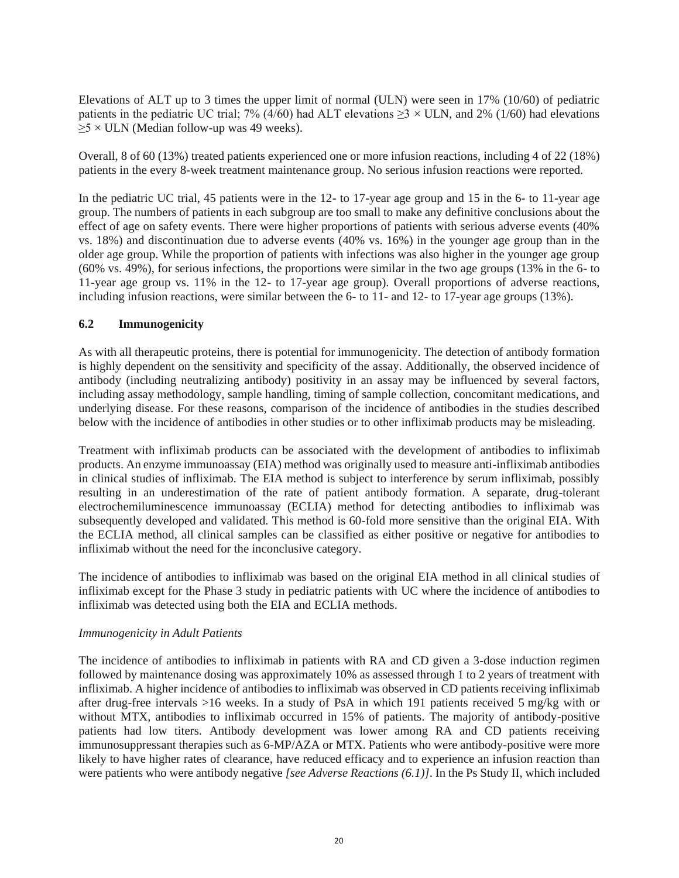Elevations of ALT up to 3 times the upper limit of normal (ULN) were seen in 17% (10/60) of pediatric patients in the pediatric UC trial; 7% (4/60) had ALT elevations ≥3 × ULN, and 2% (1/60) had elevations ≥5 × ULN (Median follow-up was 49 weeks).

Overall, 8 of 60 (13%) treated patients experienced one or more infusion reactions, including 4 of 22 (18%) patients in the every 8-week treatment maintenance group. No serious infusion reactions were reported.

In the pediatric UC trial, 45 patients were in the 12- to 17-year age group and 15 in the 6- to 11-year age group. The numbers of patients in each subgroup are too small to make any definitive conclusions about the effect of age on safety events. There were higher proportions of patients with serious adverse events (40% vs. 18%) and discontinuation due to adverse events (40% vs. 16%) in the younger age group than in the older age group. While the proportion of patients with infections was also higher in the younger age group (60% vs. 49%), for serious infections, the proportions were similar in the two age groups (13% in the 6- to 11-year age group vs. 11% in the 12- to 17-year age group). Overall proportions of adverse reactions, including infusion reactions, were similar between the 6- to 11- and 12- to 17-year age groups (13%).

### 6.2 Immunogenicity

As with all therapeutic proteins, there is potential for immunogenicity. The detection of antibody formation is highly dependent on the sensitivity and specificity of the assay. Additionally, the observed incidence of antibody (including neutralizing antibody) positivity in an assay may be influenced by several factors, including assay methodology, sample handling, timing of sample collection, concomitant medications, and underlying disease. For these reasons, comparison of the incidence of antibodies in the studies described below with the incidence of antibodies in other studies or to other infliximab products may be misleading.

Treatment with infliximab products can be associated with the development of antibodies to infliximab products. An enzyme immunoassay (EIA) method was originally used to measure anti-infliximab antibodies in clinical studies of infliximab. The EIA method is subject to interference by serum infliximab, possibly resulting in an underestimation of the rate of patient antibody formation. A separate, drug-tolerant electrochemiluminescence immunoassay (ECLIA) method for detecting antibodies to infliximab was subsequently developed and validated. This method is 60-fold more sensitive than the original EIA. With the ECLIA method, all clinical samples can be classified as either positive or negative for antibodies to infliximab without the need for the inconclusive category.

The incidence of antibodies to infliximab was based on the original EIA method in all clinical studies of infliximab except for the Phase 3 study in pediatric patients with UC where the incidence of antibodies to infliximab was detected using both the EIA and ECLIA methods.

*Immunogenicity in Adult Patients*

The incidence of antibodies to infliximab in patients with RA and CD given a 3-dose induction regimen followed by maintenance dosing was approximately 10% as assessed through 1 to 2 years of treatment with infliximab. A higher incidence of antibodies to infliximab was observed in CD patients receiving infliximab after drug-free intervals >16 weeks. In a study of PsA in which 191 patients received 5 mg/kg with or without MTX, antibodies to infliximab occurred in 15% of patients. The majority of antibody-positive patients had low titers. Antibody development was lower among RA and CD patients receiving immunosuppressant therapies such as 6-MP/AZA or MTX. Patients who were antibody-positive were more likely to have higher rates of clearance, have reduced efficacy and to experience an infusion reaction than were patients who were antibody negative *[see Adverse Reactions (6.1)]*. In the Ps Study II, which included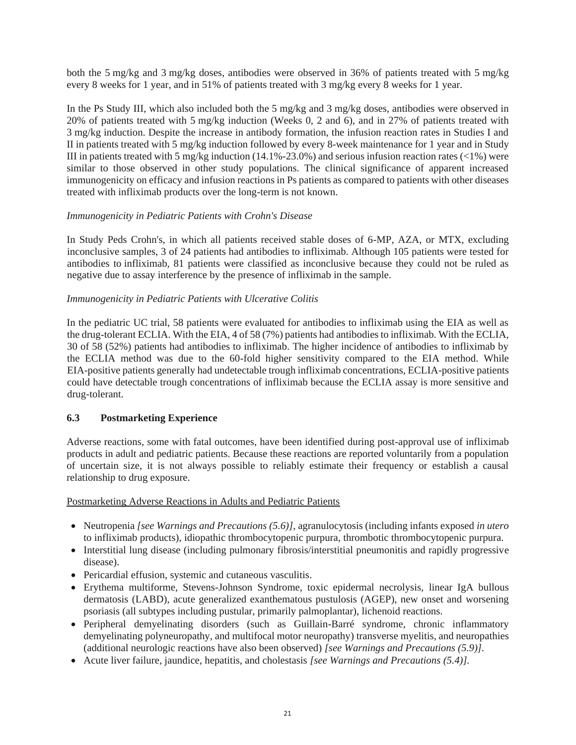both the 5 mg/kg and 3 mg/kg doses, antibodies were observed in 36% of patients treated with 5 mg/kg every 8 weeks for 1 year, and in 51% of patients treated with 3 mg/kg every 8 weeks for 1 year.

In the Ps Study III, which also included both the 5 mg/kg and 3 mg/kg doses, antibodies were observed in 20% of patients treated with 5 mg/kg induction (Weeks 0, 2 and 6), and in 27% of patients treated with 3 mg/kg induction. Despite the increase in antibody formation, the infusion reaction rates in Studies I and II in patients treated with 5 mg/kg induction followed by every 8-week maintenance for 1 year and in Study III in patients treated with 5 mg/kg induction (14.1%-23.0%) and serious infusion reaction rates (<1%) were similar to those observed in other study populations. The clinical significance of apparent increased immunogenicity on efficacy and infusion reactions in Ps patients as compared to patients with other diseases treated with infliximab products over the long-term is not known.

*Immunogenicity in Pediatric Patients with Crohn's Disease*

In Study Peds Crohn's, in which all patients received stable doses of 6-MP, AZA, or MTX, excluding inconclusive samples, 3 of 24 patients had antibodies to infliximab. Although 105 patients were tested for antibodies to infliximab, 81 patients were classified as inconclusive because they could not be ruled as negative due to assay interference by the presence of infliximab in the sample.

*Immunogenicity in Pediatric Patients with Ulcerative Colitis*

In the pediatric UC trial, 58 patients were evaluated for antibodies to infliximab using the EIA as well as the drug-tolerant ECLIA. With the EIA, 4 of 58 (7%) patients had antibodies to infliximab. With the ECLIA, 30 of 58 (52%) patients had antibodies to infliximab. The higher incidence of antibodies to infliximab by the ECLIA method was due to the 60-fold higher sensitivity compared to the EIA method. While EIA-positive patients generally had undetectable trough infliximab concentrations, ECLIA-positive patients could have detectable trough concentrations of infliximab because the ECLIA assay is more sensitive and drug-tolerant.

### 6.3 Postmarketing Experience

Adverse reactions, some with fatal outcomes, have been identified during post-approval use of infliximab products in adult and pediatric patients. Because these reactions are reported voluntarily from a population of uncertain size, it is not always possible to reliably estimate their frequency or establish a causal relationship to drug exposure.

<u>Postmarketing Adverse Reactions in Adults and Pediatric Patients</u>

- Neutropenia *[see Warnings and Precautions (5.6)]*, agranulocytosis (including infants exposed *in utero* to infliximab products), idiopathic thrombocytopenic purpura, thrombotic thrombocytopenic purpura.
- Interstitial lung disease (including pulmonary fibrosis/interstitial pneumonitis and rapidly progressive disease).
- Pericardial effusion, systemic and cutaneous vasculitis.
- Erythema multiforme, Stevens-Johnson Syndrome, toxic epidermal necrolysis, linear IgA bullous dermatosis (LABD), acute generalized exanthematous pustulosis (AGEP), new onset and worsening psoriasis (all subtypes including pustular, primarily palmoplantar), lichenoid reactions.
- Peripheral demyelinating disorders (such as Guillain-Barré syndrome, chronic inflammatory demyelinating polyneuropathy, and multifocal motor neuropathy) transverse myelitis, and neuropathies (additional neurologic reactions have also been observed) *[see Warnings and Precautions (5.9)]*.
- Acute liver failure, jaundice, hepatitis, and cholestasis *[see Warnings and Precautions (5.4)]*.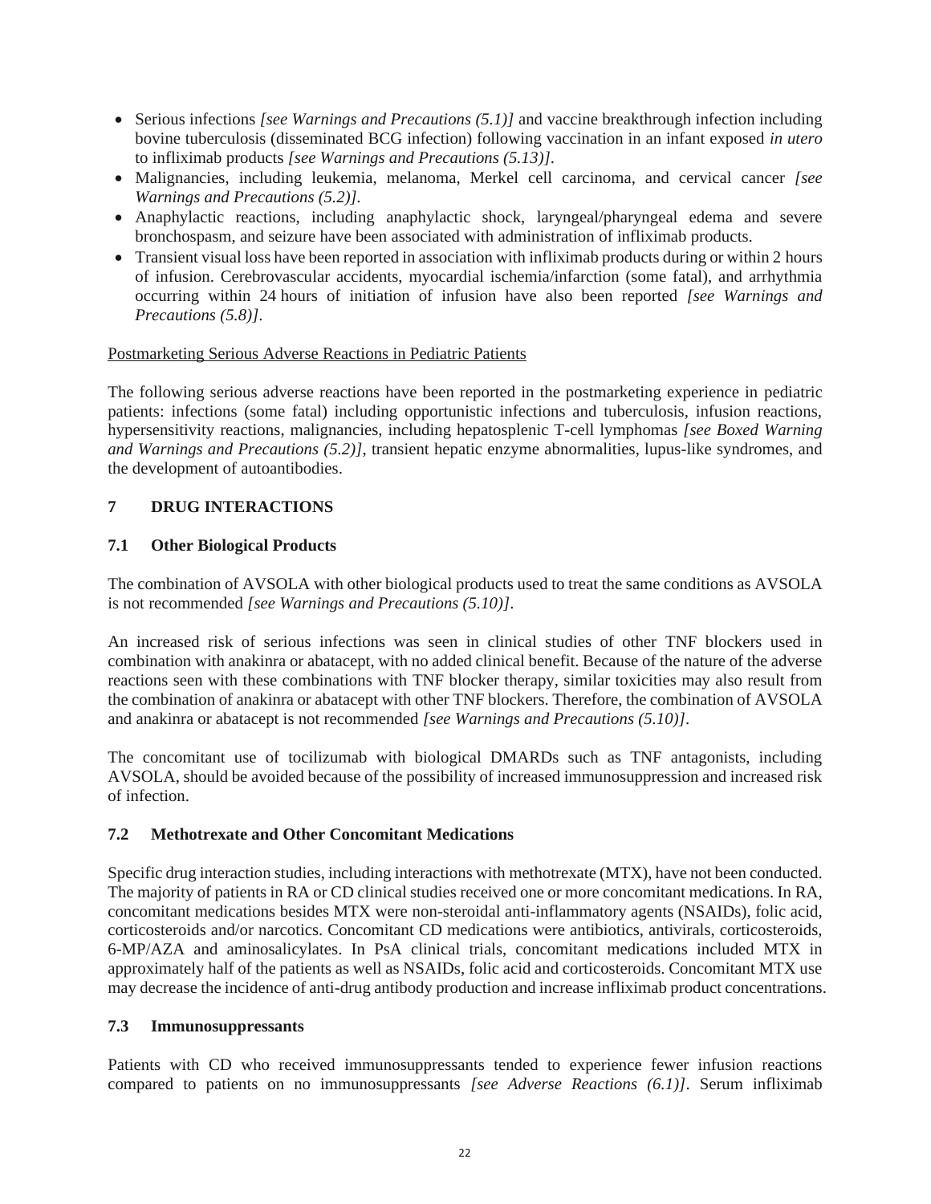- Serious infections *[see Warnings and Precautions (5.1)]* and vaccine breakthrough infection including bovine tuberculosis (disseminated BCG infection) following vaccination in an infant exposed *in utero* to infliximab products *[see Warnings and Precautions (5.13)]*.
- Malignancies, including leukemia, melanoma, Merkel cell carcinoma, and cervical cancer *[see Warnings and Precautions (5.2)]*.
- Anaphylactic reactions, including anaphylactic shock, laryngeal/pharyngeal edema and severe bronchospasm, and seizure have been associated with administration of infliximab products.
- Transient visual loss have been reported in association with infliximab products during or within 2 hours of infusion. Cerebrovascular accidents, myocardial ischemia/infarction (some fatal), and arrhythmia occurring within 24 hours of initiation of infusion have also been reported *[see Warnings and Precautions (5.8)]*.

Postmarketing Serious Adverse Reactions in Pediatric Patients

The following serious adverse reactions have been reported in the postmarketing experience in pediatric patients: infections (some fatal) including opportunistic infections and tuberculosis, infusion reactions, hypersensitivity reactions, malignancies, including hepatosplenic T-cell lymphomas *[see Boxed Warning and Warnings and Precautions (5.2)]*, transient hepatic enzyme abnormalities, lupus-like syndromes, and the development of autoantibodies.

## 7 DRUG INTERACTIONS

### 7.1 Other Biological Products

The combination of AVSOLA with other biological products used to treat the same conditions as AVSOLA is not recommended *[see Warnings and Precautions (5.10)]*.

An increased risk of serious infections was seen in clinical studies of other TNF blockers used in combination with anakinra or abatacept, with no added clinical benefit. Because of the nature of the adverse reactions seen with these combinations with TNF blocker therapy, similar toxicities may also result from the combination of anakinra or abatacept with other TNF blockers. Therefore, the combination of AVSOLA and anakinra or abatacept is not recommended *[see Warnings and Precautions (5.10)]*.

The concomitant use of tocilizumab with biological DMARDs such as TNF antagonists, including AVSOLA, should be avoided because of the possibility of increased immunosuppression and increased risk of infection.

### 7.2 Methotrexate and Other Concomitant Medications

Specific drug interaction studies, including interactions with methotrexate (MTX), have not been conducted. The majority of patients in RA or CD clinical studies received one or more concomitant medications. In RA, concomitant medications besides MTX were non-steroidal anti-inflammatory agents (NSAIDs), folic acid, corticosteroids and/or narcotics. Concomitant CD medications were antibiotics, antivirals, corticosteroids, 6-MP/AZA and aminosalicylates. In PsA clinical trials, concomitant medications included MTX in approximately half of the patients as well as NSAIDs, folic acid and corticosteroids. Concomitant MTX use may decrease the incidence of anti-drug antibody production and increase infliximab product concentrations.

### 7.3 Immunosuppressants

Patients with CD who received immunosuppressants tended to experience fewer infusion reactions compared to patients on no immunosuppressants *[see Adverse Reactions (6.1)]*. Serum infliximab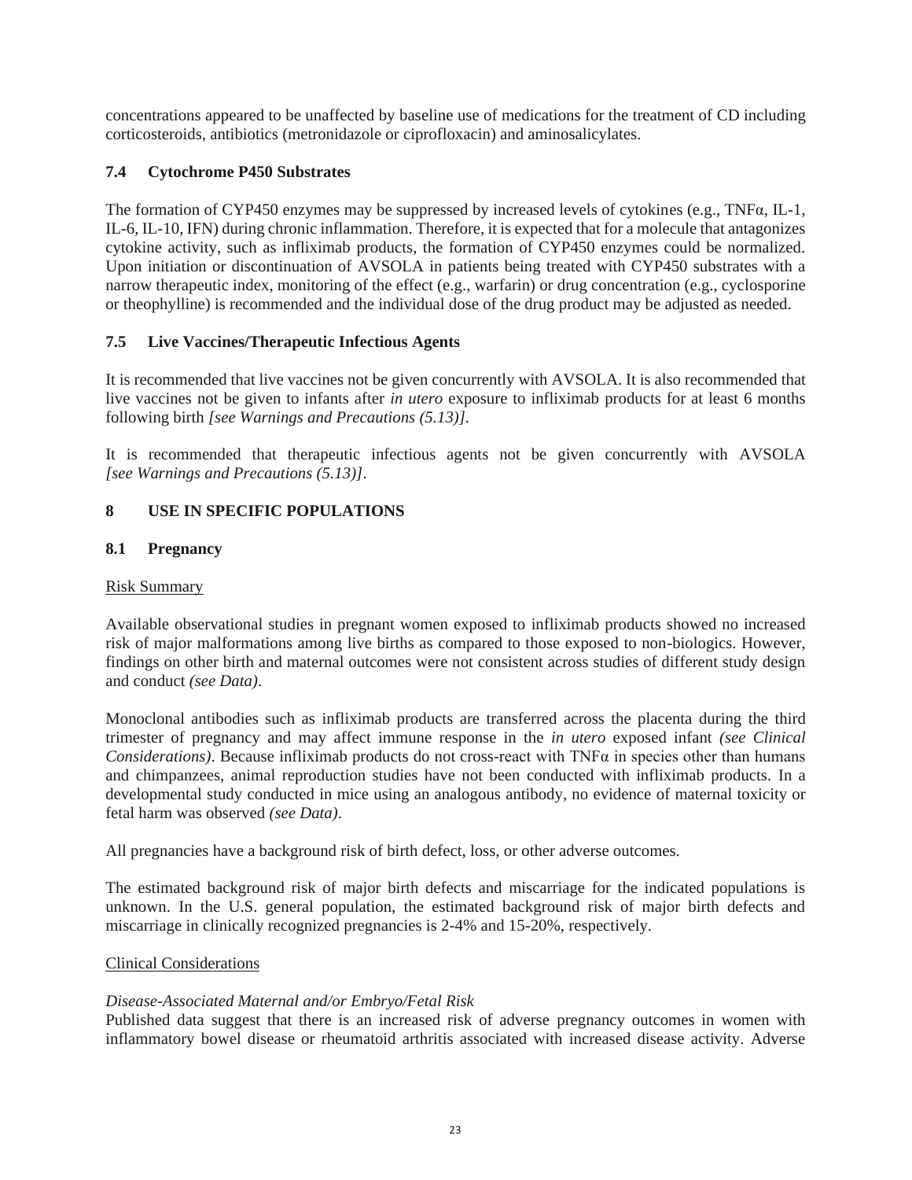concentrations appeared to be unaffected by baseline use of medications for the treatment of CD including corticosteroids, antibiotics (metronidazole or ciprofloxacin) and aminosalicylates.

### 7.4 Cytochrome P450 Substrates

The formation of CYP450 enzymes may be suppressed by increased levels of cytokines (e.g., TNFα, IL-1, IL-6, IL-10, IFN) during chronic inflammation. Therefore, it is expected that for a molecule that antagonizes cytokine activity, such as infliximab products, the formation of CYP450 enzymes could be normalized. Upon initiation or discontinuation of AVSOLA in patients being treated with CYP450 substrates with a narrow therapeutic index, monitoring of the effect (e.g., warfarin) or drug concentration (e.g., cyclosporine or theophylline) is recommended and the individual dose of the drug product may be adjusted as needed.

### 7.5 Live Vaccines/Therapeutic Infectious Agents

It is recommended that live vaccines not be given concurrently with AVSOLA. It is also recommended that live vaccines not be given to infants after *in utero* exposure to infliximab products for at least 6 months following birth *[see Warnings and Precautions (5.13)]*.

It is recommended that therapeutic infectious agents not be given concurrently with AVSOLA *[see Warnings and Precautions (5.13)]*.

## 8 USE IN SPECIFIC POPULATIONS

### 8.1 Pregnancy

Risk Summary

Available observational studies in pregnant women exposed to infliximab products showed no increased risk of major malformations among live births as compared to those exposed to non-biologics. However, findings on other birth and maternal outcomes were not consistent across studies of different study design and conduct *(see Data)*.

Monoclonal antibodies such as infliximab products are transferred across the placenta during the third trimester of pregnancy and may affect immune response in the *in utero* exposed infant *(see Clinical Considerations)*. Because infliximab products do not cross-react with TNFα in species other than humans and chimpanzees, animal reproduction studies have not been conducted with infliximab products. In a developmental study conducted in mice using an analogous antibody, no evidence of maternal toxicity or fetal harm was observed *(see Data)*.

All pregnancies have a background risk of birth defect, loss, or other adverse outcomes.

The estimated background risk of major birth defects and miscarriage for the indicated populations is unknown. In the U.S. general population, the estimated background risk of major birth defects and miscarriage in clinically recognized pregnancies is 2-4% and 15-20%, respectively.

Clinical Considerations

*Disease-Associated Maternal and/or Embryo/Fetal Risk*

Published data suggest that there is an increased risk of adverse pregnancy outcomes in women with inflammatory bowel disease or rheumatoid arthritis associated with increased disease activity. Adverse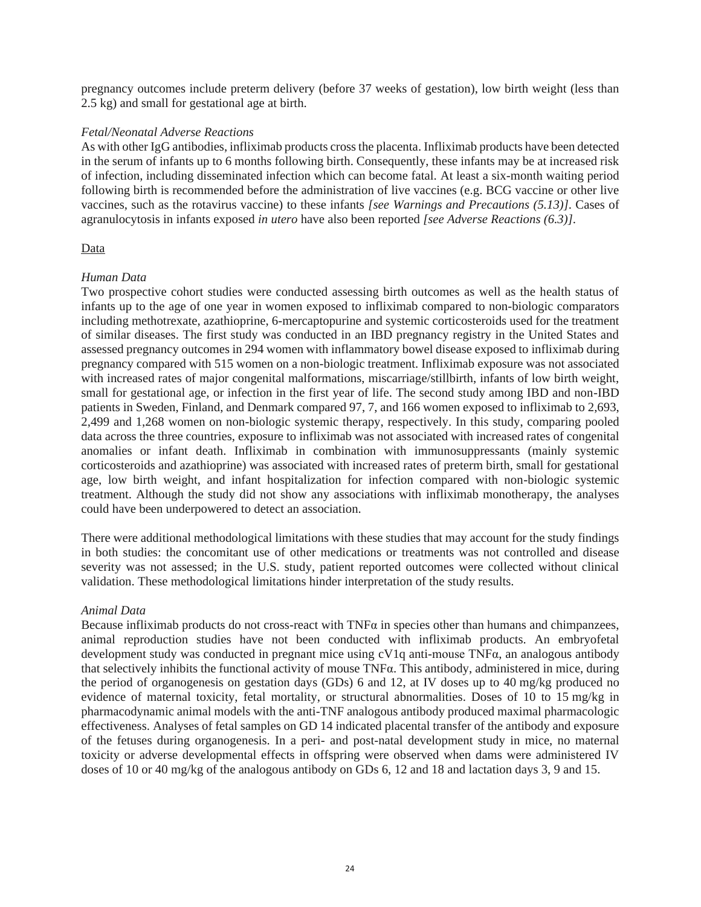pregnancy outcomes include preterm delivery (before 37 weeks of gestation), low birth weight (less than 2.5 kg) and small for gestational age at birth.

*Fetal/Neonatal Adverse Reactions*

As with other IgG antibodies, infliximab products cross the placenta. Infliximab products have been detected in the serum of infants up to 6 months following birth. Consequently, these infants may be at increased risk of infection, including disseminated infection which can become fatal. At least a six-month waiting period following birth is recommended before the administration of live vaccines (e.g. BCG vaccine or other live vaccines, such as the rotavirus vaccine) to these infants *[see Warnings and Precautions (5.13)]*. Cases of agranulocytosis in infants exposed *in utero* have also been reported *[see Adverse Reactions (6.3)]*.

Data

*Human Data*

Two prospective cohort studies were conducted assessing birth outcomes as well as the health status of infants up to the age of one year in women exposed to infliximab compared to non-biologic comparators including methotrexate, azathioprine, 6-mercaptopurine and systemic corticosteroids used for the treatment of similar diseases. The first study was conducted in an IBD pregnancy registry in the United States and assessed pregnancy outcomes in 294 women with inflammatory bowel disease exposed to infliximab during pregnancy compared with 515 women on a non-biologic treatment. Infliximab exposure was not associated with increased rates of major congenital malformations, miscarriage/stillbirth, infants of low birth weight, small for gestational age, or infection in the first year of life. The second study among IBD and non-IBD patients in Sweden, Finland, and Denmark compared 97, 7, and 166 women exposed to infliximab to 2,693, 2,499 and 1,268 women on non-biologic systemic therapy, respectively. In this study, comparing pooled data across the three countries, exposure to infliximab was not associated with increased rates of congenital anomalies or infant death. Infliximab in combination with immunosuppressants (mainly systemic corticosteroids and azathioprine) was associated with increased rates of preterm birth, small for gestational age, low birth weight, and infant hospitalization for infection compared with non-biologic systemic treatment. Although the study did not show any associations with infliximab monotherapy, the analyses could have been underpowered to detect an association.

There were additional methodological limitations with these studies that may account for the study findings in both studies: the concomitant use of other medications or treatments was not controlled and disease severity was not assessed; in the U.S. study, patient reported outcomes were collected without clinical validation. These methodological limitations hinder interpretation of the study results.

*Animal Data*

Because infliximab products do not cross-react with TNFα in species other than humans and chimpanzees, animal reproduction studies have not been conducted with infliximab products. An embryofetal development study was conducted in pregnant mice using cV1q anti-mouse TNFα, an analogous antibody that selectively inhibits the functional activity of mouse TNFα. This antibody, administered in mice, during the period of organogenesis on gestation days (GDs) 6 and 12, at IV doses up to 40 mg/kg produced no evidence of maternal toxicity, fetal mortality, or structural abnormalities. Doses of 10 to 15 mg/kg in pharmacodynamic animal models with the anti-TNF analogous antibody produced maximal pharmacologic effectiveness. Analyses of fetal samples on GD 14 indicated placental transfer of the antibody and exposure of the fetuses during organogenesis. In a peri- and post-natal development study in mice, no maternal toxicity or adverse developmental effects in offspring were observed when dams were administered IV doses of 10 or 40 mg/kg of the analogous antibody on GDs 6, 12 and 18 and lactation days 3, 9 and 15.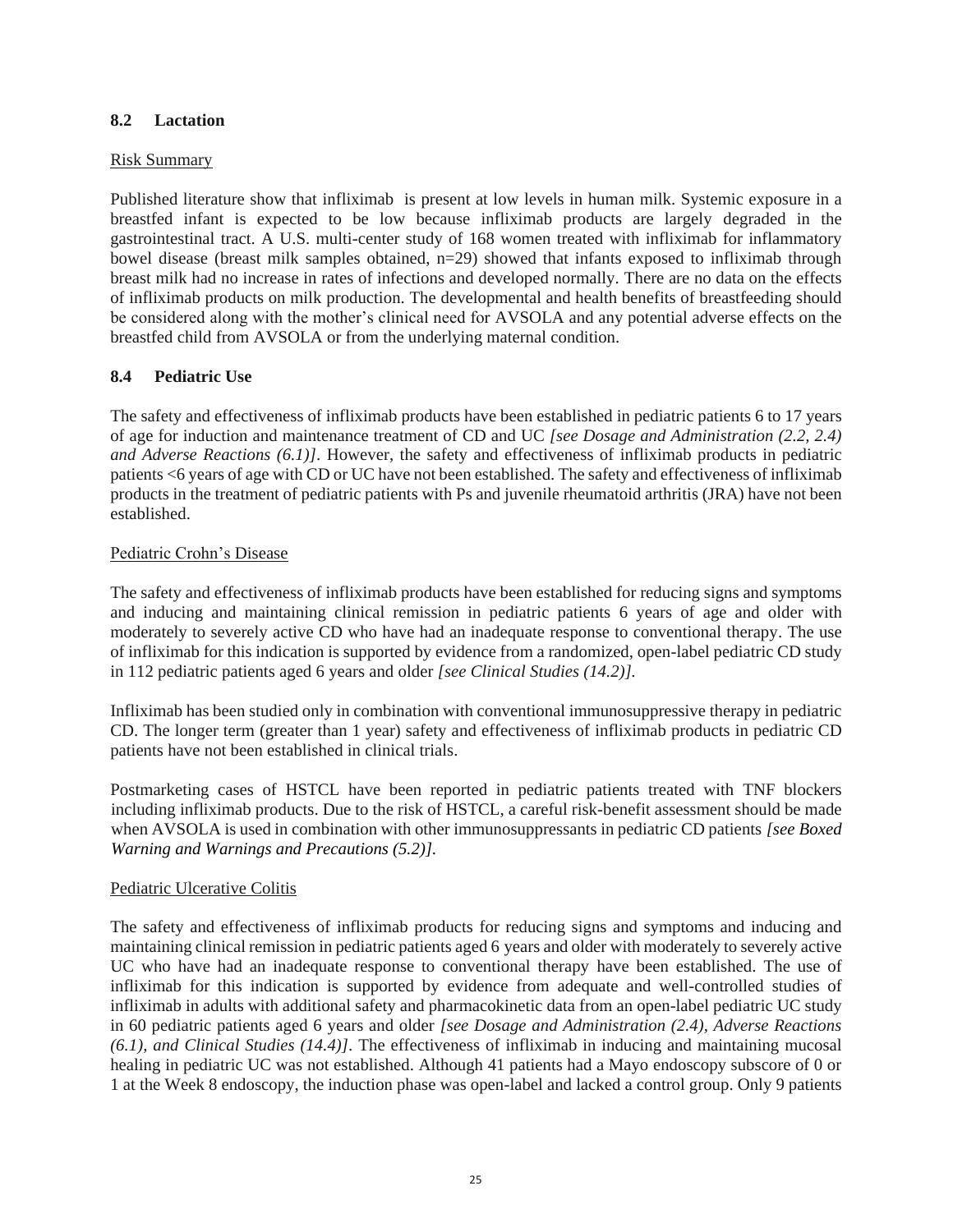### 8.2 Lactation

Risk Summary

Published literature show that infliximab is present at low levels in human milk. Systemic exposure in a breastfed infant is expected to be low because infliximab products are largely degraded in the gastrointestinal tract. A U.S. multi-center study of 168 women treated with infliximab for inflammatory bowel disease (breast milk samples obtained, n=29) showed that infants exposed to infliximab through breast milk had no increase in rates of infections and developed normally. There are no data on the effects of infliximab products on milk production. The developmental and health benefits of breastfeeding should be considered along with the mother's clinical need for AVSOLA and any potential adverse effects on the breastfed child from AVSOLA or from the underlying maternal condition.

### 8.4 Pediatric Use

The safety and effectiveness of infliximab products have been established in pediatric patients 6 to 17 years of age for induction and maintenance treatment of CD and UC *[see Dosage and Administration (2.2, 2.4) and Adverse Reactions (6.1)]*. However, the safety and effectiveness of infliximab products in pediatric patients <6 years of age with CD or UC have not been established. The safety and effectiveness of infliximab products in the treatment of pediatric patients with Ps and juvenile rheumatoid arthritis (JRA) have not been established.

Pediatric Crohn's Disease

The safety and effectiveness of infliximab products have been established for reducing signs and symptoms and inducing and maintaining clinical remission in pediatric patients 6 years of age and older with moderately to severely active CD who have had an inadequate response to conventional therapy. The use of infliximab for this indication is supported by evidence from a randomized, open-label pediatric CD study in 112 pediatric patients aged 6 years and older *[see Clinical Studies (14.2)]*.

Infliximab has been studied only in combination with conventional immunosuppressive therapy in pediatric CD. The longer term (greater than 1 year) safety and effectiveness of infliximab products in pediatric CD patients have not been established in clinical trials.

Postmarketing cases of HSTCL have been reported in pediatric patients treated with TNF blockers including infliximab products. Due to the risk of HSTCL, a careful risk-benefit assessment should be made when AVSOLA is used in combination with other immunosuppressants in pediatric CD patients *[see Boxed Warning and Warnings and Precautions (5.2)]*.

Pediatric Ulcerative Colitis

The safety and effectiveness of infliximab products for reducing signs and symptoms and inducing and maintaining clinical remission in pediatric patients aged 6 years and older with moderately to severely active UC who have had an inadequate response to conventional therapy have been established. The use of infliximab for this indication is supported by evidence from adequate and well-controlled studies of infliximab in adults with additional safety and pharmacokinetic data from an open-label pediatric UC study in 60 pediatric patients aged 6 years and older *[see Dosage and Administration (2.4), Adverse Reactions (6.1), and Clinical Studies (14.4)]*. The effectiveness of infliximab in inducing and maintaining mucosal healing in pediatric UC was not established. Although 41 patients had a Mayo endoscopy subscore of 0 or 1 at the Week 8 endoscopy, the induction phase was open-label and lacked a control group. Only 9 patients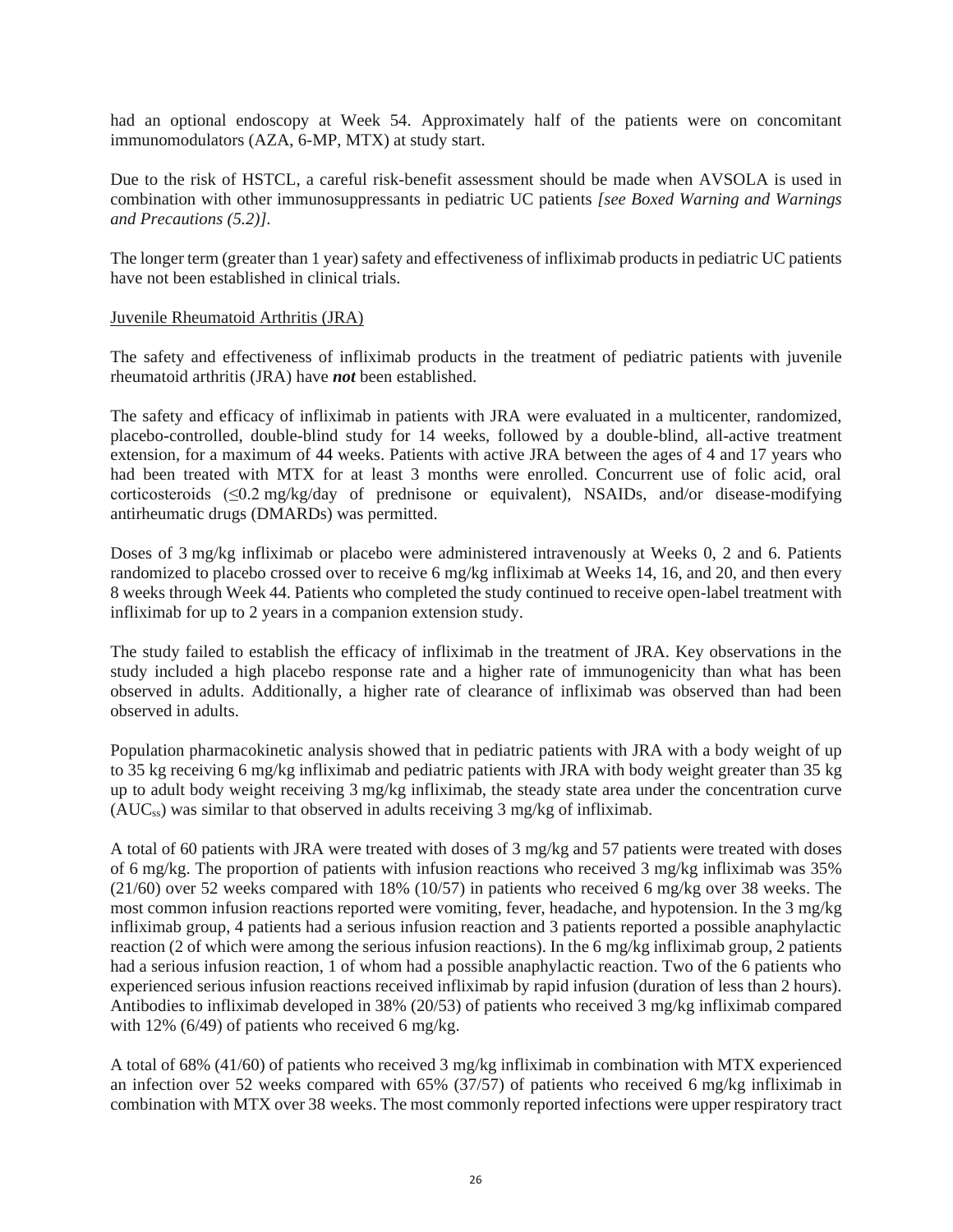had an optional endoscopy at Week 54. Approximately half of the patients were on concomitant immunomodulators (AZA, 6-MP, MTX) at study start.

Due to the risk of HSTCL, a careful risk-benefit assessment should be made when AVSOLA is used in combination with other immunosuppressants in pediatric UC patients *[see Boxed Warning and Warnings and Precautions (5.2)]*.

The longer term (greater than 1 year) safety and effectiveness of infliximab products in pediatric UC patients have not been established in clinical trials.

Juvenile Rheumatoid Arthritis (JRA)

The safety and effectiveness of infliximab products in the treatment of pediatric patients with juvenile rheumatoid arthritis (JRA) have ***not*** been established.

The safety and efficacy of infliximab in patients with JRA were evaluated in a multicenter, randomized, placebo-controlled, double-blind study for 14 weeks, followed by a double-blind, all-active treatment extension, for a maximum of 44 weeks. Patients with active JRA between the ages of 4 and 17 years who had been treated with MTX for at least 3 months were enrolled. Concurrent use of folic acid, oral corticosteroids (≤0.2 mg/kg/day of prednisone or equivalent), NSAIDs, and/or disease-modifying antirheumatic drugs (DMARDs) was permitted.

Doses of 3 mg/kg infliximab or placebo were administered intravenously at Weeks 0, 2 and 6. Patients randomized to placebo crossed over to receive 6 mg/kg infliximab at Weeks 14, 16, and 20, and then every 8 weeks through Week 44. Patients who completed the study continued to receive open-label treatment with infliximab for up to 2 years in a companion extension study.

The study failed to establish the efficacy of infliximab in the treatment of JRA. Key observations in the study included a high placebo response rate and a higher rate of immunogenicity than what has been observed in adults. Additionally, a higher rate of clearance of infliximab was observed than had been observed in adults.

Population pharmacokinetic analysis showed that in pediatric patients with JRA with a body weight of up to 35 kg receiving 6 mg/kg infliximab and pediatric patients with JRA with body weight greater than 35 kg up to adult body weight receiving 3 mg/kg infliximab, the steady state area under the concentration curve ($AUC_{ss}$) was similar to that observed in adults receiving 3 mg/kg of infliximab.

A total of 60 patients with JRA were treated with doses of 3 mg/kg and 57 patients were treated with doses of 6 mg/kg. The proportion of patients with infusion reactions who received 3 mg/kg infliximab was 35% (21/60) over 52 weeks compared with 18% (10/57) in patients who received 6 mg/kg over 38 weeks. The most common infusion reactions reported were vomiting, fever, headache, and hypotension. In the 3 mg/kg infliximab group, 4 patients had a serious infusion reaction and 3 patients reported a possible anaphylactic reaction (2 of which were among the serious infusion reactions). In the 6 mg/kg infliximab group, 2 patients had a serious infusion reaction, 1 of whom had a possible anaphylactic reaction. Two of the 6 patients who experienced serious infusion reactions received infliximab by rapid infusion (duration of less than 2 hours). Antibodies to infliximab developed in 38% (20/53) of patients who received 3 mg/kg infliximab compared with 12% (6/49) of patients who received 6 mg/kg.

A total of 68% (41/60) of patients who received 3 mg/kg infliximab in combination with MTX experienced an infection over 52 weeks compared with 65% (37/57) of patients who received 6 mg/kg infliximab in combination with MTX over 38 weeks. The most commonly reported infections were upper respiratory tract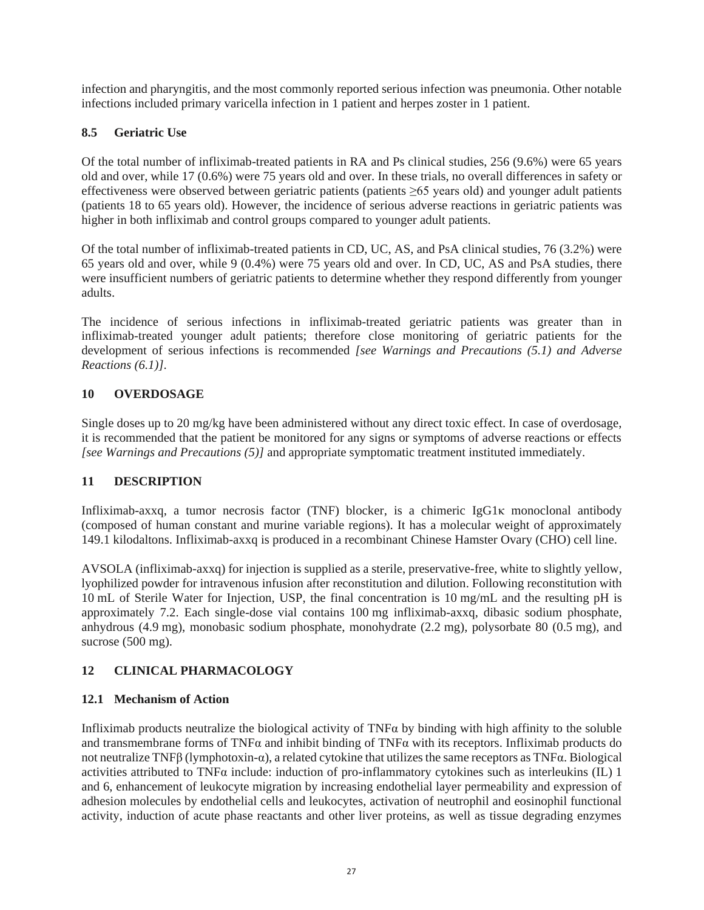infection and pharyngitis, and the most commonly reported serious infection was pneumonia. Other notable infections included primary varicella infection in 1 patient and herpes zoster in 1 patient.

### 8.5 Geriatric Use

Of the total number of infliximab-treated patients in RA and Ps clinical studies, 256 (9.6%) were 65 years old and over, while 17 (0.6%) were 75 years old and over. In these trials, no overall differences in safety or effectiveness were observed between geriatric patients (patients ≥65 years old) and younger adult patients (patients 18 to 65 years old). However, the incidence of serious adverse reactions in geriatric patients was higher in both infliximab and control groups compared to younger adult patients.

Of the total number of infliximab-treated patients in CD, UC, AS, and PsA clinical studies, 76 (3.2%) were 65 years old and over, while 9 (0.4%) were 75 years old and over. In CD, UC, AS and PsA studies, there were insufficient numbers of geriatric patients to determine whether they respond differently from younger adults.

The incidence of serious infections in infliximab-treated geriatric patients was greater than in infliximab-treated younger adult patients; therefore close monitoring of geriatric patients for the development of serious infections is recommended *[see Warnings and Precautions (5.1) and Adverse Reactions (6.1)]*.

## 10 OVERDOSAGE

Single doses up to 20 mg/kg have been administered without any direct toxic effect. In case of overdosage, it is recommended that the patient be monitored for any signs or symptoms of adverse reactions or effects *[see Warnings and Precautions (5)]* and appropriate symptomatic treatment instituted immediately.

## 11 DESCRIPTION

Infliximab-axxq, a tumor necrosis factor (TNF) blocker, is a chimeric IgG1κ monoclonal antibody (composed of human constant and murine variable regions). It has a molecular weight of approximately 149.1 kilodaltons. Infliximab-axxq is produced in a recombinant Chinese Hamster Ovary (CHO) cell line.

AVSOLA (infliximab-axxq) for injection is supplied as a sterile, preservative-free, white to slightly yellow, lyophilized powder for intravenous infusion after reconstitution and dilution. Following reconstitution with 10 mL of Sterile Water for Injection, USP, the final concentration is 10 mg/mL and the resulting pH is approximately 7.2. Each single-dose vial contains 100 mg infliximab-axxq, dibasic sodium phosphate, anhydrous (4.9 mg), monobasic sodium phosphate, monohydrate (2.2 mg), polysorbate 80 (0.5 mg), and sucrose (500 mg).

## 12 CLINICAL PHARMACOLOGY

### 12.1 Mechanism of Action

Infliximab products neutralize the biological activity of TNFα by binding with high affinity to the soluble and transmembrane forms of TNFα and inhibit binding of TNFα with its receptors. Infliximab products do not neutralize TNFβ (lymphotoxin-α), a related cytokine that utilizes the same receptors as TNFα. Biological activities attributed to TNFα include: induction of pro-inflammatory cytokines such as interleukins (IL) 1 and 6, enhancement of leukocyte migration by increasing endothelial layer permeability and expression of adhesion molecules by endothelial cells and leukocytes, activation of neutrophil and eosinophil functional activity, induction of acute phase reactants and other liver proteins, as well as tissue degrading enzymes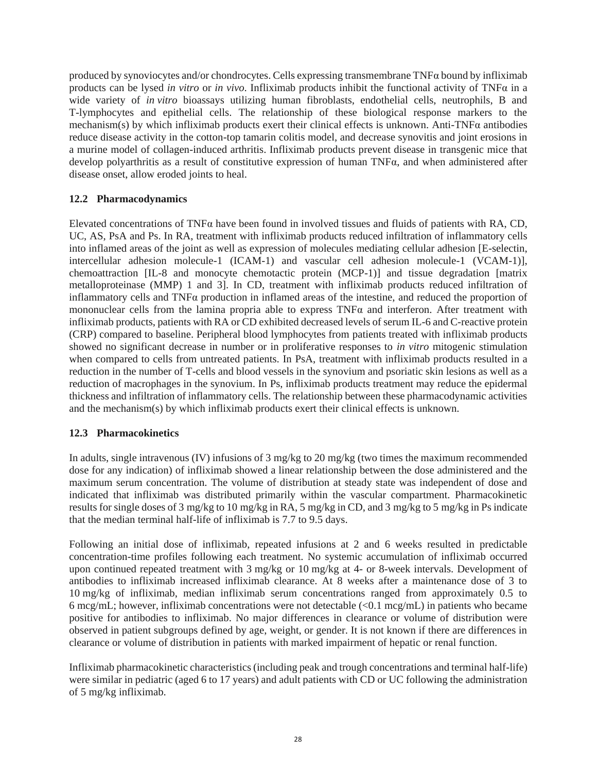produced by synoviocytes and/or chondrocytes. Cells expressing transmembrane TNFα bound by infliximab products can be lysed *in vitro* or *in vivo*. Infliximab products inhibit the functional activity of TNFα in a wide variety of *in vitro* bioassays utilizing human fibroblasts, endothelial cells, neutrophils, B and T-lymphocytes and epithelial cells. The relationship of these biological response markers to the mechanism(s) by which infliximab products exert their clinical effects is unknown. Anti-TNFα antibodies reduce disease activity in the cotton-top tamarin colitis model, and decrease synovitis and joint erosions in a murine model of collagen-induced arthritis. Infliximab products prevent disease in transgenic mice that develop polyarthritis as a result of constitutive expression of human TNFα, and when administered after disease onset, allow eroded joints to heal.

### 12.2 Pharmacodynamics

Elevated concentrations of TNFα have been found in involved tissues and fluids of patients with RA, CD, UC, AS, PsA and Ps. In RA, treatment with infliximab products reduced infiltration of inflammatory cells into inflamed areas of the joint as well as expression of molecules mediating cellular adhesion [E-selectin, intercellular adhesion molecule-1 (ICAM-1) and vascular cell adhesion molecule-1 (VCAM-1)], chemoattraction [IL-8 and monocyte chemotactic protein (MCP-1)] and tissue degradation [matrix metalloproteinase (MMP) 1 and 3]. In CD, treatment with infliximab products reduced infiltration of inflammatory cells and TNFα production in inflamed areas of the intestine, and reduced the proportion of mononuclear cells from the lamina propria able to express TNFα and interferon. After treatment with infliximab products, patients with RA or CD exhibited decreased levels of serum IL-6 and C-reactive protein (CRP) compared to baseline. Peripheral blood lymphocytes from patients treated with infliximab products showed no significant decrease in number or in proliferative responses to *in vitro* mitogenic stimulation when compared to cells from untreated patients. In PsA, treatment with infliximab products resulted in a reduction in the number of T-cells and blood vessels in the synovium and psoriatic skin lesions as well as a reduction of macrophages in the synovium. In Ps, infliximab products treatment may reduce the epidermal thickness and infiltration of inflammatory cells. The relationship between these pharmacodynamic activities and the mechanism(s) by which infliximab products exert their clinical effects is unknown.

### 12.3 Pharmacokinetics

In adults, single intravenous (IV) infusions of 3 mg/kg to 20 mg/kg (two times the maximum recommended dose for any indication) of infliximab showed a linear relationship between the dose administered and the maximum serum concentration. The volume of distribution at steady state was independent of dose and indicated that infliximab was distributed primarily within the vascular compartment. Pharmacokinetic results for single doses of 3 mg/kg to 10 mg/kg in RA, 5 mg/kg in CD, and 3 mg/kg to 5 mg/kg in Ps indicate that the median terminal half-life of infliximab is 7.7 to 9.5 days.

Following an initial dose of infliximab, repeated infusions at 2 and 6 weeks resulted in predictable concentration-time profiles following each treatment. No systemic accumulation of infliximab occurred upon continued repeated treatment with 3 mg/kg or 10 mg/kg at 4- or 8-week intervals. Development of antibodies to infliximab increased infliximab clearance. At 8 weeks after a maintenance dose of 3 to 10 mg/kg of infliximab, median infliximab serum concentrations ranged from approximately 0.5 to 6 mcg/mL; however, infliximab concentrations were not detectable (<0.1 mcg/mL) in patients who became positive for antibodies to infliximab. No major differences in clearance or volume of distribution were observed in patient subgroups defined by age, weight, or gender. It is not known if there are differences in clearance or volume of distribution in patients with marked impairment of hepatic or renal function.

Infliximab pharmacokinetic characteristics (including peak and trough concentrations and terminal half-life) were similar in pediatric (aged 6 to 17 years) and adult patients with CD or UC following the administration of 5 mg/kg infliximab.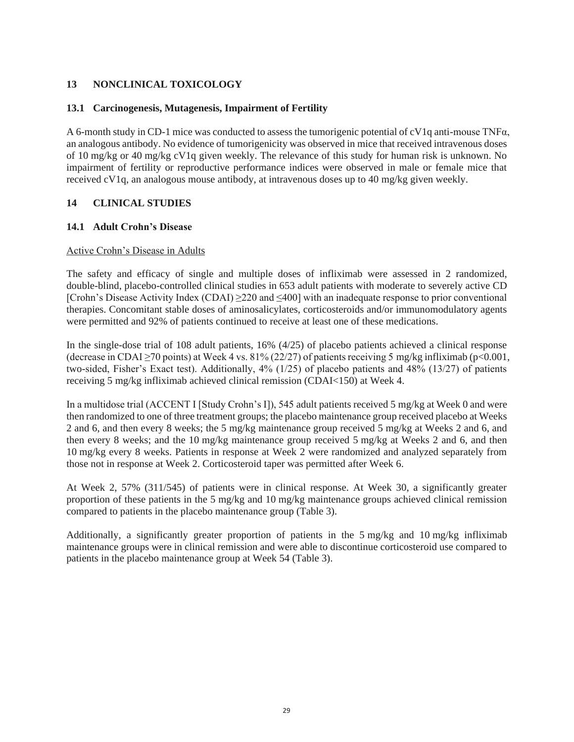## 13 NONCLINICAL TOXICOLOGY

### 13.1 Carcinogenesis, Mutagenesis, Impairment of Fertility

A 6-month study in CD-1 mice was conducted to assess the tumorigenic potential of cV1q anti-mouse TNFα, an analogous antibody. No evidence of tumorigenicity was observed in mice that received intravenous doses of 10 mg/kg or 40 mg/kg cV1q given weekly. The relevance of this study for human risk is unknown. No impairment of fertility or reproductive performance indices were observed in male or female mice that received cV1q, an analogous mouse antibody, at intravenous doses up to 40 mg/kg given weekly.

## 14 CLINICAL STUDIES

### 14.1 Adult Crohn's Disease

<u>Active Crohn's Disease in Adults</u>

The safety and efficacy of single and multiple doses of infliximab were assessed in 2 randomized, double-blind, placebo-controlled clinical studies in 653 adult patients with moderate to severely active CD [Crohn's Disease Activity Index (CDAI) ≥220 and ≤400] with an inadequate response to prior conventional therapies. Concomitant stable doses of aminosalicylates, corticosteroids and/or immunomodulatory agents were permitted and 92% of patients continued to receive at least one of these medications.

In the single-dose trial of 108 adult patients, 16% (4/25) of placebo patients achieved a clinical response (decrease in CDAI ≥70 points) at Week 4 vs. 81% (22/27) of patients receiving 5 mg/kg infliximab ($p<0.001$, two-sided, Fisher's Exact test). Additionally, 4% (1/25) of placebo patients and 48% (13/27) of patients receiving 5 mg/kg infliximab achieved clinical remission (CDAI<150) at Week 4.

In a multidose trial (ACCENT I [Study Crohn's I]), 545 adult patients received 5 mg/kg at Week 0 and were then randomized to one of three treatment groups; the placebo maintenance group received placebo at Weeks 2 and 6, and then every 8 weeks; the 5 mg/kg maintenance group received 5 mg/kg at Weeks 2 and 6, and then every 8 weeks; and the 10 mg/kg maintenance group received 5 mg/kg at Weeks 2 and 6, and then 10 mg/kg every 8 weeks. Patients in response at Week 2 were randomized and analyzed separately from those not in response at Week 2. Corticosteroid taper was permitted after Week 6.

At Week 2, 57% (311/545) of patients were in clinical response. At Week 30, a significantly greater proportion of these patients in the 5 mg/kg and 10 mg/kg maintenance groups achieved clinical remission compared to patients in the placebo maintenance group (Table 3).

Additionally, a significantly greater proportion of patients in the 5 mg/kg and 10 mg/kg infliximab maintenance groups were in clinical remission and were able to discontinue corticosteroid use compared to patients in the placebo maintenance group at Week 54 (Table 3).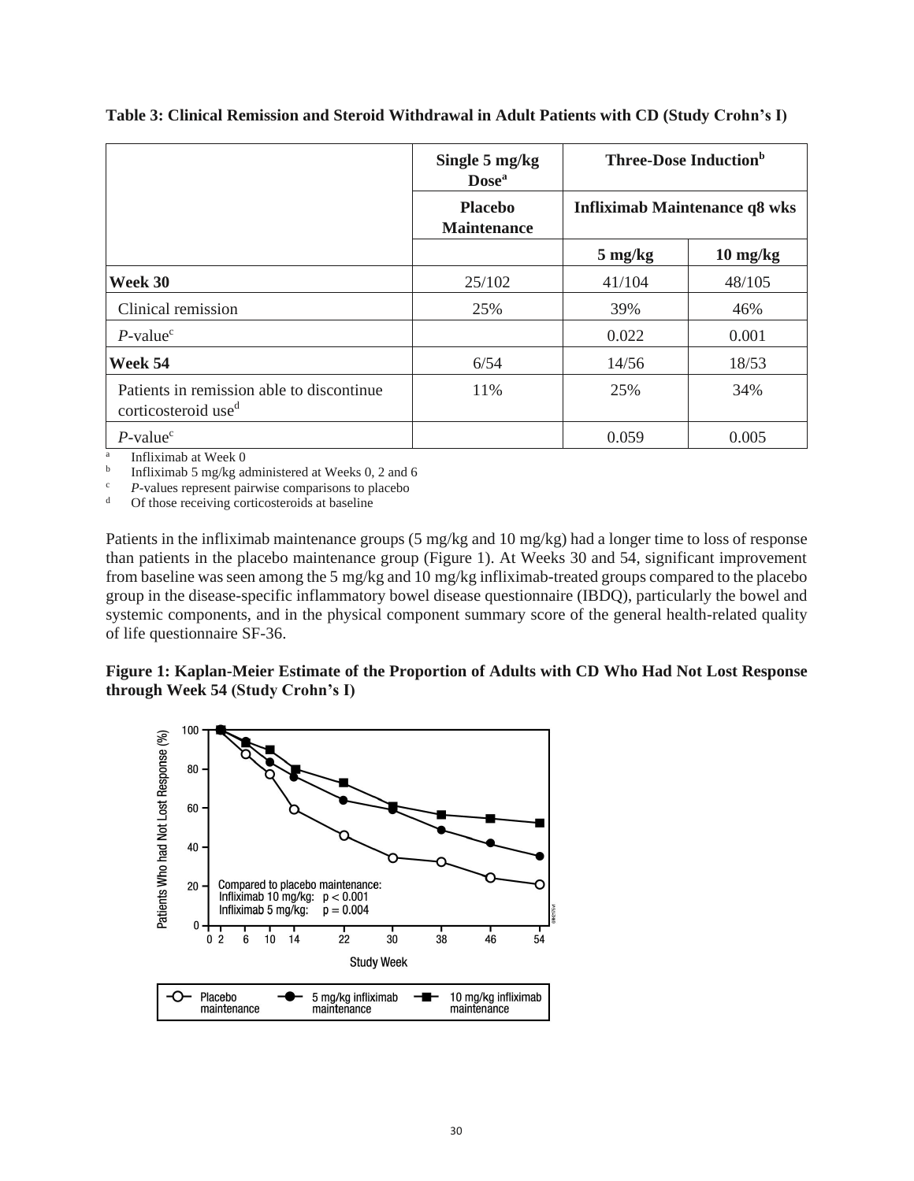**Table 3: Clinical Remission and Steroid Withdrawal in Adult Patients with CD (Study Crohn's I)**

| | Single 5 mg/kg Dose[a] | Three-Dose Induction[b] | |
|---|---|---|---|
| | Placebo Maintenance | Infliximab Maintenance q8 wks | |
| | | 5 mg/kg | 10 mg/kg |
| **Week 30** | 25/102 | 41/104 | 48/105 |
| Clinical remission | 25% | 39% | 46% |
| *P*-value[c] | | 0.022 | 0.001 |
| **Week 54** | 6/54 | 14/56 | 18/53 |
| Patients in remission able to discontinue corticosteroid use[d] | 11% | 25% | 34% |
| *P*-value[c] | | 0.059 | 0.005 |

[a] Infliximab at Week 0
[b] Infliximab 5 mg/kg administered at Weeks 0, 2 and 6
[c] *P*-values represent pairwise comparisons to placebo
[d] Of those receiving corticosteroids at baseline

Patients in the infliximab maintenance groups (5 mg/kg and 10 mg/kg) had a longer time to loss of response than patients in the placebo maintenance group (Figure 1). At Weeks 30 and 54, significant improvement from baseline was seen among the 5 mg/kg and 10 mg/kg infliximab-treated groups compared to the placebo group in the disease-specific inflammatory bowel disease questionnaire (IBDQ), particularly the bowel and systemic components, and in the physical component summary score of the general health-related quality of life questionnaire SF-36.

**Figure 1: Kaplan-Meier Estimate of the Proportion of Adults with CD Who Had Not Lost Response through Week 54 (Study Crohn's I)**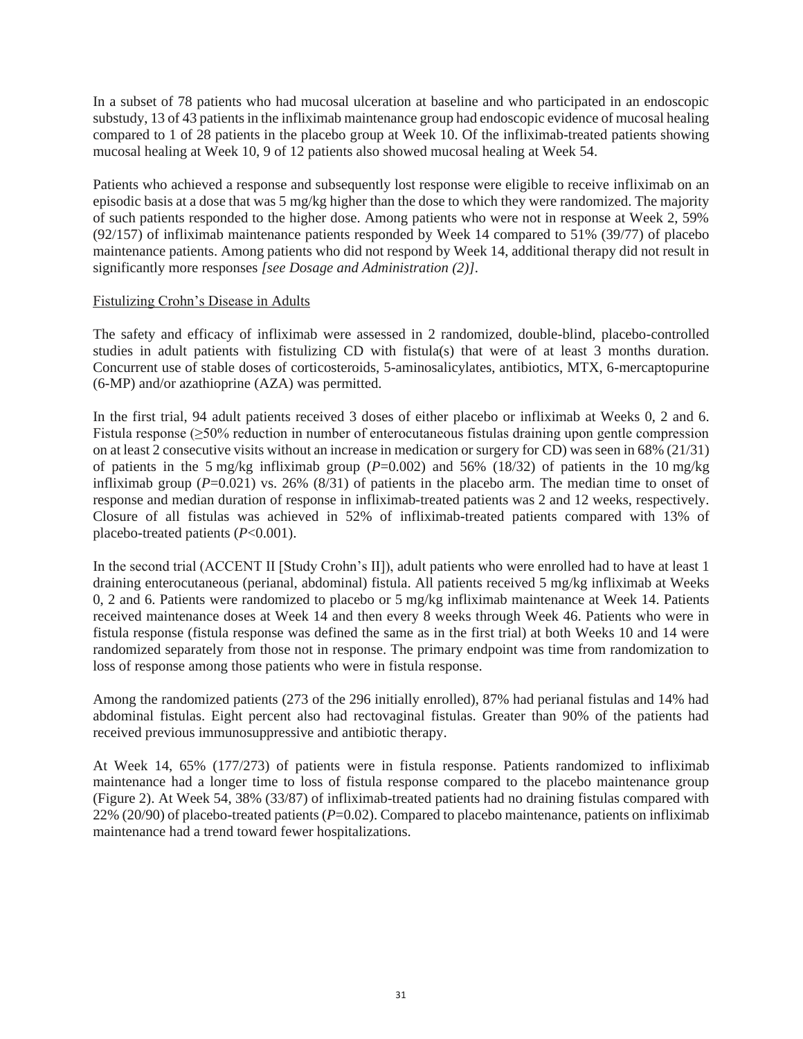In a subset of 78 patients who had mucosal ulceration at baseline and who participated in an endoscopic substudy, 13 of 43 patients in the infliximab maintenance group had endoscopic evidence of mucosal healing compared to 1 of 28 patients in the placebo group at Week 10. Of the infliximab-treated patients showing mucosal healing at Week 10, 9 of 12 patients also showed mucosal healing at Week 54.

Patients who achieved a response and subsequently lost response were eligible to receive infliximab on an episodic basis at a dose that was 5 mg/kg higher than the dose to which they were randomized. The majority of such patients responded to the higher dose. Among patients who were not in response at Week 2, 59% (92/157) of infliximab maintenance patients responded by Week 14 compared to 51% (39/77) of placebo maintenance patients. Among patients who did not respond by Week 14, additional therapy did not result in significantly more responses *[see Dosage and Administration (2)]*.

<u>Fistulizing Crohn's Disease in Adults</u>

The safety and efficacy of infliximab were assessed in 2 randomized, double-blind, placebo-controlled studies in adult patients with fistulizing CD with fistula(s) that were of at least 3 months duration. Concurrent use of stable doses of corticosteroids, 5-aminosalicylates, antibiotics, MTX, 6-mercaptopurine (6-MP) and/or azathioprine (AZA) was permitted.

In the first trial, 94 adult patients received 3 doses of either placebo or infliximab at Weeks 0, 2 and 6. Fistula response (≥50% reduction in number of enterocutaneous fistulas draining upon gentle compression on at least 2 consecutive visits without an increase in medication or surgery for CD) was seen in 68% (21/31) of patients in the 5 mg/kg infliximab group (*P*=0.002) and 56% (18/32) of patients in the 10 mg/kg infliximab group (*P*=0.021) vs. 26% (8/31) of patients in the placebo arm. The median time to onset of response and median duration of response in infliximab-treated patients was 2 and 12 weeks, respectively. Closure of all fistulas was achieved in 52% of infliximab-treated patients compared with 13% of placebo-treated patients (*P*<0.001).

In the second trial (ACCENT II [Study Crohn's II]), adult patients who were enrolled had to have at least 1 draining enterocutaneous (perianal, abdominal) fistula. All patients received 5 mg/kg infliximab at Weeks 0, 2 and 6. Patients were randomized to placebo or 5 mg/kg infliximab maintenance at Week 14. Patients received maintenance doses at Week 14 and then every 8 weeks through Week 46. Patients who were in fistula response (fistula response was defined the same as in the first trial) at both Weeks 10 and 14 were randomized separately from those not in response. The primary endpoint was time from randomization to loss of response among those patients who were in fistula response.

Among the randomized patients (273 of the 296 initially enrolled), 87% had perianal fistulas and 14% had abdominal fistulas. Eight percent also had rectovaginal fistulas. Greater than 90% of the patients had received previous immunosuppressive and antibiotic therapy.

At Week 14, 65% (177/273) of patients were in fistula response. Patients randomized to infliximab maintenance had a longer time to loss of fistula response compared to the placebo maintenance group (Figure 2). At Week 54, 38% (33/87) of infliximab-treated patients had no draining fistulas compared with 22% (20/90) of placebo-treated patients (*P*=0.02). Compared to placebo maintenance, patients on infliximab maintenance had a trend toward fewer hospitalizations.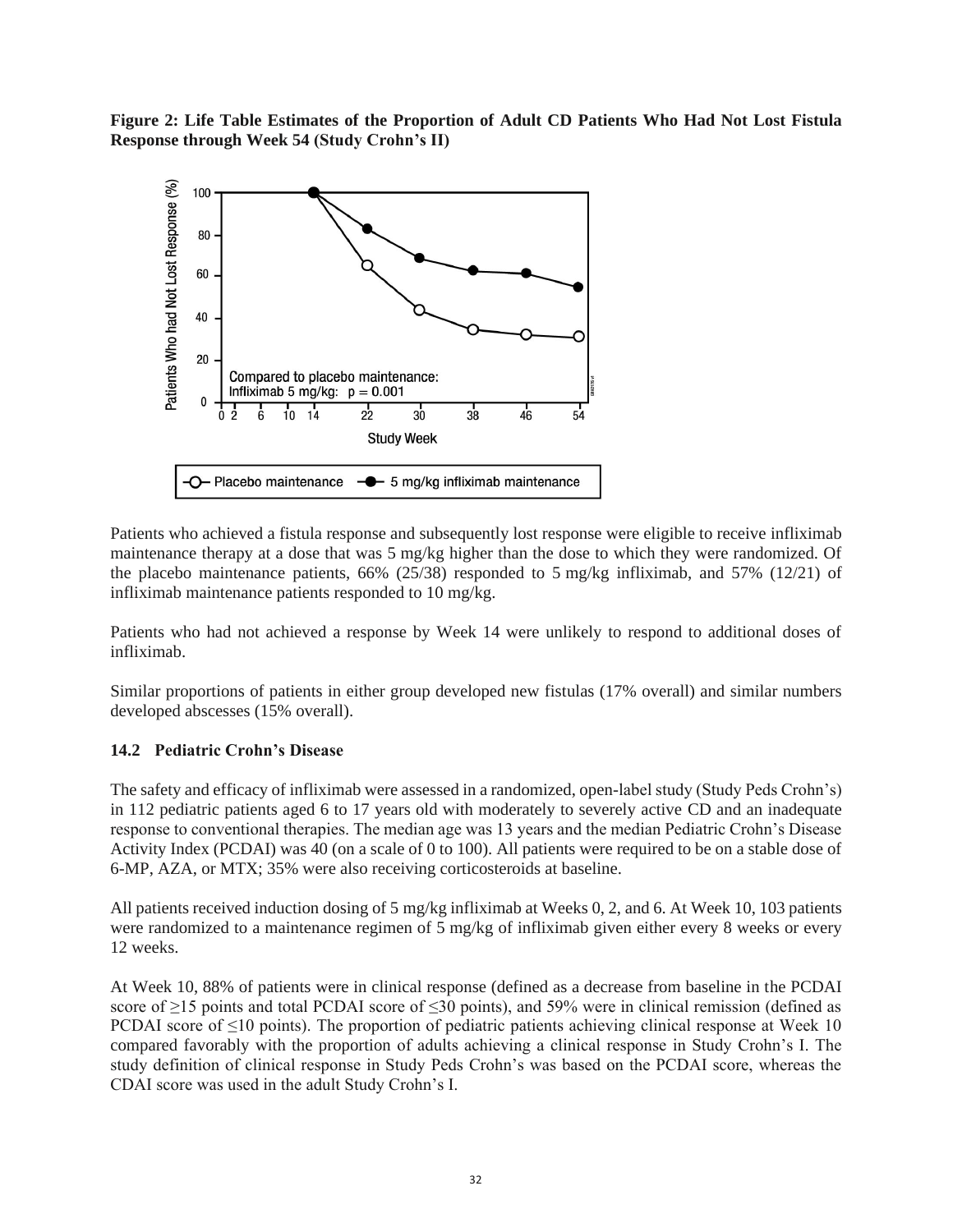**Figure 2: Life Table Estimates of the Proportion of Adult CD Patients Who Had Not Lost Fistula Response through Week 54 (Study Crohn's II)**

Patients who achieved a fistula response and subsequently lost response were eligible to receive infliximab maintenance therapy at a dose that was 5 mg/kg higher than the dose to which they were randomized. Of the placebo maintenance patients, 66% (25/38) responded to 5 mg/kg infliximab, and 57% (12/21) of infliximab maintenance patients responded to 10 mg/kg.

Patients who had not achieved a response by Week 14 were unlikely to respond to additional doses of infliximab.

Similar proportions of patients in either group developed new fistulas (17% overall) and similar numbers developed abscesses (15% overall).

### 14.2 Pediatric Crohn's Disease

The safety and efficacy of infliximab were assessed in a randomized, open-label study (Study Peds Crohn's) in 112 pediatric patients aged 6 to 17 years old with moderately to severely active CD and an inadequate response to conventional therapies. The median age was 13 years and the median Pediatric Crohn's Disease Activity Index (PCDAI) was 40 (on a scale of 0 to 100). All patients were required to be on a stable dose of 6-MP, AZA, or MTX; 35% were also receiving corticosteroids at baseline.

All patients received induction dosing of 5 mg/kg infliximab at Weeks 0, 2, and 6. At Week 10, 103 patients were randomized to a maintenance regimen of 5 mg/kg of infliximab given either every 8 weeks or every 12 weeks.

At Week 10, 88% of patients were in clinical response (defined as a decrease from baseline in the PCDAI score of ≥15 points and total PCDAI score of ≤30 points), and 59% were in clinical remission (defined as PCDAI score of ≤10 points). The proportion of pediatric patients achieving clinical response at Week 10 compared favorably with the proportion of adults achieving a clinical response in Study Crohn's I. The study definition of clinical response in Study Peds Crohn's was based on the PCDAI score, whereas the CDAI score was used in the adult Study Crohn's I.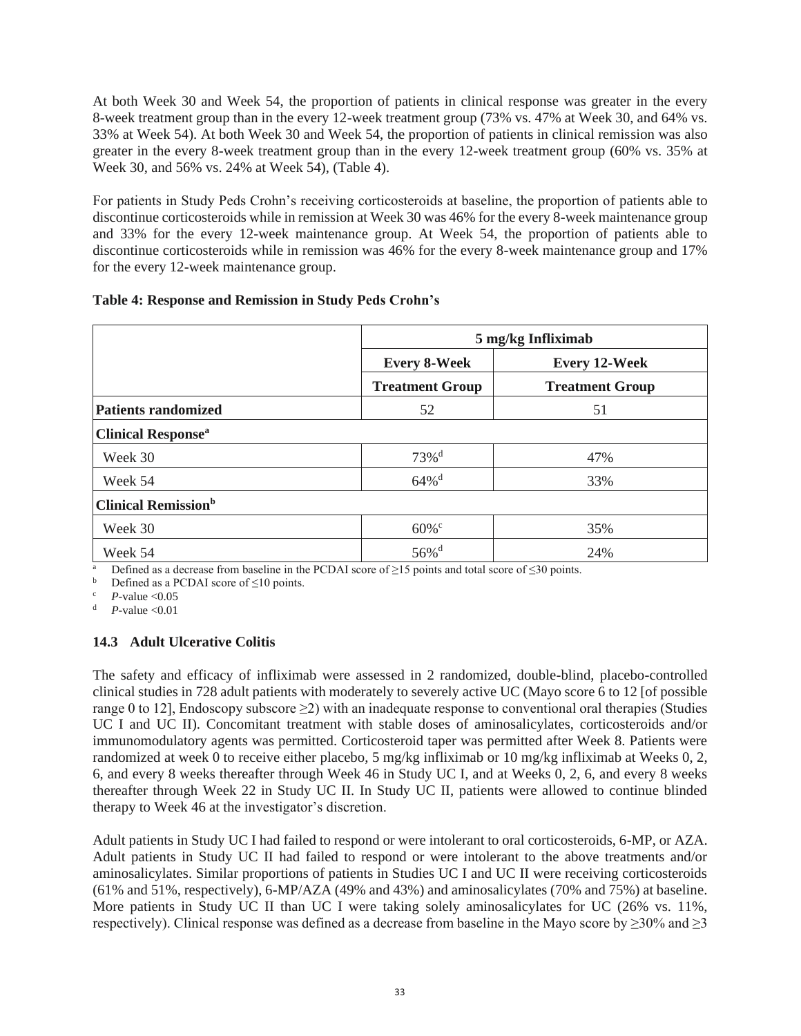At both Week 30 and Week 54, the proportion of patients in clinical response was greater in the every 8-week treatment group than in the every 12-week treatment group (73% vs. 47% at Week 30, and 64% vs. 33% at Week 54). At both Week 30 and Week 54, the proportion of patients in clinical remission was also greater in the every 8-week treatment group than in the every 12-week treatment group (60% vs. 35% at Week 30, and 56% vs. 24% at Week 54), (Table 4).

For patients in Study Peds Crohn's receiving corticosteroids at baseline, the proportion of patients able to discontinue corticosteroids while in remission at Week 30 was 46% for the every 8-week maintenance group and 33% for the every 12-week maintenance group. At Week 54, the proportion of patients able to discontinue corticosteroids while in remission was 46% for the every 8-week maintenance group and 17% for the every 12-week maintenance group.

**Table 4: Response and Remission in Study Peds Crohn's**

| | 5 mg/kg Infliximab | |
|---|---|---|
| | **Every 8-Week Treatment Group** | **Every 12-Week Treatment Group** |
| **Patients randomized** | 52 | 51 |
| **Clinical Response**[a] | | |
| Week 30 | 73%[d] | 47% |
| Week 54 | 64%[d] | 33% |
| **Clinical Remission**[b] | | |
| Week 30 | 60%[c] | 35% |
| Week 54 | 56%[d] | 24% |

[a] Defined as a decrease from baseline in the PCDAI score of ≥15 points and total score of ≤30 points.
[b] Defined as a PCDAI score of ≤10 points.
[c] *P*-value <0.05
[d] *P*-value <0.01

### 14.3 Adult Ulcerative Colitis

The safety and efficacy of infliximab were assessed in 2 randomized, double-blind, placebo-controlled clinical studies in 728 adult patients with moderately to severely active UC (Mayo score 6 to 12 [of possible range 0 to 12], Endoscopy subscore ≥2) with an inadequate response to conventional oral therapies (Studies UC I and UC II). Concomitant treatment with stable doses of aminosalicylates, corticosteroids and/or immunomodulatory agents was permitted. Corticosteroid taper was permitted after Week 8. Patients were randomized at week 0 to receive either placebo, 5 mg/kg infliximab or 10 mg/kg infliximab at Weeks 0, 2, 6, and every 8 weeks thereafter through Week 46 in Study UC I, and at Weeks 0, 2, 6, and every 8 weeks thereafter through Week 22 in Study UC II. In Study UC II, patients were allowed to continue blinded therapy to Week 46 at the investigator's discretion.

Adult patients in Study UC I had failed to respond or were intolerant to oral corticosteroids, 6-MP, or AZA. Adult patients in Study UC II had failed to respond or were intolerant to the above treatments and/or aminosalicylates. Similar proportions of patients in Studies UC I and UC II were receiving corticosteroids (61% and 51%, respectively), 6-MP/AZA (49% and 43%) and aminosalicylates (70% and 75%) at baseline. More patients in Study UC II than UC I were taking solely aminosalicylates for UC (26% vs. 11%, respectively). Clinical response was defined as a decrease from baseline in the Mayo score by ≥30% and ≥3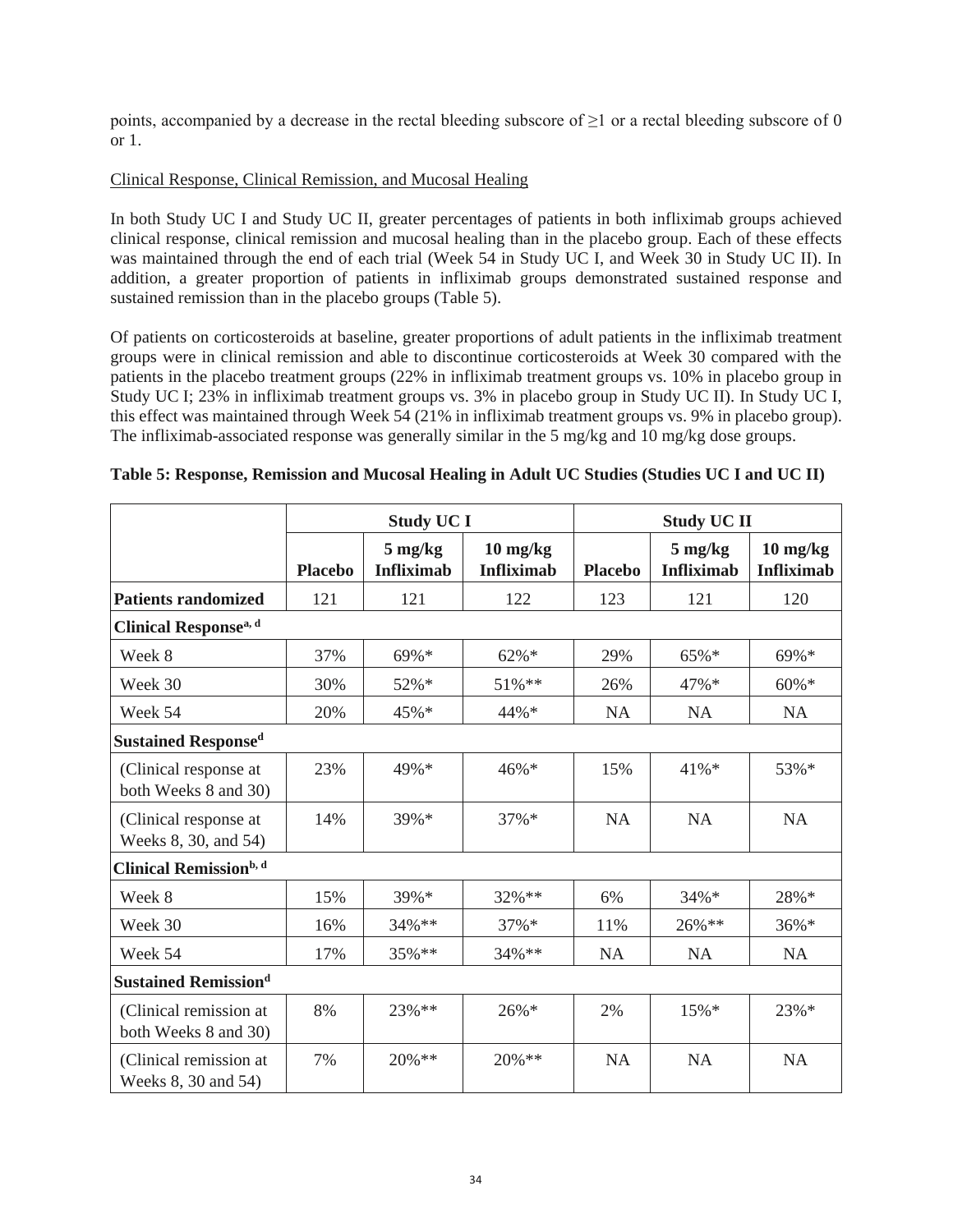points, accompanied by a decrease in the rectal bleeding subscore of $\geq$1 or a rectal bleeding subscore of 0 or 1.

Clinical Response, Clinical Remission, and Mucosal Healing

In both Study UC I and Study UC II, greater percentages of patients in both infliximab groups achieved clinical response, clinical remission and mucosal healing than in the placebo group. Each of these effects was maintained through the end of each trial (Week 54 in Study UC I, and Week 30 in Study UC II). In addition, a greater proportion of patients in infliximab groups demonstrated sustained response and sustained remission than in the placebo groups (Table 5).

Of patients on corticosteroids at baseline, greater proportions of adult patients in the infliximab treatment groups were in clinical remission and able to discontinue corticosteroids at Week 30 compared with the patients in the placebo treatment groups (22% in infliximab treatment groups vs. 10% in placebo group in Study UC I; 23% in infliximab treatment groups vs. 3% in placebo group in Study UC II). In Study UC I, this effect was maintained through Week 54 (21% in infliximab treatment groups vs. 9% in placebo group). The infliximab-associated response was generally similar in the 5 mg/kg and 10 mg/kg dose groups.

**Table 5: Response, Remission and Mucosal Healing in Adult UC Studies (Studies UC I and UC II)**

| | **Study UC I** | | | **Study UC II** | | |
|---|---|---|---|---|---|---|
| | **Placebo** | **5 mg/kg Infliximab** | **10 mg/kg Infliximab** | **Placebo** | **5 mg/kg Infliximab** | **10 mg/kg Infliximab** |
| **Patients randomized** | 121 | 121 | 122 | 123 | 121 | 120 |
| **Clinical Response[a, d]** | | | | | | |
| Week 8 | 37% | 69%* | 62%* | 29% | 65%* | 69%* |
| Week 30 | 30% | 52%* | 51%** | 26% | 47%* | 60%* |
| Week 54 | 20% | 45%* | 44%* | NA | NA | NA |
| **Sustained Response[d]** | | | | | | |
| (Clinical response at both Weeks 8 and 30) | 23% | 49%* | 46%* | 15% | 41%* | 53%* |
| (Clinical response at Weeks 8, 30, and 54) | 14% | 39%* | 37%* | NA | NA | NA |
| **Clinical Remission[b, d]** | | | | | | |
| Week 8 | 15% | 39%* | 32%** | 6% | 34%* | 28%* |
| Week 30 | 16% | 34%** | 37%* | 11% | 26%** | 36%* |
| Week 54 | 17% | 35%** | 34%** | NA | NA | NA |
| **Sustained Remission[d]** | | | | | | |
| (Clinical remission at both Weeks 8 and 30) | 8% | 23%** | 26%* | 2% | 15%* | 23%* |
| (Clinical remission at Weeks 8, 30 and 54) | 7% | 20%** | 20%** | NA | NA | NA |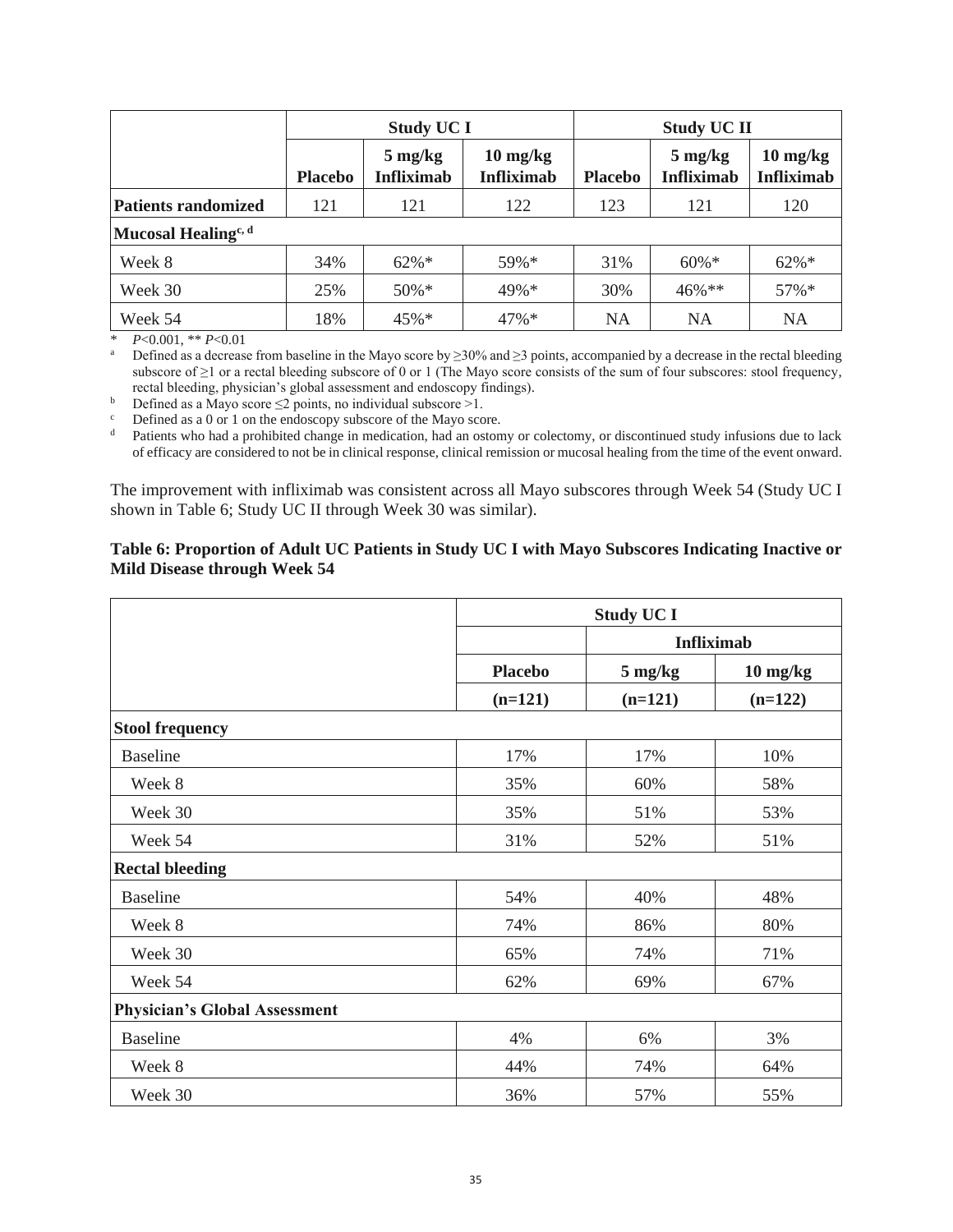| | Study UC I | | | Study UC II | | |
|---|---|---|---|---|---|---|
| | Placebo | 5 mg/kg Infliximab | 10 mg/kg Infliximab | Placebo | 5 mg/kg Infliximab | 10 mg/kg Infliximab |
| **Patients randomized** | 121 | 121 | 122 | 123 | 121 | 120 |
| **Mucosal Healing[c, d]** | | | | | | |
| Week 8 | 34% | 62%* | 59%* | 31% | 60%* | 62%* |
| Week 30 | 25% | 50%* | 49%* | 30% | 46%** | 57%* |
| Week 54 | 18% | 45%* | 47%* | NA | NA | NA |

\* $P<0.001$, ** $P<0.01$

[a] Defined as a decrease from baseline in the Mayo score by ≥30% and ≥3 points, accompanied by a decrease in the rectal bleeding subscore of ≥1 or a rectal bleeding subscore of 0 or 1 (The Mayo score consists of the sum of four subscores: stool frequency, rectal bleeding, physician's global assessment and endoscopy findings).

[b] Defined as a Mayo score ≤2 points, no individual subscore >1.

[c] Defined as a 0 or 1 on the endoscopy subscore of the Mayo score.

[d] Patients who had a prohibited change in medication, had an ostomy or colectomy, or discontinued study infusions due to lack of efficacy are considered to not be in clinical response, clinical remission or mucosal healing from the time of the event onward.

The improvement with infliximab was consistent across all Mayo subscores through Week 54 (Study UC I shown in Table 6; Study UC II through Week 30 was similar).

**Table 6: Proportion of Adult UC Patients in Study UC I with Mayo Subscores Indicating Inactive or Mild Disease through Week 54**

| | Study UC I | | |
|---|---|---|---|
| | | Infliximab | |
| | Placebo | 5 mg/kg | 10 mg/kg |
| | (n=121) | (n=121) | (n=122) |
| **Stool frequency** | | | |
| Baseline | 17% | 17% | 10% |
| Week 8 | 35% | 60% | 58% |
| Week 30 | 35% | 51% | 53% |
| Week 54 | 31% | 52% | 51% |
| **Rectal bleeding** | | | |
| Baseline | 54% | 40% | 48% |
| Week 8 | 74% | 86% | 80% |
| Week 30 | 65% | 74% | 71% |
| Week 54 | 62% | 69% | 67% |
| **Physician's Global Assessment** | | | |
| Baseline | 4% | 6% | 3% |
| Week 8 | 44% | 74% | 64% |
| Week 30 | 36% | 57% | 55% |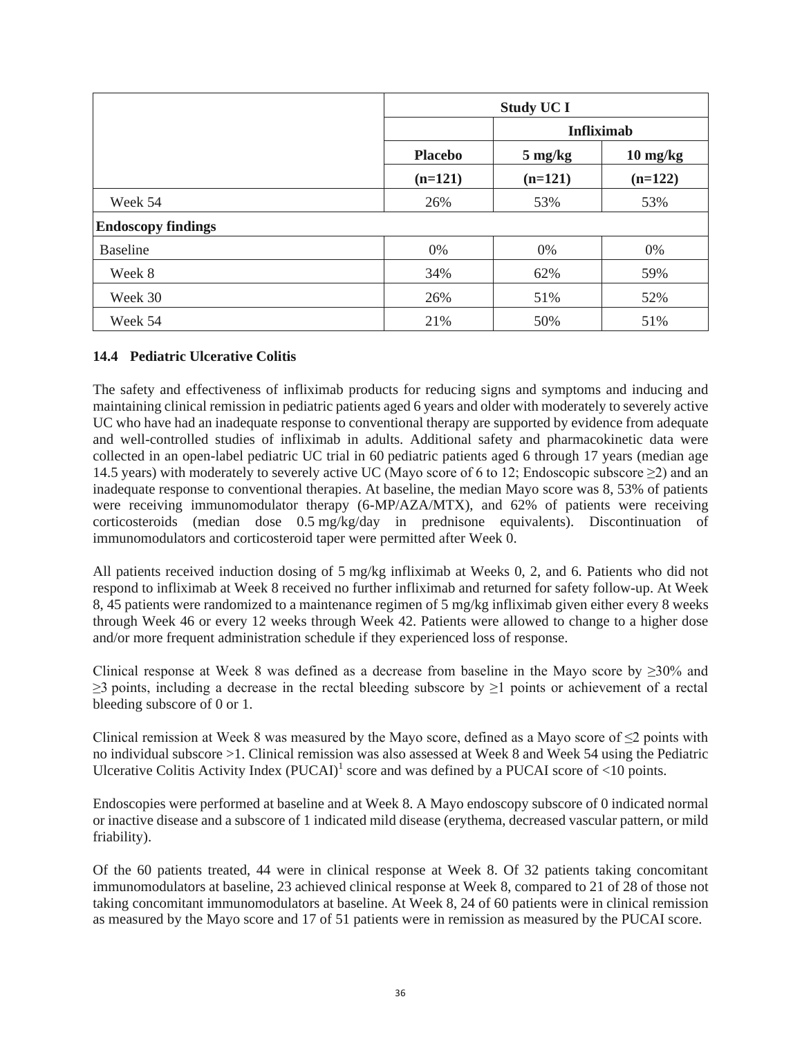| | Study UC I | | |
|---|---|---|---|
| | | Infliximab | |
| | **Placebo** | **5 mg/kg** | **10 mg/kg** |
| | **(n=121)** | **(n=121)** | **(n=122)** |
| Week 54 | 26% | 53% | 53% |
| **Endoscopy findings** | | | |
| Baseline | 0% | 0% | 0% |
| Week 8 | 34% | 62% | 59% |
| Week 30 | 26% | 51% | 52% |
| Week 54 | 21% | 50% | 51% |

### 14.4 Pediatric Ulcerative Colitis

The safety and effectiveness of infliximab products for reducing signs and symptoms and inducing and maintaining clinical remission in pediatric patients aged 6 years and older with moderately to severely active UC who have had an inadequate response to conventional therapy are supported by evidence from adequate and well-controlled studies of infliximab in adults. Additional safety and pharmacokinetic data were collected in an open-label pediatric UC trial in 60 pediatric patients aged 6 through 17 years (median age 14.5 years) with moderately to severely active UC (Mayo score of 6 to 12; Endoscopic subscore ≥2) and an inadequate response to conventional therapies. At baseline, the median Mayo score was 8, 53% of patients were receiving immunomodulator therapy (6-MP/AZA/MTX), and 62% of patients were receiving corticosteroids (median dose 0.5 mg/kg/day in prednisone equivalents). Discontinuation of immunomodulators and corticosteroid taper were permitted after Week 0.

All patients received induction dosing of 5 mg/kg infliximab at Weeks 0, 2, and 6. Patients who did not respond to infliximab at Week 8 received no further infliximab and returned for safety follow-up. At Week 8, 45 patients were randomized to a maintenance regimen of 5 mg/kg infliximab given either every 8 weeks through Week 46 or every 12 weeks through Week 42. Patients were allowed to change to a higher dose and/or more frequent administration schedule if they experienced loss of response.

Clinical response at Week 8 was defined as a decrease from baseline in the Mayo score by ≥30% and ≥3 points, including a decrease in the rectal bleeding subscore by ≥1 points or achievement of a rectal bleeding subscore of 0 or 1.

Clinical remission at Week 8 was measured by the Mayo score, defined as a Mayo score of ≤2 points with no individual subscore >1. Clinical remission was also assessed at Week 8 and Week 54 using the Pediatric Ulcerative Colitis Activity Index (PUCAI)[1] score and was defined by a PUCAI score of <10 points.

Endoscopies were performed at baseline and at Week 8. A Mayo endoscopy subscore of 0 indicated normal or inactive disease and a subscore of 1 indicated mild disease (erythema, decreased vascular pattern, or mild friability).

Of the 60 patients treated, 44 were in clinical response at Week 8. Of 32 patients taking concomitant immunomodulators at baseline, 23 achieved clinical response at Week 8, compared to 21 of 28 of those not taking concomitant immunomodulators at baseline. At Week 8, 24 of 60 patients were in clinical remission as measured by the Mayo score and 17 of 51 patients were in remission as measured by the PUCAI score.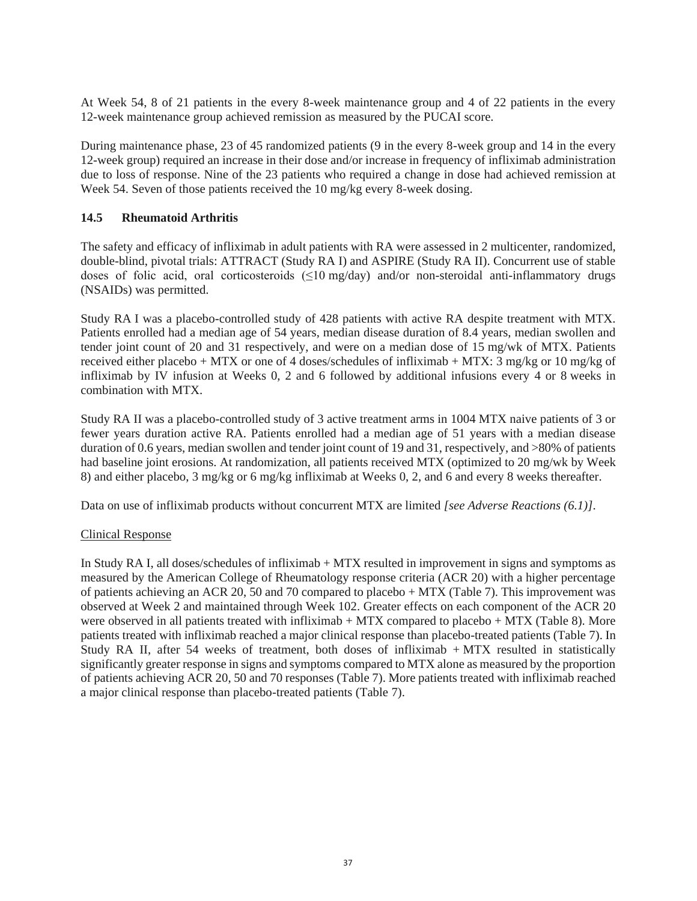At Week 54, 8 of 21 patients in the every 8-week maintenance group and 4 of 22 patients in the every 12-week maintenance group achieved remission as measured by the PUCAI score.

During maintenance phase, 23 of 45 randomized patients (9 in the every 8-week group and 14 in the every 12-week group) required an increase in their dose and/or increase in frequency of infliximab administration due to loss of response. Nine of the 23 patients who required a change in dose had achieved remission at Week 54. Seven of those patients received the 10 mg/kg every 8-week dosing.

### 14.5 Rheumatoid Arthritis

The safety and efficacy of infliximab in adult patients with RA were assessed in 2 multicenter, randomized, double-blind, pivotal trials: ATTRACT (Study RA I) and ASPIRE (Study RA II). Concurrent use of stable doses of folic acid, oral corticosteroids (≤10 mg/day) and/or non-steroidal anti-inflammatory drugs (NSAIDs) was permitted.

Study RA I was a placebo-controlled study of 428 patients with active RA despite treatment with MTX. Patients enrolled had a median age of 54 years, median disease duration of 8.4 years, median swollen and tender joint count of 20 and 31 respectively, and were on a median dose of 15 mg/wk of MTX. Patients received either placebo + MTX or one of 4 doses/schedules of infliximab + MTX: 3 mg/kg or 10 mg/kg of infliximab by IV infusion at Weeks 0, 2 and 6 followed by additional infusions every 4 or 8 weeks in combination with MTX.

Study RA II was a placebo-controlled study of 3 active treatment arms in 1004 MTX naive patients of 3 or fewer years duration active RA. Patients enrolled had a median age of 51 years with a median disease duration of 0.6 years, median swollen and tender joint count of 19 and 31, respectively, and >80% of patients had baseline joint erosions. At randomization, all patients received MTX (optimized to 20 mg/wk by Week 8) and either placebo, 3 mg/kg or 6 mg/kg infliximab at Weeks 0, 2, and 6 and every 8 weeks thereafter.

Data on use of infliximab products without concurrent MTX are limited *[see Adverse Reactions (6.1)]*.

<u>Clinical Response</u>

In Study RA I, all doses/schedules of infliximab + MTX resulted in improvement in signs and symptoms as measured by the American College of Rheumatology response criteria (ACR 20) with a higher percentage of patients achieving an ACR 20, 50 and 70 compared to placebo + MTX (Table 7). This improvement was observed at Week 2 and maintained through Week 102. Greater effects on each component of the ACR 20 were observed in all patients treated with infliximab + MTX compared to placebo + MTX (Table 8). More patients treated with infliximab reached a major clinical response than placebo-treated patients (Table 7). In Study RA II, after 54 weeks of treatment, both doses of infliximab + MTX resulted in statistically significantly greater response in signs and symptoms compared to MTX alone as measured by the proportion of patients achieving ACR 20, 50 and 70 responses (Table 7). More patients treated with infliximab reached a major clinical response than placebo-treated patients (Table 7).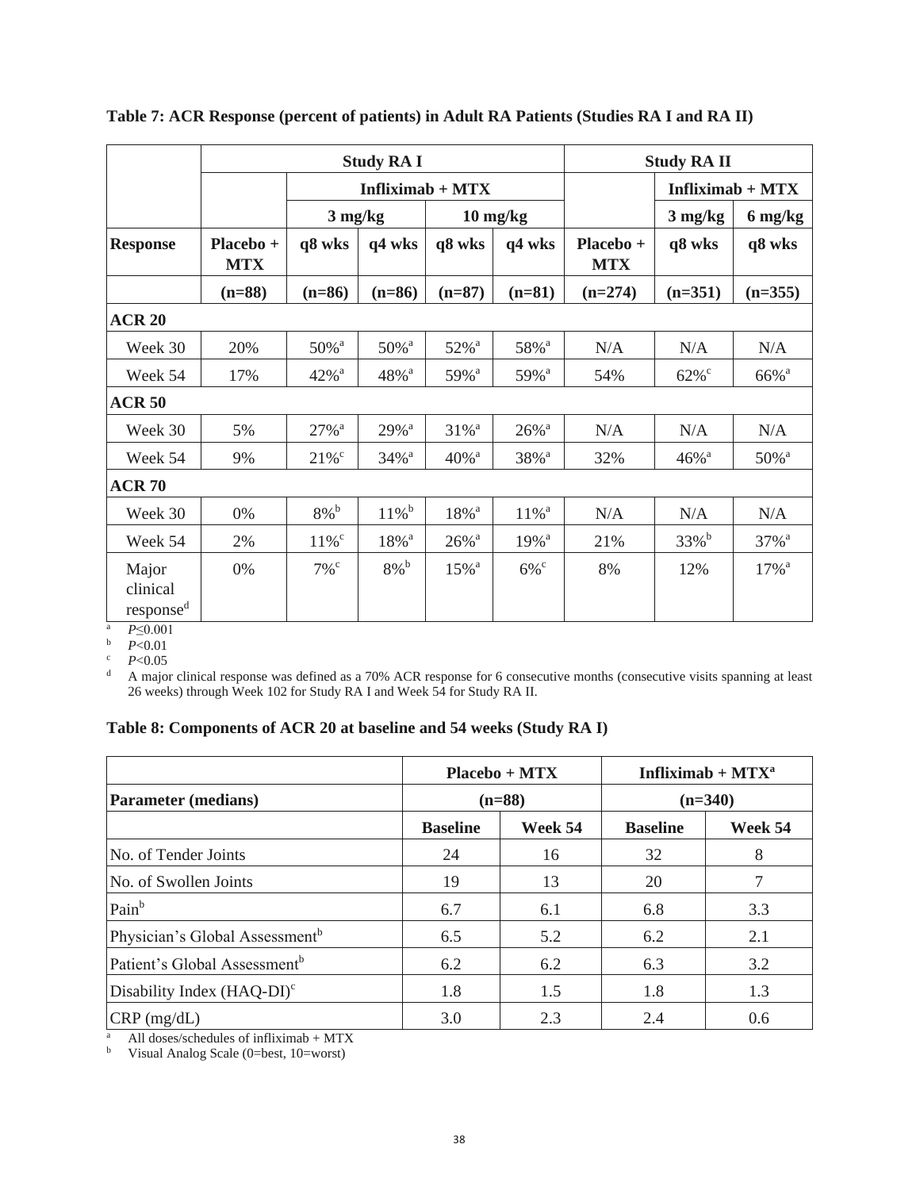**Table 7: ACR Response (percent of patients) in Adult RA Patients (Studies RA I and RA II)**

| | Study RA I | | | | | Study RA II | | |
|---|---|---|---|---|---|---|---|---|
| | | Infliximab + MTX | | | | | Infliximab + MTX | |
| | | 3 mg/kg | | 10 mg/kg | | | 3 mg/kg | 6 mg/kg |
| **Response** | **Placebo + MTX** | **q8 wks** | **q4 wks** | **q8 wks** | **q4 wks** | **Placebo + MTX** | **q8 wks** | **q8 wks** |
| | **(n=88)** | **(n=86)** | **(n=86)** | **(n=87)** | **(n=81)** | **(n=274)** | **(n=351)** | **(n=355)** |
| **ACR 20** | | | | | | | | |
| Week 30 | 20% | 50%[a] | 50%[a] | 52%[a] | 58%[a] | N/A | N/A | N/A |
| Week 54 | 17% | 42%[a] | 48%[a] | 59%[a] | 59%[a] | 54% | 62%[c] | 66%[a] |
| **ACR 50** | | | | | | | | |
| Week 30 | 5% | 27%[a] | 29%[a] | 31%[a] | 26%[a] | N/A | N/A | N/A |
| Week 54 | 9% | 21%[c] | 34%[a] | 40%[a] | 38%[a] | 32% | 46%[a] | 50%[a] |
| **ACR 70** | | | | | | | | |
| Week 30 | 0% | 8%[b] | 11%[b] | 18%[a] | 11%[a] | N/A | N/A | N/A |
| Week 54 | 2% | 11%[c] | 18%[a] | 26%[a] | 19%[a] | 21% | 33%[b] | 37%[a] |
| Major clinical response[d] | 0% | 7%[c] | 8%[b] | 15%[a] | 6%[c] | 8% | 12% | 17%[a] |

[a] $P \leq 0.001$
[b] $P < 0.01$
[c] $P < 0.05$
[d] A major clinical response was defined as a 70% ACR response for 6 consecutive months (consecutive visits spanning at least 26 weeks) through Week 102 for Study RA I and Week 54 for Study RA II.

**Table 8: Components of ACR 20 at baseline and 54 weeks (Study RA I)**

| | Placebo + MTX | | Infliximab + MTX[a] | |
|---|---|---|---|---|
| **Parameter (medians)** | **(n=88)** | | **(n=340)** | |
| | **Baseline** | **Week 54** | **Baseline** | **Week 54** |
| No. of Tender Joints | 24 | 16 | 32 | 8 |
| No. of Swollen Joints | 19 | 13 | 20 | 7 |
| Pain[b] | 6.7 | 6.1 | 6.8 | 3.3 |
| Physician's Global Assessment[b] | 6.5 | 5.2 | 6.2 | 2.1 |
| Patient's Global Assessment[b] | 6.2 | 6.2 | 6.3 | 3.2 |
| Disability Index (HAQ-DI)[c] | 1.8 | 1.5 | 1.8 | 1.3 |
| CRP (mg/dL) | 3.0 | 2.3 | 2.4 | 0.6 |

[a] All doses/schedules of infliximab + MTX
[b] Visual Analog Scale (0=best, 10=worst)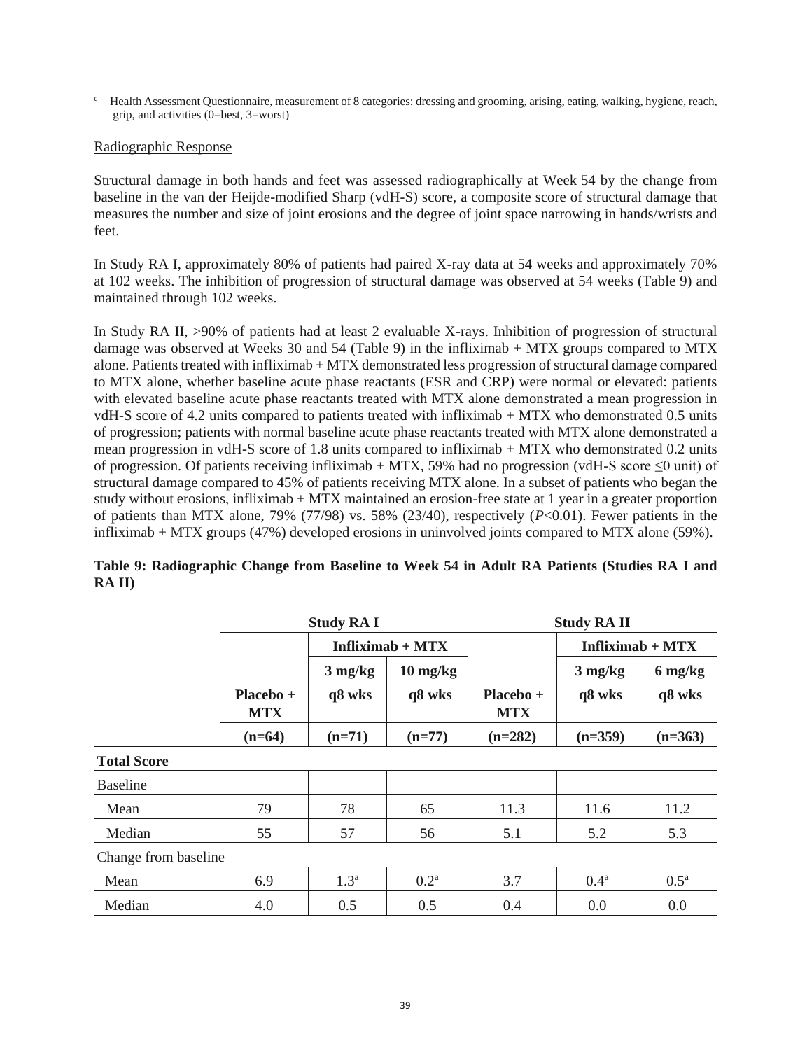[c] Health Assessment Questionnaire, measurement of 8 categories: dressing and grooming, arising, eating, walking, hygiene, reach, grip, and activities (0=best, 3=worst)

Radiographic Response

Structural damage in both hands and feet was assessed radiographically at Week 54 by the change from baseline in the van der Heijde-modified Sharp (vdH-S) score, a composite score of structural damage that measures the number and size of joint erosions and the degree of joint space narrowing in hands/wrists and feet.

In Study RA I, approximately 80% of patients had paired X-ray data at 54 weeks and approximately 70% at 102 weeks. The inhibition of progression of structural damage was observed at 54 weeks (Table 9) and maintained through 102 weeks.

In Study RA II, >90% of patients had at least 2 evaluable X-rays. Inhibition of progression of structural damage was observed at Weeks 30 and 54 (Table 9) in the infliximab + MTX groups compared to MTX alone. Patients treated with infliximab + MTX demonstrated less progression of structural damage compared to MTX alone, whether baseline acute phase reactants (ESR and CRP) were normal or elevated: patients with elevated baseline acute phase reactants treated with MTX alone demonstrated a mean progression in vdH-S score of 4.2 units compared to patients treated with infliximab + MTX who demonstrated 0.5 units of progression; patients with normal baseline acute phase reactants treated with MTX alone demonstrated a mean progression in vdH-S score of 1.8 units compared to infliximab + MTX who demonstrated 0.2 units of progression. Of patients receiving infliximab + MTX, 59% had no progression (vdH-S score ≤0 unit) of structural damage compared to 45% of patients receiving MTX alone. In a subset of patients who began the study without erosions, infliximab + MTX maintained an erosion-free state at 1 year in a greater proportion of patients than MTX alone, 79% (77/98) vs. 58% (23/40), respectively (*P*<0.01). Fewer patients in the infliximab + MTX groups (47%) developed erosions in uninvolved joints compared to MTX alone (59%).

**Table 9: Radiographic Change from Baseline to Week 54 in Adult RA Patients (Studies RA I and RA II)**

| | **Study RA I** | | | **Study RA II** | | |
|---|---|---|---|---|---|---|
| | | **Infliximab + MTX** | | | **Infliximab + MTX** | |
| | | **3 mg/kg** | **10 mg/kg** | | **3 mg/kg** | **6 mg/kg** |
| | **Placebo + MTX** | **q8 wks** | **q8 wks** | **Placebo + MTX** | **q8 wks** | **q8 wks** |
| | **(n=64)** | **(n=71)** | **(n=77)** | **(n=282)** | **(n=359)** | **(n=363)** |
| **Total Score** | | | | | | |
| Baseline | | | | | | |
| Mean | 79 | 78 | 65 | 11.3 | 11.6 | 11.2 |
| Median | 55 | 57 | 56 | 5.1 | 5.2 | 5.3 |
| Change from baseline | | | | | | |
| Mean | 6.9 | 1.3[a] | 0.2[a] | 3.7 | 0.4[a] | 0.5[a] |
| Median | 4.0 | 0.5 | 0.5 | 0.4 | 0.0 | 0.0 |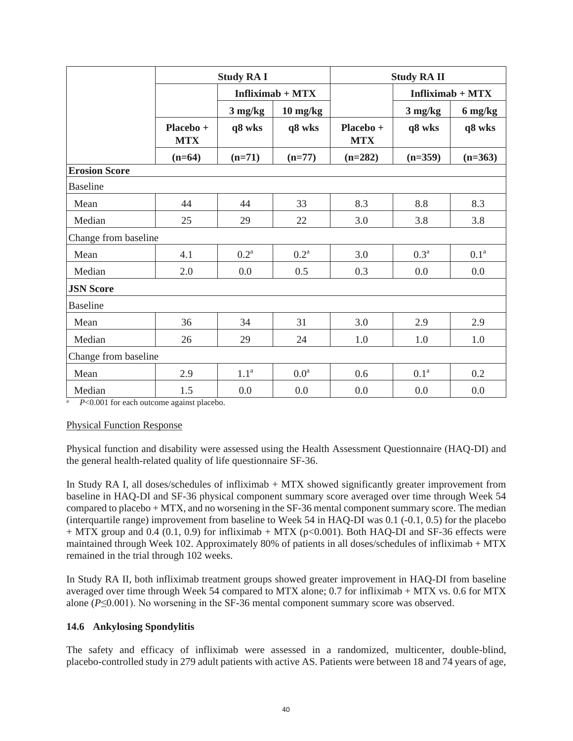| | Study RA I | | | Study RA II | | |
|---|---|---|---|---|---|---|
| | | Infliximab + MTX | | | Infliximab + MTX | |
| | | 3 mg/kg | 10 mg/kg | | 3 mg/kg | 6 mg/kg |
| | Placebo + MTX | q8 wks | q8 wks | Placebo + MTX | q8 wks | q8 wks |
| | (n=64) | (n=71) | (n=77) | (n=282) | (n=359) | (n=363) |
| **Erosion Score** | | | | | | |
| Baseline | | | | | | |
| Mean | 44 | 44 | 33 | 8.3 | 8.8 | 8.3 |
| Median | 25 | 29 | 22 | 3.0 | 3.8 | 3.8 |
| Change from baseline | | | | | | |
| Mean | 4.1 | 0.2[a] | 0.2[a] | 3.0 | 0.3[a] | 0.1[a] |
| Median | 2.0 | 0.0 | 0.5 | 0.3 | 0.0 | 0.0 |
| **JSN Score** | | | | | | |
| Baseline | | | | | | |
| Mean | 36 | 34 | 31 | 3.0 | 2.9 | 2.9 |
| Median | 26 | 29 | 24 | 1.0 | 1.0 | 1.0 |
| Change from baseline | | | | | | |
| Mean | 2.9 | 1.1[a] | 0.0[a] | 0.6 | 0.1[a] | 0.2 |
| Median | 1.5 | 0.0 | 0.0 | 0.0 | 0.0 | 0.0 |

[a] $P<0.001$ for each outcome against placebo.

Physical Function Response

Physical function and disability were assessed using the Health Assessment Questionnaire (HAQ-DI) and the general health-related quality of life questionnaire SF-36.

In Study RA I, all doses/schedules of infliximab + MTX showed significantly greater improvement from baseline in HAQ-DI and SF-36 physical component summary score averaged over time through Week 54 compared to placebo + MTX, and no worsening in the SF-36 mental component summary score. The median (interquartile range) improvement from baseline to Week 54 in HAQ-DI was 0.1 (-0.1, 0.5) for the placebo + MTX group and 0.4 (0.1, 0.9) for infliximab + MTX ($p<0.001$). Both HAQ-DI and SF-36 effects were maintained through Week 102. Approximately 80% of patients in all doses/schedules of infliximab + MTX remained in the trial through 102 weeks.

In Study RA II, both infliximab treatment groups showed greater improvement in HAQ-DI from baseline averaged over time through Week 54 compared to MTX alone; 0.7 for infliximab + MTX vs. 0.6 for MTX alone ($P\leq 0.001$). No worsening in the SF-36 mental component summary score was observed.

### 14.6 Ankylosing Spondylitis

The safety and efficacy of infliximab were assessed in a randomized, multicenter, double-blind, placebo-controlled study in 279 adult patients with active AS. Patients were between 18 and 74 years of age,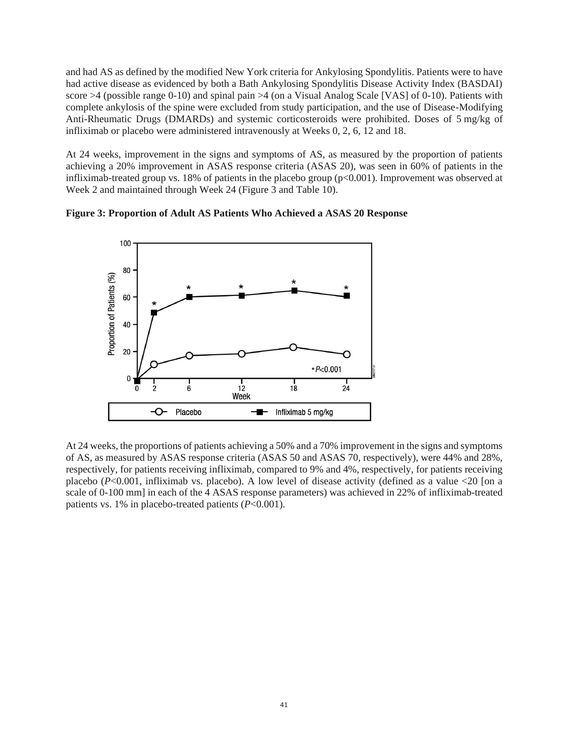and had AS as defined by the modified New York criteria for Ankylosing Spondylitis. Patients were to have had active disease as evidenced by both a Bath Ankylosing Spondylitis Disease Activity Index (BASDAI) score >4 (possible range 0-10) and spinal pain >4 (on a Visual Analog Scale [VAS] of 0-10). Patients with complete ankylosis of the spine were excluded from study participation, and the use of Disease-Modifying Anti-Rheumatic Drugs (DMARDs) and systemic corticosteroids were prohibited. Doses of 5 mg/kg of infliximab or placebo were administered intravenously at Weeks 0, 2, 6, 12 and 18.

At 24 weeks, improvement in the signs and symptoms of AS, as measured by the proportion of patients achieving a 20% improvement in ASAS response criteria (ASAS 20), was seen in 60% of patients in the infliximab-treated group vs. 18% of patients in the placebo group ($p<0.001$). Improvement was observed at Week 2 and maintained through Week 24 (Figure 3 and Table 10).

**Figure 3: Proportion of Adult AS Patients Who Achieved a ASAS 20 Response**

At 24 weeks, the proportions of patients achieving a 50% and a 70% improvement in the signs and symptoms of AS, as measured by ASAS response criteria (ASAS 50 and ASAS 70, respectively), were 44% and 28%, respectively, for patients receiving infliximab, compared to 9% and 4%, respectively, for patients receiving placebo ($P<0.001$, infliximab vs. placebo). A low level of disease activity (defined as a value <20 [on a scale of 0-100 mm] in each of the 4 ASAS response parameters) was achieved in 22% of infliximab-treated patients vs. 1% in placebo-treated patients ($P<0.001$).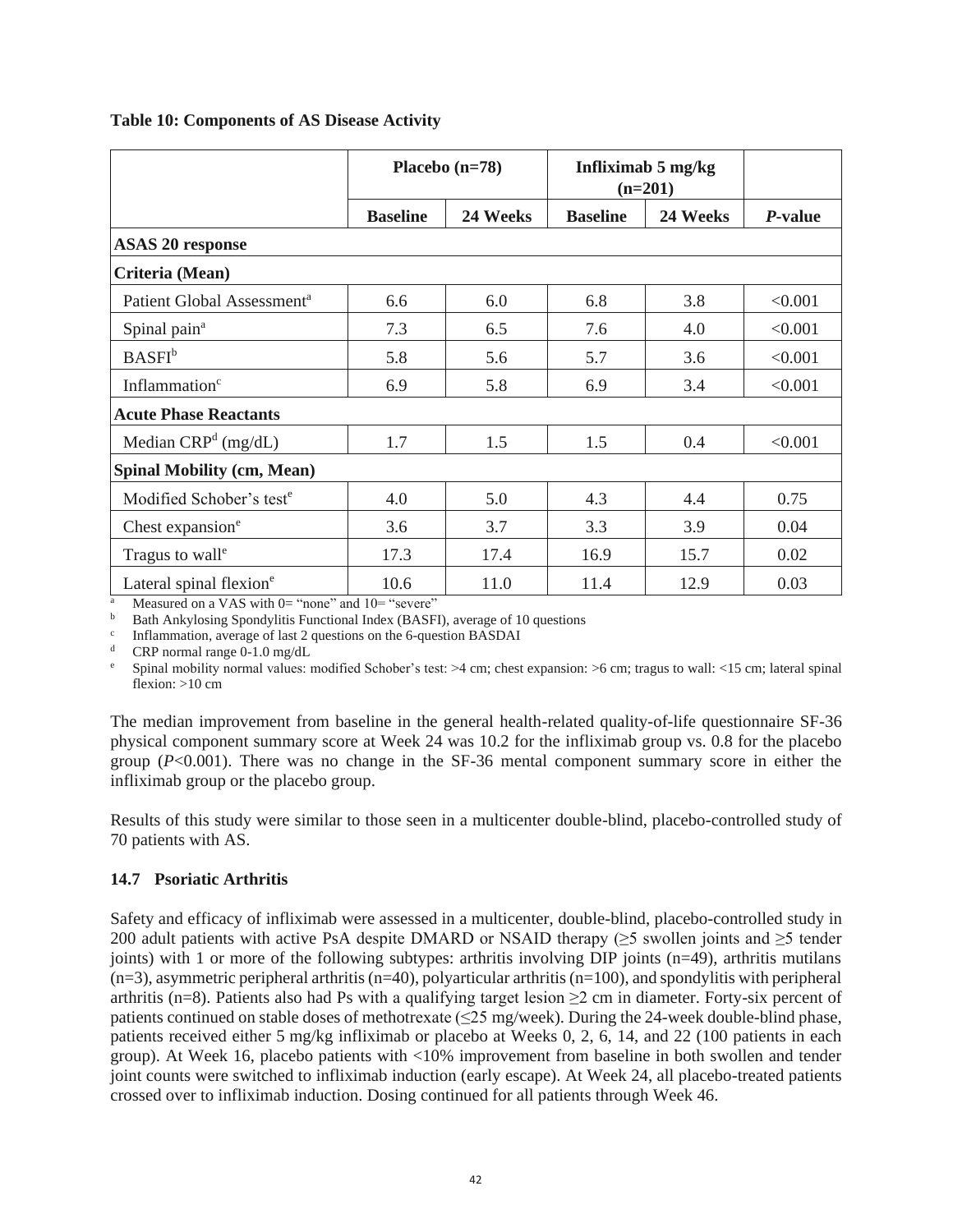**Table 10: Components of AS Disease Activity**

| | Placebo (n=78) | | Infliximab 5 mg/kg (n=201) | | |
|---|---|---|---|---|---|
| | **Baseline** | **24 Weeks** | **Baseline** | **24 Weeks** | ***P*-value** |
| **ASAS 20 response** | | | | | |
| **Criteria (Mean)** | | | | | |
| Patient Global Assessment[a] | 6.6 | 6.0 | 6.8 | 3.8 | <0.001 |
| Spinal pain[a] | 7.3 | 6.5 | 7.6 | 4.0 | <0.001 |
| BASFI[b] | 5.8 | 5.6 | 5.7 | 3.6 | <0.001 |
| Inflammation[c] | 6.9 | 5.8 | 6.9 | 3.4 | <0.001 |
| **Acute Phase Reactants** | | | | | |
| Median CRP[d] (mg/dL) | 1.7 | 1.5 | 1.5 | 0.4 | <0.001 |
| **Spinal Mobility (cm, Mean)** | | | | | |
| Modified Schober's test[e] | 4.0 | 5.0 | 4.3 | 4.4 | 0.75 |
| Chest expansion[e] | 3.6 | 3.7 | 3.3 | 3.9 | 0.04 |
| Tragus to wall[e] | 17.3 | 17.4 | 16.9 | 15.7 | 0.02 |
| Lateral spinal flexion[e] | 10.6 | 11.0 | 11.4 | 12.9 | 0.03 |

[a] Measured on a VAS with 0= "none" and 10= "severe"
[b] Bath Ankylosing Spondylitis Functional Index (BASFI), average of 10 questions
[c] Inflammation, average of last 2 questions on the 6-question BASDAI
[d] CRP normal range 0-1.0 mg/dL
[e] Spinal mobility normal values: modified Schober's test: >4 cm; chest expansion: >6 cm; tragus to wall: <15 cm; lateral spinal flexion: >10 cm

The median improvement from baseline in the general health-related quality-of-life questionnaire SF-36 physical component summary score at Week 24 was 10.2 for the infliximab group vs. 0.8 for the placebo group (*P*<0.001). There was no change in the SF-36 mental component summary score in either the infliximab group or the placebo group.

Results of this study were similar to those seen in a multicenter double-blind, placebo-controlled study of 70 patients with AS.

### 14.7 Psoriatic Arthritis

Safety and efficacy of infliximab were assessed in a multicenter, double-blind, placebo-controlled study in 200 adult patients with active PsA despite DMARD or NSAID therapy (≥5 swollen joints and ≥5 tender joints) with 1 or more of the following subtypes: arthritis involving DIP joints (n=49), arthritis mutilans (n=3), asymmetric peripheral arthritis (n=40), polyarticular arthritis (n=100), and spondylitis with peripheral arthritis (n=8). Patients also had Ps with a qualifying target lesion ≥2 cm in diameter. Forty-six percent of patients continued on stable doses of methotrexate (≤25 mg/week). During the 24-week double-blind phase, patients received either 5 mg/kg infliximab or placebo at Weeks 0, 2, 6, 14, and 22 (100 patients in each group). At Week 16, placebo patients with <10% improvement from baseline in both swollen and tender joint counts were switched to infliximab induction (early escape). At Week 24, all placebo-treated patients crossed over to infliximab induction. Dosing continued for all patients through Week 46.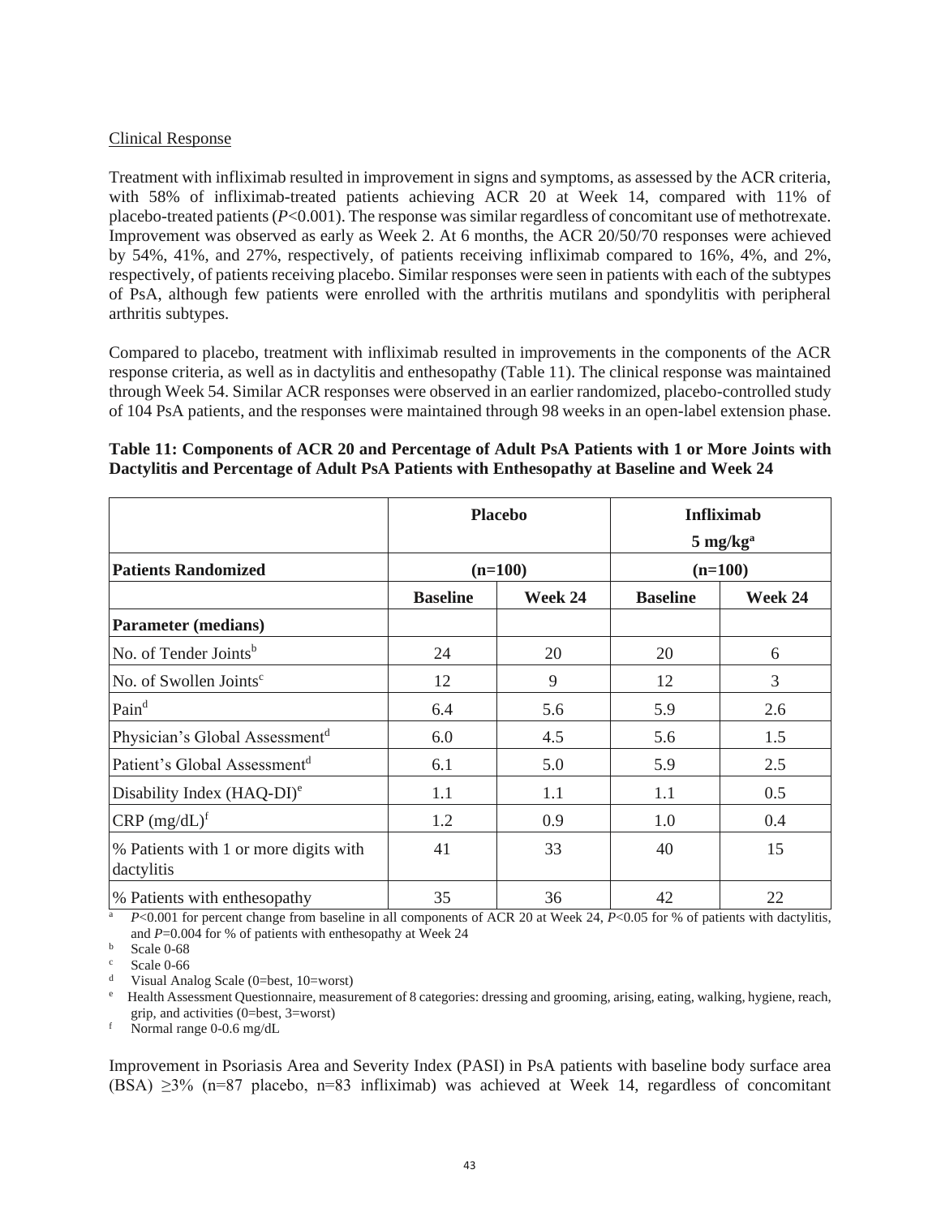Clinical Response

Treatment with infliximab resulted in improvement in signs and symptoms, as assessed by the ACR criteria, with 58% of infliximab-treated patients achieving ACR 20 at Week 14, compared with 11% of placebo-treated patients (*P*<0.001). The response was similar regardless of concomitant use of methotrexate. Improvement was observed as early as Week 2. At 6 months, the ACR 20/50/70 responses were achieved by 54%, 41%, and 27%, respectively, of patients receiving infliximab compared to 16%, 4%, and 2%, respectively, of patients receiving placebo. Similar responses were seen in patients with each of the subtypes of PsA, although few patients were enrolled with the arthritis mutilans and spondylitis with peripheral arthritis subtypes.

Compared to placebo, treatment with infliximab resulted in improvements in the components of the ACR response criteria, as well as in dactylitis and enthesopathy (Table 11). The clinical response was maintained through Week 54. Similar ACR responses were observed in an earlier randomized, placebo-controlled study of 104 PsA patients, and the responses were maintained through 98 weeks in an open-label extension phase.

**Table 11: Components of ACR 20 and Percentage of Adult PsA Patients with 1 or More Joints with Dactylitis and Percentage of Adult PsA Patients with Enthesopathy at Baseline and Week 24**

| | **Placebo** | | **Infliximab 5 mg/kg[a]** | |
|---|---|---|---|---|
| **Patients Randomized** | **(n=100)** | | **(n=100)** | |
| | **Baseline** | **Week 24** | **Baseline** | **Week 24** |
| **Parameter (medians)** | | | | |
| No. of Tender Joints[b] | 24 | 20 | 20 | 6 |
| No. of Swollen Joints[c] | 12 | 9 | 12 | 3 |
| Pain[d] | 6.4 | 5.6 | 5.9 | 2.6 |
| Physician's Global Assessment[d] | 6.0 | 4.5 | 5.6 | 1.5 |
| Patient's Global Assessment[d] | 6.1 | 5.0 | 5.9 | 2.5 |
| Disability Index (HAQ-DI)[e] | 1.1 | 1.1 | 1.1 | 0.5 |
| CRP (mg/dL)[f] | 1.2 | 0.9 | 1.0 | 0.4 |
| % Patients with 1 or more digits with dactylitis | 41 | 33 | 40 | 15 |
| % Patients with enthesopathy | 35 | 36 | 42 | 22 |

[a] *P*<0.001 for percent change from baseline in all components of ACR 20 at Week 24, *P*<0.05 for % of patients with dactylitis, and *P*=0.004 for % of patients with enthesopathy at Week 24

[b] Scale 0-68

[c] Scale 0-66

[d] Visual Analog Scale (0=best, 10=worst)

[e] Health Assessment Questionnaire, measurement of 8 categories: dressing and grooming, arising, eating, walking, hygiene, reach, grip, and activities (0=best, 3=worst)

[f] Normal range 0-0.6 mg/dL

Improvement in Psoriasis Area and Severity Index (PASI) in PsA patients with baseline body surface area (BSA) ≥3% (n=87 placebo, n=83 infliximab) was achieved at Week 14, regardless of concomitant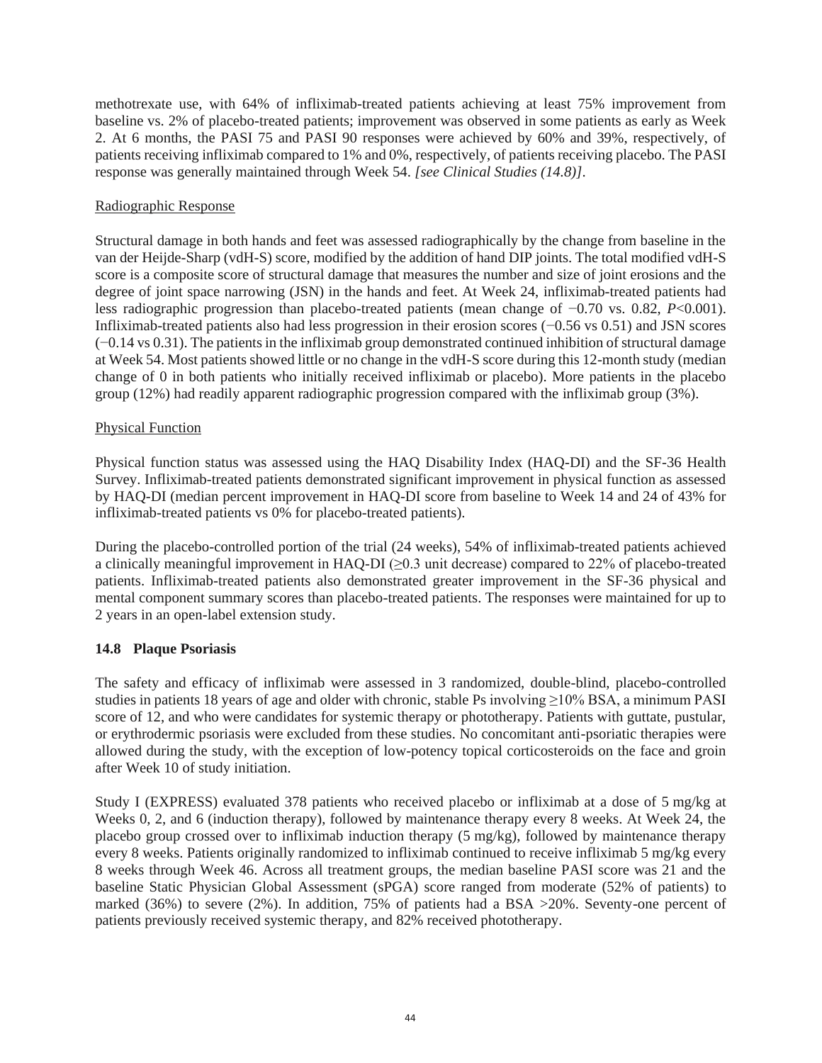methotrexate use, with 64% of infliximab-treated patients achieving at least 75% improvement from baseline vs. 2% of placebo-treated patients; improvement was observed in some patients as early as Week 2. At 6 months, the PASI 75 and PASI 90 responses were achieved by 60% and 39%, respectively, of patients receiving infliximab compared to 1% and 0%, respectively, of patients receiving placebo. The PASI response was generally maintained through Week 54. *[see Clinical Studies (14.8)]*.

Radiographic Response

Structural damage in both hands and feet was assessed radiographically by the change from baseline in the van der Heijde-Sharp (vdH-S) score, modified by the addition of hand DIP joints. The total modified vdH-S score is a composite score of structural damage that measures the number and size of joint erosions and the degree of joint space narrowing (JSN) in the hands and feet. At Week 24, infliximab-treated patients had less radiographic progression than placebo-treated patients (mean change of −0.70 vs. 0.82, $P<0.001$). Infliximab-treated patients also had less progression in their erosion scores (−0.56 vs 0.51) and JSN scores (−0.14 vs 0.31). The patients in the infliximab group demonstrated continued inhibition of structural damage at Week 54. Most patients showed little or no change in the vdH-S score during this 12-month study (median change of 0 in both patients who initially received infliximab or placebo). More patients in the placebo group (12%) had readily apparent radiographic progression compared with the infliximab group (3%).

Physical Function

Physical function status was assessed using the HAQ Disability Index (HAQ-DI) and the SF-36 Health Survey. Infliximab-treated patients demonstrated significant improvement in physical function as assessed by HAQ-DI (median percent improvement in HAQ-DI score from baseline to Week 14 and 24 of 43% for infliximab-treated patients vs 0% for placebo-treated patients).

During the placebo-controlled portion of the trial (24 weeks), 54% of infliximab-treated patients achieved a clinically meaningful improvement in HAQ-DI (≥0.3 unit decrease) compared to 22% of placebo-treated patients. Infliximab-treated patients also demonstrated greater improvement in the SF-36 physical and mental component summary scores than placebo-treated patients. The responses were maintained for up to 2 years in an open-label extension study.

### 14.8 Plaque Psoriasis

The safety and efficacy of infliximab were assessed in 3 randomized, double-blind, placebo-controlled studies in patients 18 years of age and older with chronic, stable Ps involving ≥10% BSA, a minimum PASI score of 12, and who were candidates for systemic therapy or phototherapy. Patients with guttate, pustular, or erythrodermic psoriasis were excluded from these studies. No concomitant anti-psoriatic therapies were allowed during the study, with the exception of low-potency topical corticosteroids on the face and groin after Week 10 of study initiation.

Study I (EXPRESS) evaluated 378 patients who received placebo or infliximab at a dose of 5 mg/kg at Weeks 0, 2, and 6 (induction therapy), followed by maintenance therapy every 8 weeks. At Week 24, the placebo group crossed over to infliximab induction therapy (5 mg/kg), followed by maintenance therapy every 8 weeks. Patients originally randomized to infliximab continued to receive infliximab 5 mg/kg every 8 weeks through Week 46. Across all treatment groups, the median baseline PASI score was 21 and the baseline Static Physician Global Assessment (sPGA) score ranged from moderate (52% of patients) to marked (36%) to severe (2%). In addition, 75% of patients had a BSA >20%. Seventy-one percent of patients previously received systemic therapy, and 82% received phototherapy.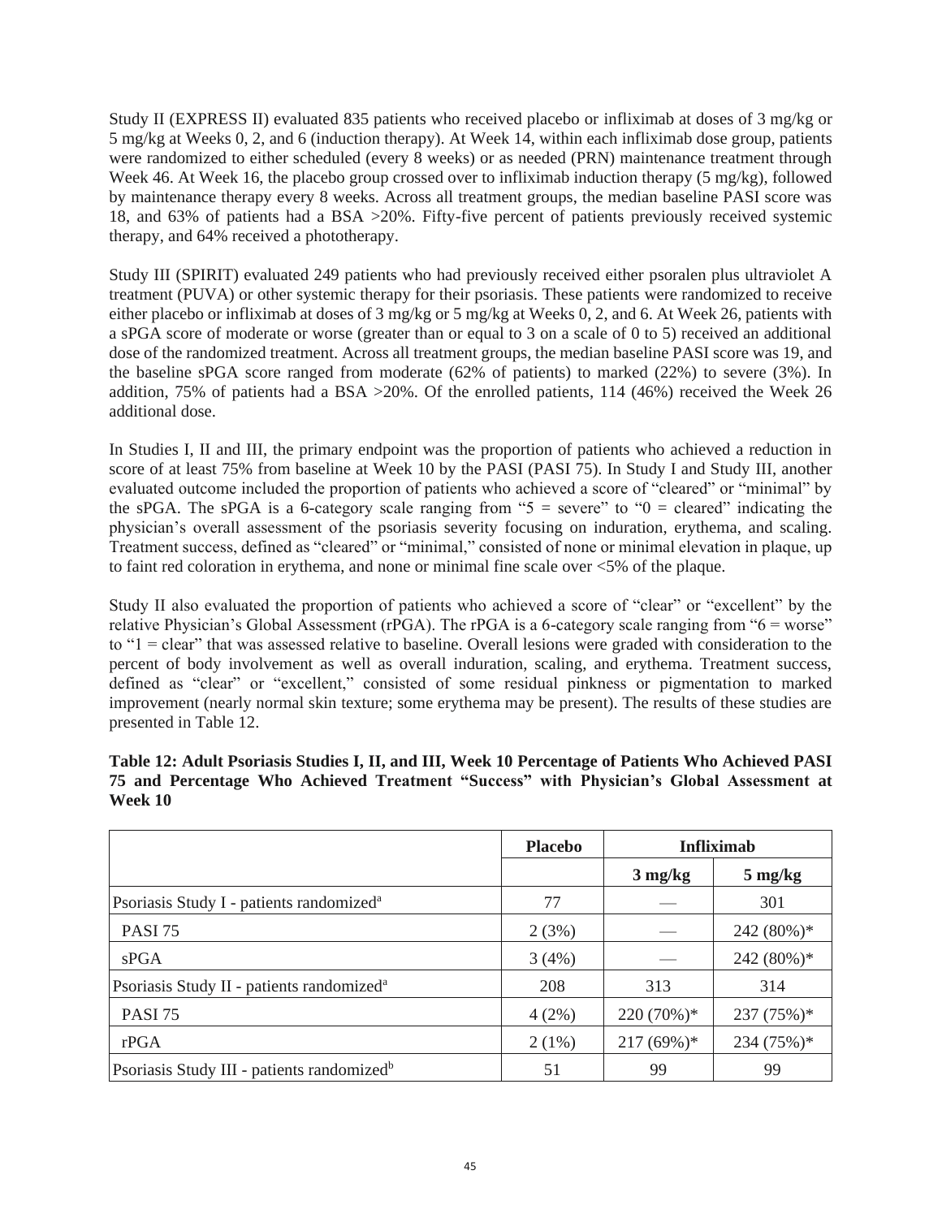Study II (EXPRESS II) evaluated 835 patients who received placebo or infliximab at doses of 3 mg/kg or 5 mg/kg at Weeks 0, 2, and 6 (induction therapy). At Week 14, within each infliximab dose group, patients were randomized to either scheduled (every 8 weeks) or as needed (PRN) maintenance treatment through Week 46. At Week 16, the placebo group crossed over to infliximab induction therapy (5 mg/kg), followed by maintenance therapy every 8 weeks. Across all treatment groups, the median baseline PASI score was 18, and 63% of patients had a BSA >20%. Fifty-five percent of patients previously received systemic therapy, and 64% received a phototherapy.

Study III (SPIRIT) evaluated 249 patients who had previously received either psoralen plus ultraviolet A treatment (PUVA) or other systemic therapy for their psoriasis. These patients were randomized to receive either placebo or infliximab at doses of 3 mg/kg or 5 mg/kg at Weeks 0, 2, and 6. At Week 26, patients with a sPGA score of moderate or worse (greater than or equal to 3 on a scale of 0 to 5) received an additional dose of the randomized treatment. Across all treatment groups, the median baseline PASI score was 19, and the baseline sPGA score ranged from moderate (62% of patients) to marked (22%) to severe (3%). In addition, 75% of patients had a BSA >20%. Of the enrolled patients, 114 (46%) received the Week 26 additional dose.

In Studies I, II and III, the primary endpoint was the proportion of patients who achieved a reduction in score of at least 75% from baseline at Week 10 by the PASI (PASI 75). In Study I and Study III, another evaluated outcome included the proportion of patients who achieved a score of "cleared" or "minimal" by the sPGA. The sPGA is a 6-category scale ranging from "5 = severe" to "0 = cleared" indicating the physician's overall assessment of the psoriasis severity focusing on induration, erythema, and scaling. Treatment success, defined as "cleared" or "minimal," consisted of none or minimal elevation in plaque, up to faint red coloration in erythema, and none or minimal fine scale over <5% of the plaque.

Study II also evaluated the proportion of patients who achieved a score of "clear" or "excellent" by the relative Physician's Global Assessment (rPGA). The rPGA is a 6-category scale ranging from "6 = worse" to "1 = clear" that was assessed relative to baseline. Overall lesions were graded with consideration to the percent of body involvement as well as overall induration, scaling, and erythema. Treatment success, defined as "clear" or "excellent," consisted of some residual pinkness or pigmentation to marked improvement (nearly normal skin texture; some erythema may be present). The results of these studies are presented in Table 12.

**Table 12: Adult Psoriasis Studies I, II, and III, Week 10 Percentage of Patients Who Achieved PASI 75 and Percentage Who Achieved Treatment "Success" with Physician's Global Assessment at Week 10**

| | Placebo | Infliximab | |
|---|---|---|---|
| | | 3 mg/kg | 5 mg/kg |
| Psoriasis Study I - patients randomized[a] | 77 | — | 301 |
| PASI 75 | 2 (3%) | — | 242 (80%)* |
| sPGA | 3 (4%) | — | 242 (80%)* |
| Psoriasis Study II - patients randomized[a] | 208 | 313 | 314 |
| PASI 75 | 4 (2%) | 220 (70%)* | 237 (75%)* |
| rPGA | 2 (1%) | 217 (69%)* | 234 (75%)* |
| Psoriasis Study III - patients randomized[b] | 51 | 99 | 99 |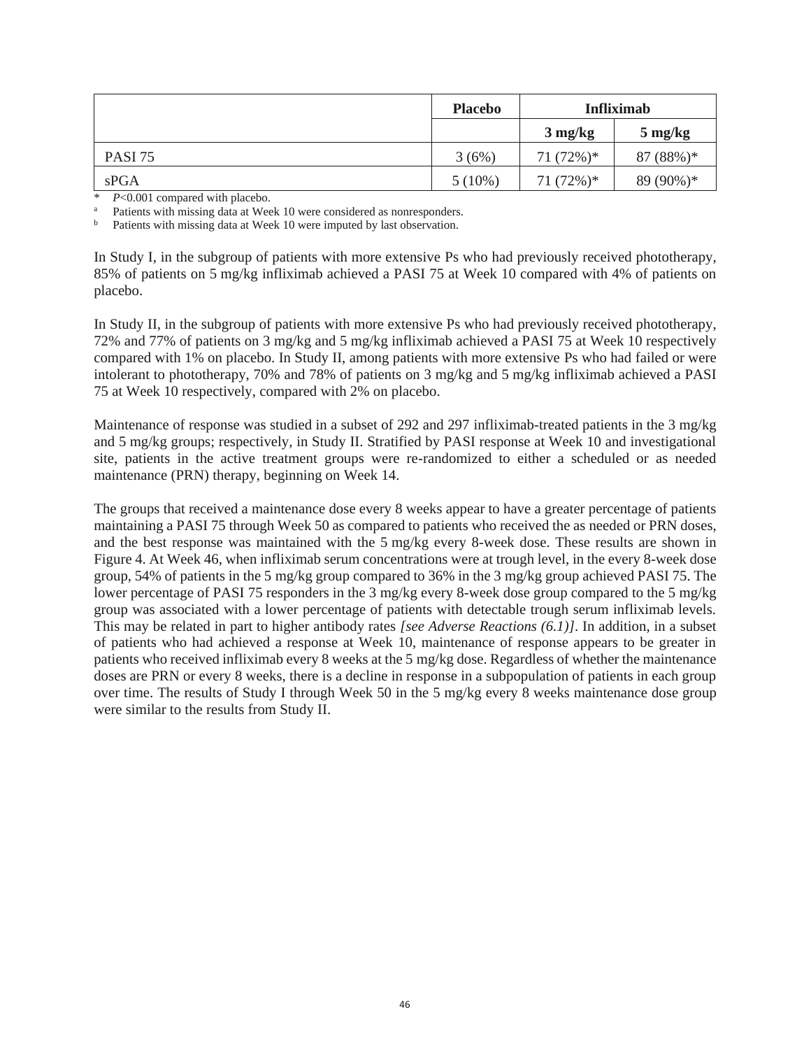| | Placebo | Infliximab | |
|---|---|---|---|
| | | 3 mg/kg | 5 mg/kg |
| PASI 75 | 3 (6%) | 71 (72%)* | 87 (88%)* |
| sPGA | 5 (10%) | 71 (72%)* | 89 (90%)* |

\* $P$<0.001 compared with placebo.

[a] Patients with missing data at Week 10 were considered as nonresponders.

[b] Patients with missing data at Week 10 were imputed by last observation.

In Study I, in the subgroup of patients with more extensive Ps who had previously received phototherapy, 85% of patients on 5 mg/kg infliximab achieved a PASI 75 at Week 10 compared with 4% of patients on placebo.

In Study II, in the subgroup of patients with more extensive Ps who had previously received phototherapy, 72% and 77% of patients on 3 mg/kg and 5 mg/kg infliximab achieved a PASI 75 at Week 10 respectively compared with 1% on placebo. In Study II, among patients with more extensive Ps who had failed or were intolerant to phototherapy, 70% and 78% of patients on 3 mg/kg and 5 mg/kg infliximab achieved a PASI 75 at Week 10 respectively, compared with 2% on placebo.

Maintenance of response was studied in a subset of 292 and 297 infliximab-treated patients in the 3 mg/kg and 5 mg/kg groups; respectively, in Study II. Stratified by PASI response at Week 10 and investigational site, patients in the active treatment groups were re-randomized to either a scheduled or as needed maintenance (PRN) therapy, beginning on Week 14.

The groups that received a maintenance dose every 8 weeks appear to have a greater percentage of patients maintaining a PASI 75 through Week 50 as compared to patients who received the as needed or PRN doses, and the best response was maintained with the 5 mg/kg every 8-week dose. These results are shown in Figure 4. At Week 46, when infliximab serum concentrations were at trough level, in the every 8-week dose group, 54% of patients in the 5 mg/kg group compared to 36% in the 3 mg/kg group achieved PASI 75. The lower percentage of PASI 75 responders in the 3 mg/kg every 8-week dose group compared to the 5 mg/kg group was associated with a lower percentage of patients with detectable trough serum infliximab levels. This may be related in part to higher antibody rates *[see Adverse Reactions (6.1)]*. In addition, in a subset of patients who had achieved a response at Week 10, maintenance of response appears to be greater in patients who received infliximab every 8 weeks at the 5 mg/kg dose. Regardless of whether the maintenance doses are PRN or every 8 weeks, there is a decline in response in a subpopulation of patients in each group over time. The results of Study I through Week 50 in the 5 mg/kg every 8 weeks maintenance dose group were similar to the results from Study II.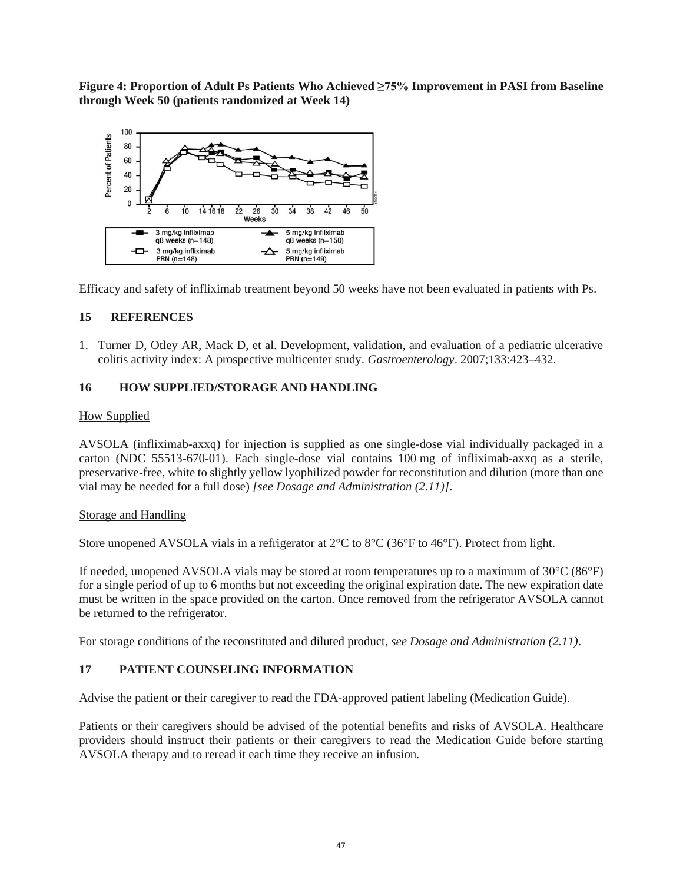**Figure 4: Proportion of Adult Ps Patients Who Achieved ≥75% Improvement in PASI from Baseline through Week 50 (patients randomized at Week 14)**

Efficacy and safety of infliximab treatment beyond 50 weeks have not been evaluated in patients with Ps.

## 15 REFERENCES

1. Turner D, Otley AR, Mack D, et al. Development, validation, and evaluation of a pediatric ulcerative colitis activity index: A prospective multicenter study. *Gastroenterology*. 2007;133:423–432.

## 16 HOW SUPPLIED/STORAGE AND HANDLING

How Supplied

AVSOLA (infliximab-axxq) for injection is supplied as one single-dose vial individually packaged in a carton (NDC 55513-670-01). Each single-dose vial contains 100 mg of infliximab-axxq as a sterile, preservative-free, white to slightly yellow lyophilized powder for reconstitution and dilution (more than one vial may be needed for a full dose) *[see Dosage and Administration (2.11)]*.

Storage and Handling

Store unopened AVSOLA vials in a refrigerator at 2°C to 8°C (36°F to 46°F). Protect from light.

If needed, unopened AVSOLA vials may be stored at room temperatures up to a maximum of 30°C (86°F) for a single period of up to 6 months but not exceeding the original expiration date. The new expiration date must be written in the space provided on the carton. Once removed from the refrigerator AVSOLA cannot be returned to the refrigerator.

For storage conditions of the reconstituted and diluted product, *see Dosage and Administration (2.11)*.

## 17 PATIENT COUNSELING INFORMATION

Advise the patient or their caregiver to read the FDA-approved patient labeling (Medication Guide).

Patients or their caregivers should be advised of the potential benefits and risks of AVSOLA. Healthcare providers should instruct their patients or their caregivers to read the Medication Guide before starting AVSOLA therapy and to reread it each time they receive an infusion.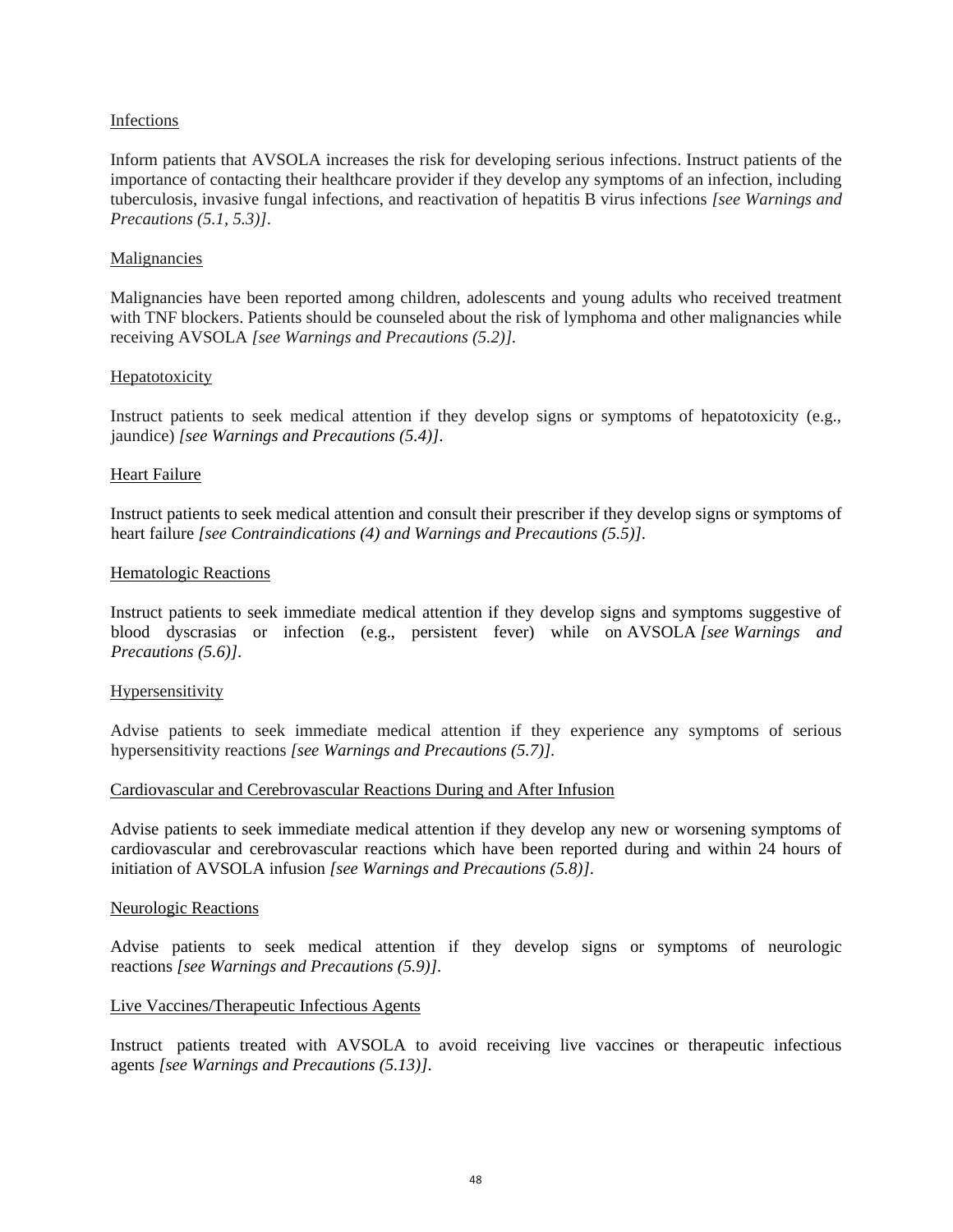Infections

Inform patients that AVSOLA increases the risk for developing serious infections. Instruct patients of the importance of contacting their healthcare provider if they develop any symptoms of an infection, including tuberculosis, invasive fungal infections, and reactivation of hepatitis B virus infections *[see Warnings and Precautions (5.1, 5.3)]*.

Malignancies

Malignancies have been reported among children, adolescents and young adults who received treatment with TNF blockers. Patients should be counseled about the risk of lymphoma and other malignancies while receiving AVSOLA *[see Warnings and Precautions (5.2)]*.

Hepatotoxicity

Instruct patients to seek medical attention if they develop signs or symptoms of hepatotoxicity (e.g., jaundice) *[see Warnings and Precautions (5.4)]*.

Heart Failure

Instruct patients to seek medical attention and consult their prescriber if they develop signs or symptoms of heart failure *[see Contraindications (4) and Warnings and Precautions (5.5)]*.

Hematologic Reactions

Instruct patients to seek immediate medical attention if they develop signs and symptoms suggestive of blood dyscrasias or infection (e.g., persistent fever) while on AVSOLA *[see Warnings and Precautions (5.6)]*.

Hypersensitivity

Advise patients to seek immediate medical attention if they experience any symptoms of serious hypersensitivity reactions *[see Warnings and Precautions (5.7)]*.

Cardiovascular and Cerebrovascular Reactions During and After Infusion

Advise patients to seek immediate medical attention if they develop any new or worsening symptoms of cardiovascular and cerebrovascular reactions which have been reported during and within 24 hours of initiation of AVSOLA infusion *[see Warnings and Precautions (5.8)]*.

Neurologic Reactions

Advise patients to seek medical attention if they develop signs or symptoms of neurologic reactions *[see Warnings and Precautions (5.9)]*.

Live Vaccines/Therapeutic Infectious Agents

Instruct patients treated with AVSOLA to avoid receiving live vaccines or therapeutic infectious agents *[see Warnings and Precautions (5.13)]*.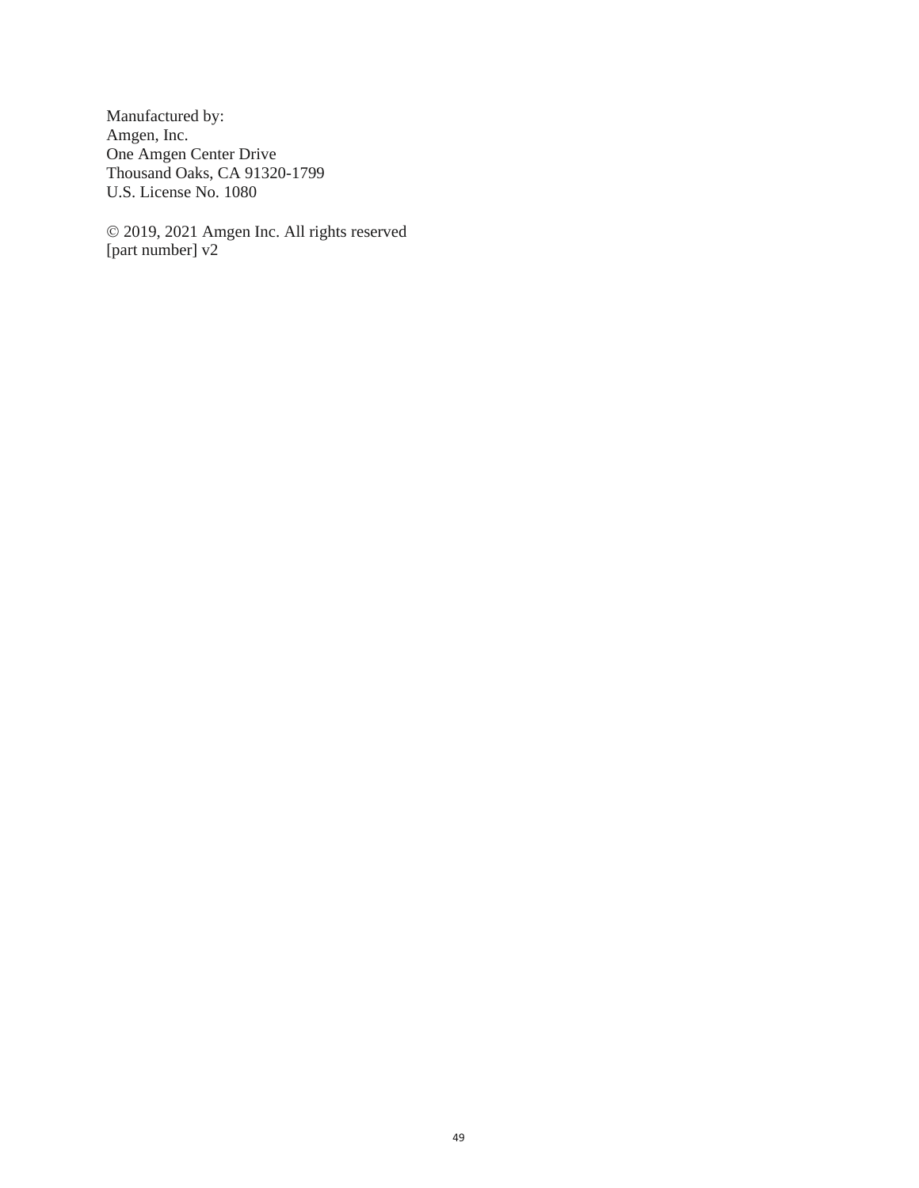Manufactured by:
Amgen, Inc.
One Amgen Center Drive
Thousand Oaks, CA 91320-1799
U.S. License No. 1080

© 2019, 2021 Amgen Inc. All rights reserved
[part number] v2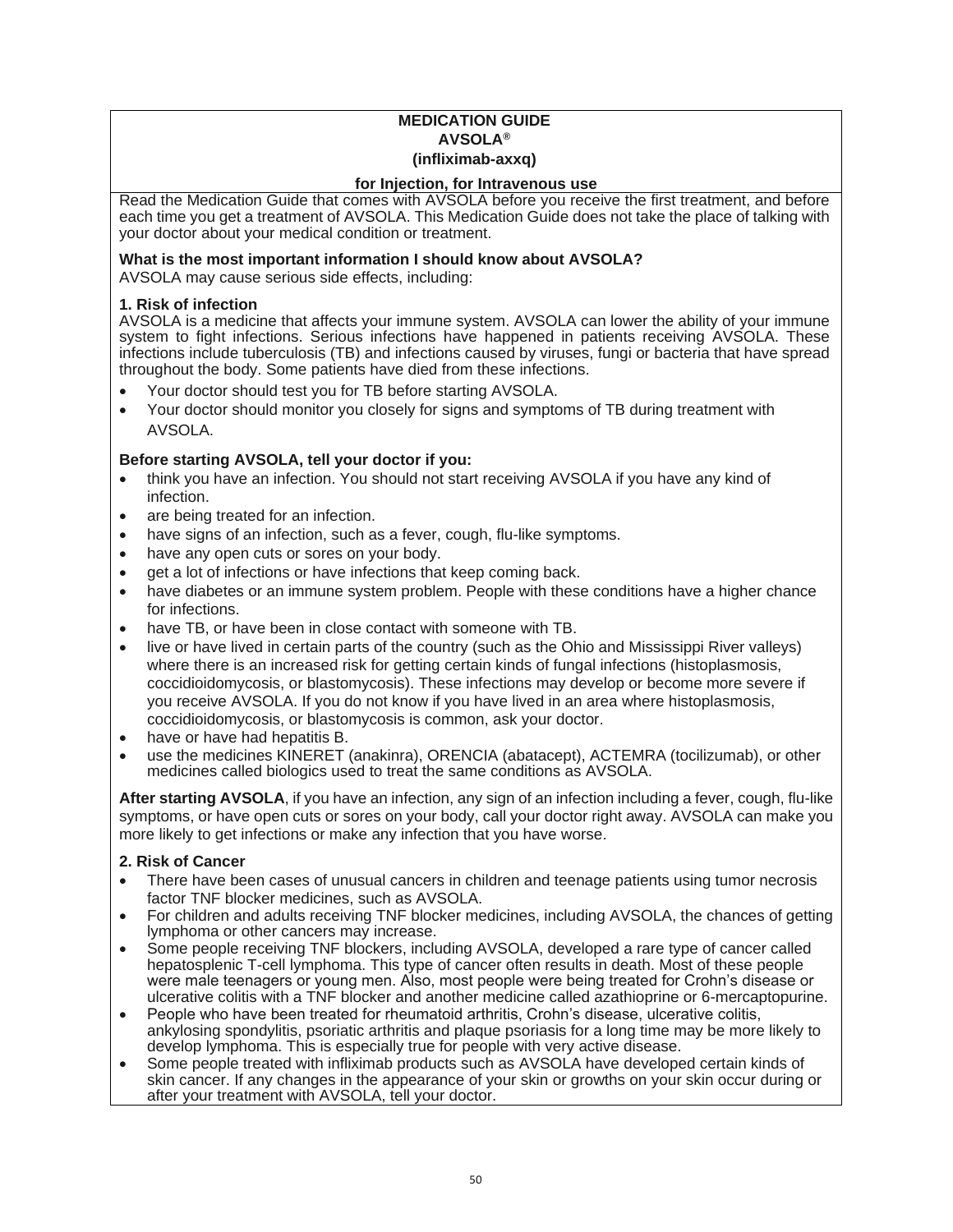**MEDICATION GUIDE**
**AVSOLA®**
**(infliximab-axxq)**

**for Injection, for Intravenous use**

Read the Medication Guide that comes with AVSOLA before you receive the first treatment, and before each time you get a treatment of AVSOLA. This Medication Guide does not take the place of talking with your doctor about your medical condition or treatment.

**What is the most important information I should know about AVSOLA?**

AVSOLA may cause serious side effects, including:

**1. Risk of infection**

AVSOLA is a medicine that affects your immune system. AVSOLA can lower the ability of your immune system to fight infections. Serious infections have happened in patients receiving AVSOLA. These infections include tuberculosis (TB) and infections caused by viruses, fungi or bacteria that have spread throughout the body. Some patients have died from these infections.

- Your doctor should test you for TB before starting AVSOLA.
- Your doctor should monitor you closely for signs and symptoms of TB during treatment with AVSOLA.

**Before starting AVSOLA, tell your doctor if you:**

- think you have an infection. You should not start receiving AVSOLA if you have any kind of infection.
- are being treated for an infection.
- have signs of an infection, such as a fever, cough, flu-like symptoms.
- have any open cuts or sores on your body.
- get a lot of infections or have infections that keep coming back.
- have diabetes or an immune system problem. People with these conditions have a higher chance for infections.
- have TB, or have been in close contact with someone with TB.
- live or have lived in certain parts of the country (such as the Ohio and Mississippi River valleys) where there is an increased risk for getting certain kinds of fungal infections (histoplasmosis, coccidioidomycosis, or blastomycosis). These infections may develop or become more severe if you receive AVSOLA. If you do not know if you have lived in an area where histoplasmosis, coccidioidomycosis, or blastomycosis is common, ask your doctor.
- have or have had hepatitis B.
- use the medicines KINERET (anakinra), ORENCIA (abatacept), ACTEMRA (tocilizumab), or other medicines called biologics used to treat the same conditions as AVSOLA.

**After starting AVSOLA**, if you have an infection, any sign of an infection including a fever, cough, flu-like symptoms, or have open cuts or sores on your body, call your doctor right away. AVSOLA can make you more likely to get infections or make any infection that you have worse.

**2. Risk of Cancer**

- There have been cases of unusual cancers in children and teenage patients using tumor necrosis factor TNF blocker medicines, such as AVSOLA.
- For children and adults receiving TNF blocker medicines, including AVSOLA, the chances of getting lymphoma or other cancers may increase.
- Some people receiving TNF blockers, including AVSOLA, developed a rare type of cancer called hepatosplenic T-cell lymphoma. This type of cancer often results in death. Most of these people were male teenagers or young men. Also, most people were being treated for Crohn's disease or ulcerative colitis with a TNF blocker and another medicine called azathioprine or 6-mercaptopurine.
- People who have been treated for rheumatoid arthritis, Crohn's disease, ulcerative colitis, ankylosing spondylitis, psoriatic arthritis and plaque psoriasis for a long time may be more likely to develop lymphoma. This is especially true for people with very active disease.
- Some people treated with infliximab products such as AVSOLA have developed certain kinds of skin cancer. If any changes in the appearance of your skin or growths on your skin occur during or after your treatment with AVSOLA, tell your doctor.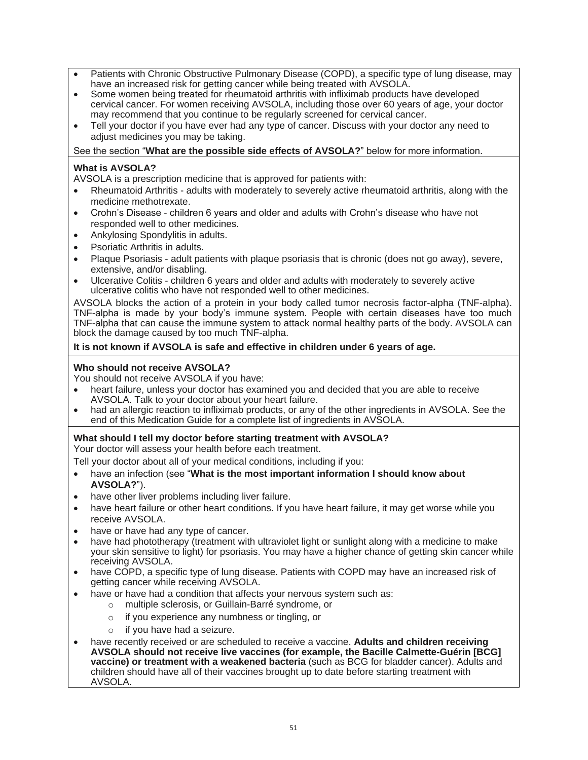- Patients with Chronic Obstructive Pulmonary Disease (COPD), a specific type of lung disease, may have an increased risk for getting cancer while being treated with AVSOLA.
- Some women being treated for rheumatoid arthritis with infliximab products have developed cervical cancer. For women receiving AVSOLA, including those over 60 years of age, your doctor may recommend that you continue to be regularly screened for cervical cancer.
- Tell your doctor if you have ever had any type of cancer. Discuss with your doctor any need to adjust medicines you may be taking.

See the section "**What are the possible side effects of AVSOLA?**" below for more information.

**What is AVSOLA?**

AVSOLA is a prescription medicine that is approved for patients with:

- Rheumatoid Arthritis - adults with moderately to severely active rheumatoid arthritis, along with the medicine methotrexate.
- Crohn's Disease - children 6 years and older and adults with Crohn's disease who have not responded well to other medicines.
- Ankylosing Spondylitis in adults.
- Psoriatic Arthritis in adults.
- Plaque Psoriasis - adult patients with plaque psoriasis that is chronic (does not go away), severe, extensive, and/or disabling.
- Ulcerative Colitis - children 6 years and older and adults with moderately to severely active ulcerative colitis who have not responded well to other medicines.

AVSOLA blocks the action of a protein in your body called tumor necrosis factor-alpha (TNF-alpha). TNF-alpha is made by your body's immune system. People with certain diseases have too much TNF-alpha that can cause the immune system to attack normal healthy parts of the body. AVSOLA can block the damage caused by too much TNF-alpha.

**It is not known if AVSOLA is safe and effective in children under 6 years of age.**

**Who should not receive AVSOLA?**

You should not receive AVSOLA if you have:

- heart failure, unless your doctor has examined you and decided that you are able to receive AVSOLA. Talk to your doctor about your heart failure.
- had an allergic reaction to infliximab products, or any of the other ingredients in AVSOLA. See the end of this Medication Guide for a complete list of ingredients in AVSOLA.

**What should I tell my doctor before starting treatment with AVSOLA?**

Your doctor will assess your health before each treatment.

Tell your doctor about all of your medical conditions, including if you:

- have an infection (see "**What is the most important information I should know about AVSOLA?**").
- have other liver problems including liver failure.
- have heart failure or other heart conditions. If you have heart failure, it may get worse while you receive AVSOLA.
- have or have had any type of cancer.
- have had phototherapy (treatment with ultraviolet light or sunlight along with a medicine to make your skin sensitive to light) for psoriasis. You may have a higher chance of getting skin cancer while receiving AVSOLA.
- have COPD, a specific type of lung disease. Patients with COPD may have an increased risk of getting cancer while receiving AVSOLA.
- have or have had a condition that affects your nervous system such as:
  - multiple sclerosis, or Guillain-Barré syndrome, or
  - if you experience any numbness or tingling, or
  - if you have had a seizure.
- have recently received or are scheduled to receive a vaccine. **Adults and children receiving AVSOLA should not receive live vaccines (for example, the Bacille Calmette-Guérin [BCG] vaccine) or treatment with a weakened bacteria** (such as BCG for bladder cancer). Adults and children should have all of their vaccines brought up to date before starting treatment with AVSOLA.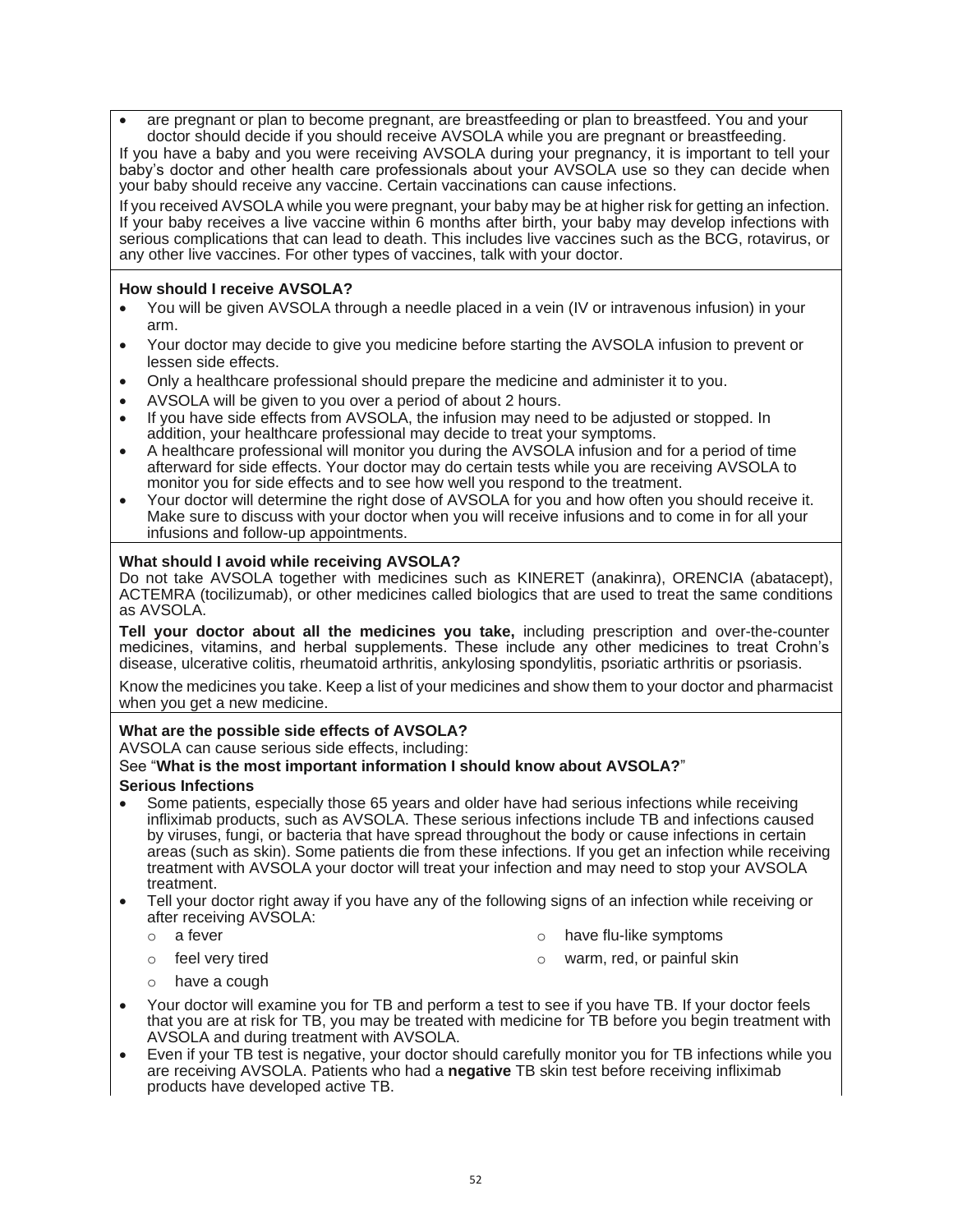- are pregnant or plan to become pregnant, are breastfeeding or plan to breastfeed. You and your doctor should decide if you should receive AVSOLA while you are pregnant or breastfeeding.

If you have a baby and you were receiving AVSOLA during your pregnancy, it is important to tell your baby's doctor and other health care professionals about your AVSOLA use so they can decide when your baby should receive any vaccine. Certain vaccinations can cause infections.

If you received AVSOLA while you were pregnant, your baby may be at higher risk for getting an infection. If your baby receives a live vaccine within 6 months after birth, your baby may develop infections with serious complications that can lead to death. This includes live vaccines such as the BCG, rotavirus, or any other live vaccines. For other types of vaccines, talk with your doctor.

**How should I receive AVSOLA?**

- You will be given AVSOLA through a needle placed in a vein (IV or intravenous infusion) in your arm.
- Your doctor may decide to give you medicine before starting the AVSOLA infusion to prevent or lessen side effects.
- Only a healthcare professional should prepare the medicine and administer it to you.
- AVSOLA will be given to you over a period of about 2 hours.
- If you have side effects from AVSOLA, the infusion may need to be adjusted or stopped. In addition, your healthcare professional may decide to treat your symptoms.
- A healthcare professional will monitor you during the AVSOLA infusion and for a period of time afterward for side effects. Your doctor may do certain tests while you are receiving AVSOLA to monitor you for side effects and to see how well you respond to the treatment.
- Your doctor will determine the right dose of AVSOLA for you and how often you should receive it. Make sure to discuss with your doctor when you will receive infusions and to come in for all your infusions and follow-up appointments.

**What should I avoid while receiving AVSOLA?**

Do not take AVSOLA together with medicines such as KINERET (anakinra), ORENCIA (abatacept), ACTEMRA (tocilizumab), or other medicines called biologics that are used to treat the same conditions as AVSOLA.

**Tell your doctor about all the medicines you take,** including prescription and over-the-counter medicines, vitamins, and herbal supplements. These include any other medicines to treat Crohn's disease, ulcerative colitis, rheumatoid arthritis, ankylosing spondylitis, psoriatic arthritis or psoriasis.

Know the medicines you take. Keep a list of your medicines and show them to your doctor and pharmacist when you get a new medicine.

**What are the possible side effects of AVSOLA?**

AVSOLA can cause serious side effects, including:

See "**What is the most important information I should know about AVSOLA?**"

**Serious Infections**

- Some patients, especially those 65 years and older have had serious infections while receiving infliximab products, such as AVSOLA. These serious infections include TB and infections caused by viruses, fungi, or bacteria that have spread throughout the body or cause infections in certain areas (such as skin). Some patients die from these infections. If you get an infection while receiving treatment with AVSOLA your doctor will treat your infection and may need to stop your AVSOLA treatment.
- Tell your doctor right away if you have any of the following signs of an infection while receiving or after receiving AVSOLA:
  - a fever
  - feel very tired
  - have a cough
  - have flu-like symptoms
  - warm, red, or painful skin
- Your doctor will examine you for TB and perform a test to see if you have TB. If your doctor feels that you are at risk for TB, you may be treated with medicine for TB before you begin treatment with AVSOLA and during treatment with AVSOLA.
- Even if your TB test is negative, your doctor should carefully monitor you for TB infections while you are receiving AVSOLA. Patients who had a **negative** TB skin test before receiving infliximab products have developed active TB.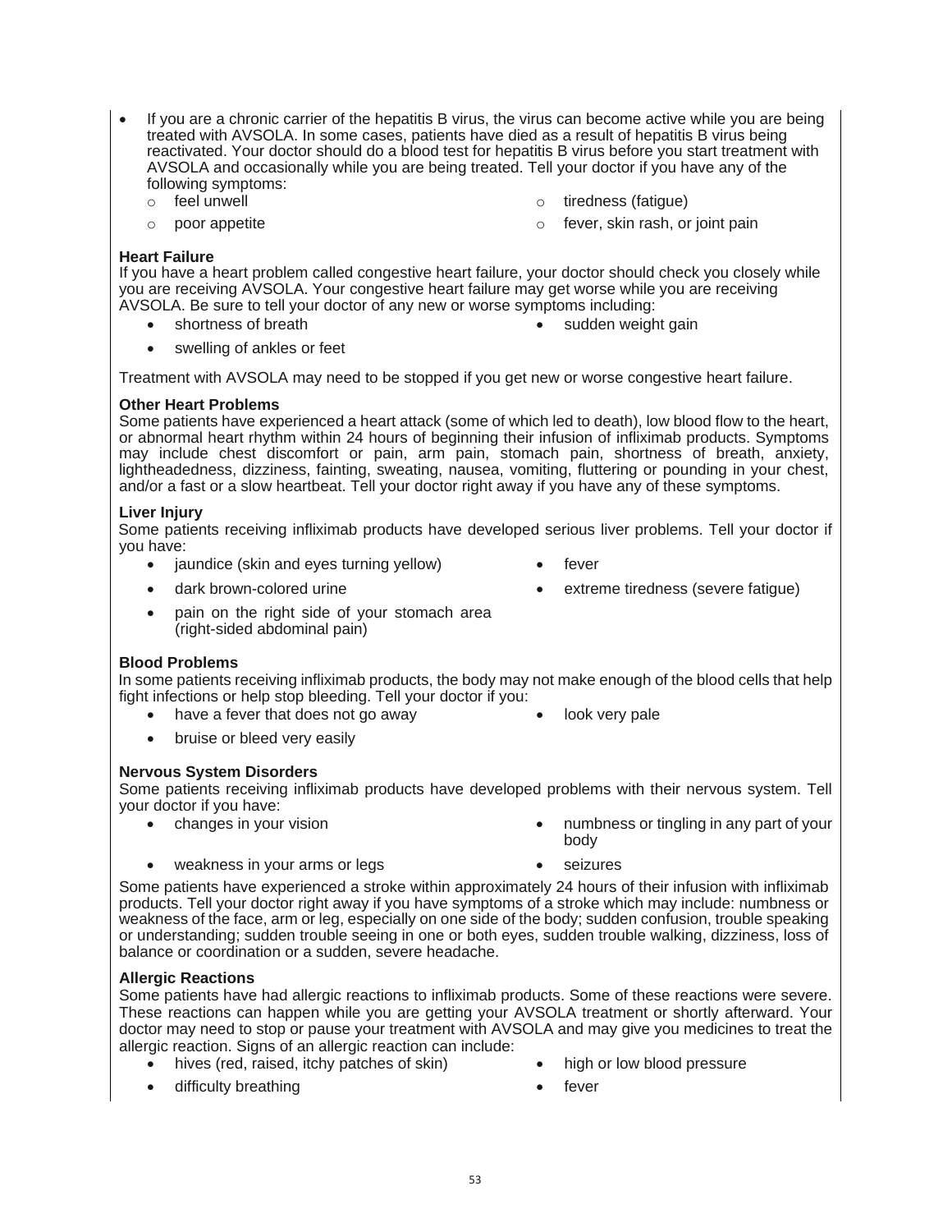- If you are a chronic carrier of the hepatitis B virus, the virus can become active while you are being treated with AVSOLA. In some cases, patients have died as a result of hepatitis B virus being reactivated. Your doctor should do a blood test for hepatitis B virus before you start treatment with AVSOLA and occasionally while you are being treated. Tell your doctor if you have any of the following symptoms:
  - feel unwell
  - tiredness (fatigue)
  - poor appetite
  - fever, skin rash, or joint pain

**Heart Failure**

If you have a heart problem called congestive heart failure, your doctor should check you closely while you are receiving AVSOLA. Your congestive heart failure may get worse while you are receiving AVSOLA. Be sure to tell your doctor of any new or worse symptoms including:

- shortness of breath
- sudden weight gain
- swelling of ankles or feet

Treatment with AVSOLA may need to be stopped if you get new or worse congestive heart failure.

**Other Heart Problems**

Some patients have experienced a heart attack (some of which led to death), low blood flow to the heart, or abnormal heart rhythm within 24 hours of beginning their infusion of infliximab products. Symptoms may include chest discomfort or pain, arm pain, stomach pain, shortness of breath, anxiety, lightheadedness, dizziness, fainting, sweating, nausea, vomiting, fluttering or pounding in your chest, and/or a fast or a slow heartbeat. Tell your doctor right away if you have any of these symptoms.

**Liver Injury**

Some patients receiving infliximab products have developed serious liver problems. Tell your doctor if you have:

- jaundice (skin and eyes turning yellow)
- fever
- dark brown-colored urine
- extreme tiredness (severe fatigue)
- pain on the right side of your stomach area (right-sided abdominal pain)

**Blood Problems**

In some patients receiving infliximab products, the body may not make enough of the blood cells that help fight infections or help stop bleeding. Tell your doctor if you:

- have a fever that does not go away
- look very pale
- bruise or bleed very easily

**Nervous System Disorders**

Some patients receiving infliximab products have developed problems with their nervous system. Tell your doctor if you have:

- changes in your vision
- numbness or tingling in any part of your body
- weakness in your arms or legs
- seizures

Some patients have experienced a stroke within approximately 24 hours of their infusion with infliximab products. Tell your doctor right away if you have symptoms of a stroke which may include: numbness or weakness of the face, arm or leg, especially on one side of the body; sudden confusion, trouble speaking or understanding; sudden trouble seeing in one or both eyes, sudden trouble walking, dizziness, loss of balance or coordination or a sudden, severe headache.

**Allergic Reactions**

Some patients have had allergic reactions to infliximab products. Some of these reactions were severe. These reactions can happen while you are getting your AVSOLA treatment or shortly afterward. Your doctor may need to stop or pause your treatment with AVSOLA and may give you medicines to treat the allergic reaction. Signs of an allergic reaction can include:

- hives (red, raised, itchy patches of skin)
- high or low blood pressure
- difficulty breathing
- fever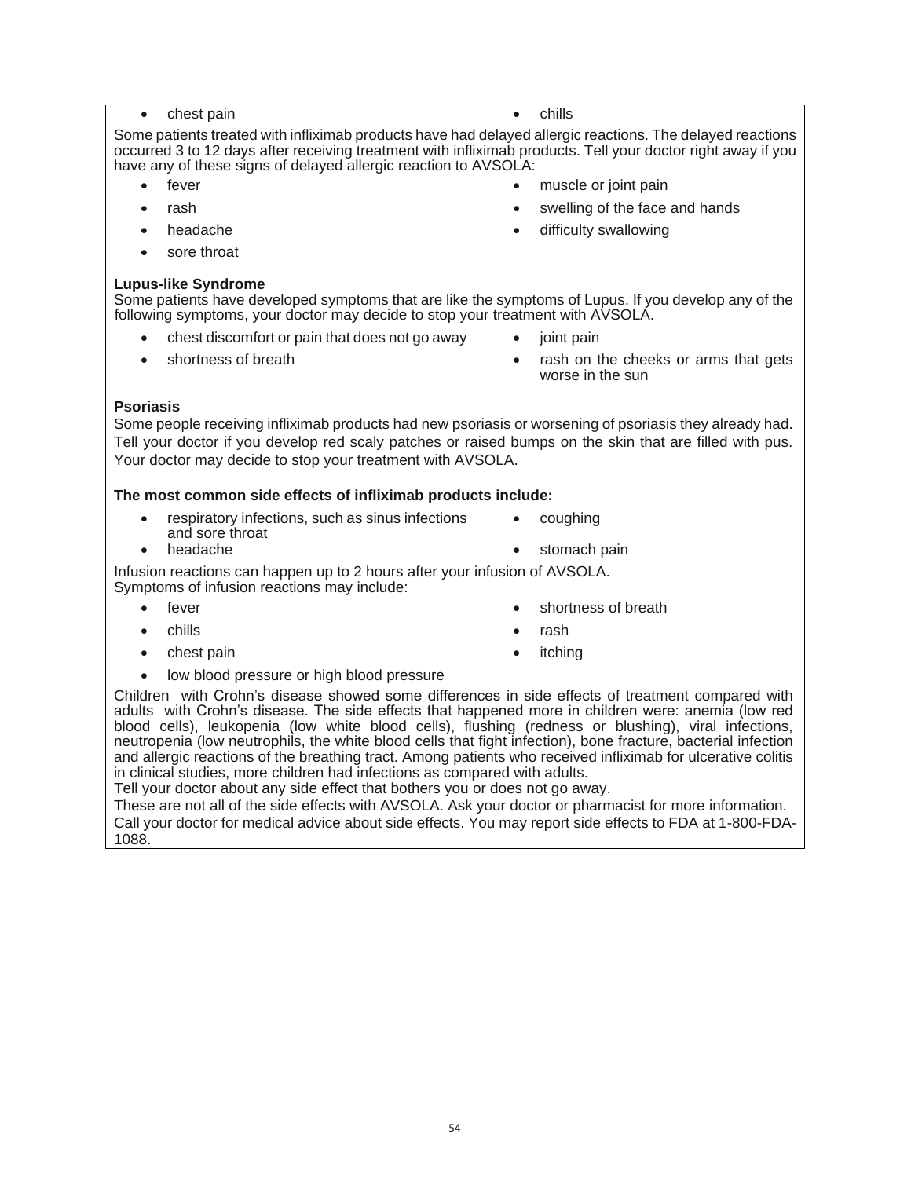- chest pain
- chills

Some patients treated with infliximab products have had delayed allergic reactions. The delayed reactions occurred 3 to 12 days after receiving treatment with infliximab products. Tell your doctor right away if you have any of these signs of delayed allergic reaction to AVSOLA:

- fever
- rash
- headache
- sore throat
- muscle or joint pain
- swelling of the face and hands
- difficulty swallowing

**Lupus-like Syndrome**

Some patients have developed symptoms that are like the symptoms of Lupus. If you develop any of the following symptoms, your doctor may decide to stop your treatment with AVSOLA.

- chest discomfort or pain that does not go away
- shortness of breath
- joint pain
- rash on the cheeks or arms that gets worse in the sun

**Psoriasis**

Some people receiving infliximab products had new psoriasis or worsening of psoriasis they already had. Tell your doctor if you develop red scaly patches or raised bumps on the skin that are filled with pus. Your doctor may decide to stop your treatment with AVSOLA.

**The most common side effects of infliximab products include:**

- respiratory infections, such as sinus infections and sore throat
- headache
- coughing
- stomach pain

Infusion reactions can happen up to 2 hours after your infusion of AVSOLA.
Symptoms of infusion reactions may include:

- fever
- chills
- chest pain
- low blood pressure or high blood pressure
- shortness of breath
- rash
- itching

Children with Crohn's disease showed some differences in side effects of treatment compared with adults with Crohn's disease. The side effects that happened more in children were: anemia (low red blood cells), leukopenia (low white blood cells), flushing (redness or blushing), viral infections, neutropenia (low neutrophils, the white blood cells that fight infection), bone fracture, bacterial infection and allergic reactions of the breathing tract. Among patients who received infliximab for ulcerative colitis in clinical studies, more children had infections as compared with adults.

Tell your doctor about any side effect that bothers you or does not go away.

These are not all of the side effects with AVSOLA. Ask your doctor or pharmacist for more information.

Call your doctor for medical advice about side effects. You may report side effects to FDA at 1-800-FDA-1088.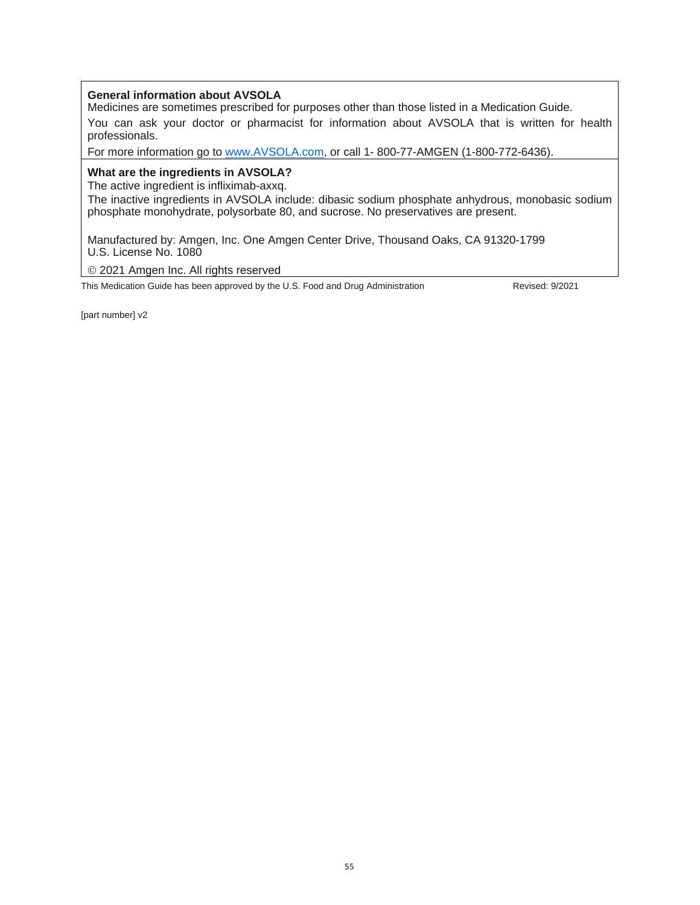**General information about AVSOLA**

Medicines are sometimes prescribed for purposes other than those listed in a Medication Guide.

You can ask your doctor or pharmacist for information about AVSOLA that is written for health professionals.

For more information go to www.AVSOLA.com, or call 1- 800-77-AMGEN (1-800-772-6436).

**What are the ingredients in AVSOLA?**

The active ingredient is infliximab-axxq.

The inactive ingredients in AVSOLA include: dibasic sodium phosphate anhydrous, monobasic sodium phosphate monohydrate, polysorbate 80, and sucrose. No preservatives are present.

Manufactured by: Amgen, Inc. One Amgen Center Drive, Thousand Oaks, CA 91320-1799
U.S. License No. 1080

© 2021 Amgen Inc. All rights reserved

This Medication Guide has been approved by the U.S. Food and Drug Administration Revised: 9/2021

[part number] v2